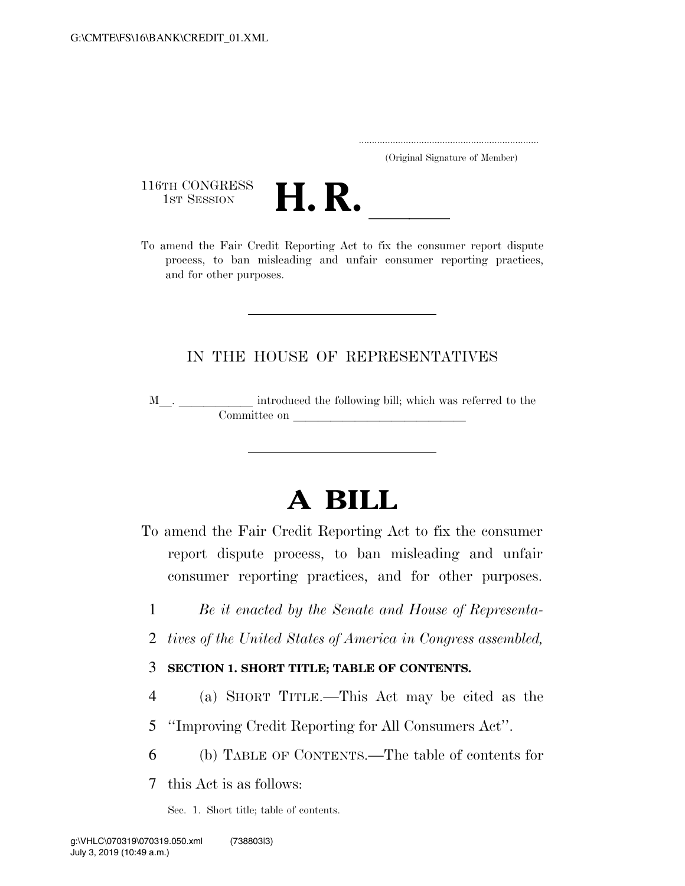(Original Signature of Member)

116TH CONGRESS
1ST SESSION

# H. R. \_\_\_\_\_

To amend the Fair Credit Reporting Act to fix the consumer report dispute process, to ban misleading and unfair consumer reporting practices, and for other purposes.

---

IN THE HOUSE OF REPRESENTATIVES

M\_\_. \_\_\_\_\_\_\_\_\_\_\_\_ introduced the following bill; which was referred to the Committee on \_\_\_\_\_\_\_\_\_\_\_\_\_\_\_\_\_\_\_\_\_\_\_\_\_\_\_\_\_\_

---

# A BILL

To amend the Fair Credit Reporting Act to fix the consumer report dispute process, to ban misleading and unfair consumer reporting practices, and for other purposes.

1 *Be it enacted by the Senate and House of Representa-*
2 *tives of the United States of America in Congress assembled,*

3 **SECTION 1. SHORT TITLE; TABLE OF CONTENTS.**

4 (a) SHORT TITLE.—This Act may be cited as the
5 "Improving Credit Reporting for All Consumers Act".
6 (b) TABLE OF CONTENTS.—The table of contents for
7 this Act is as follows:

Sec. 1. Short title; table of contents.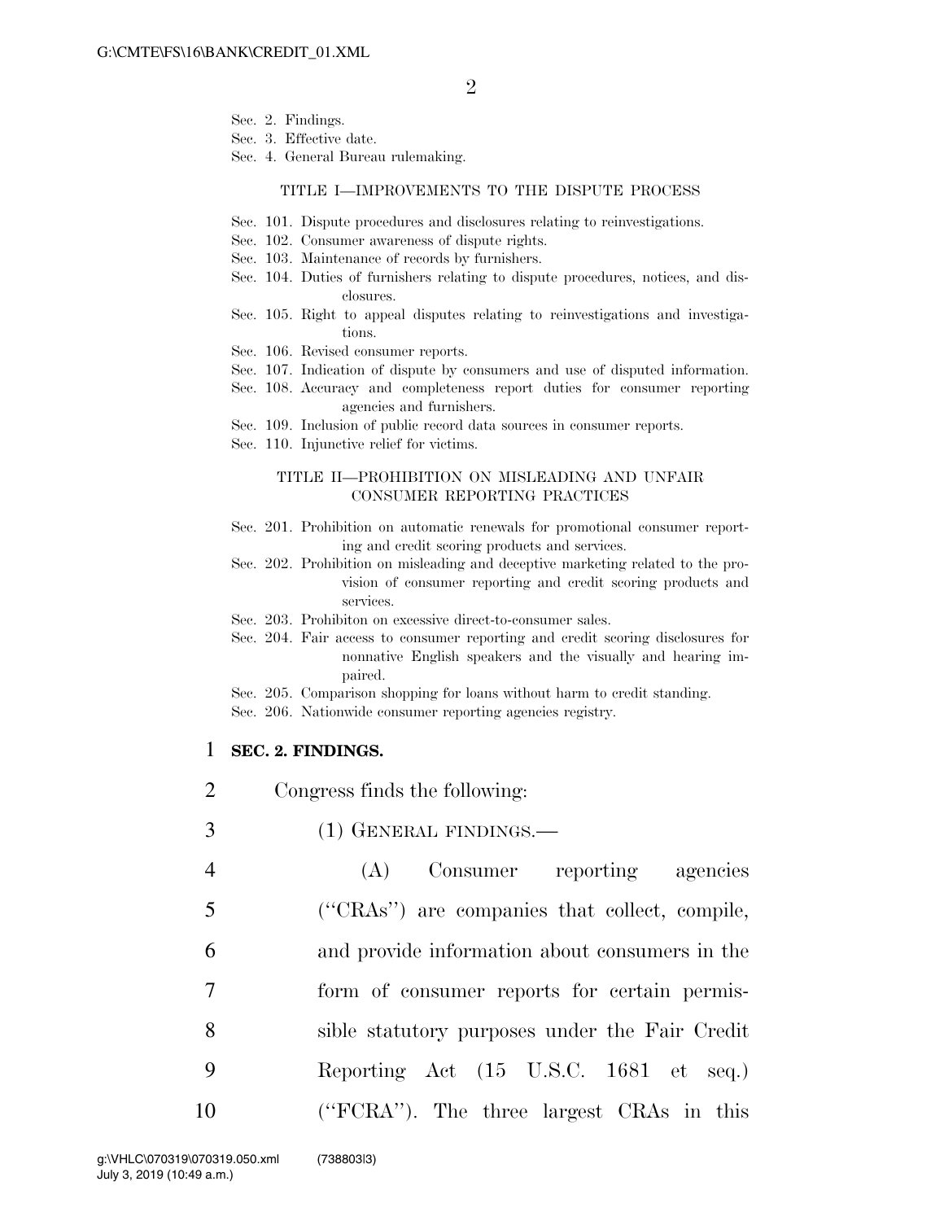Sec. 2. Findings.
Sec. 3. Effective date.
Sec. 4. General Bureau rulemaking.

TITLE I—IMPROVEMENTS TO THE DISPUTE PROCESS

Sec. 101. Dispute procedures and disclosures relating to reinvestigations.
Sec. 102. Consumer awareness of dispute rights.
Sec. 103. Maintenance of records by furnishers.
Sec. 104. Duties of furnishers relating to dispute procedures, notices, and disclosures.
Sec. 105. Right to appeal disputes relating to reinvestigations and investigations.
Sec. 106. Revised consumer reports.
Sec. 107. Indication of dispute by consumers and use of disputed information.
Sec. 108. Accuracy and completeness report duties for consumer reporting agencies and furnishers.
Sec. 109. Inclusion of public record data sources in consumer reports.
Sec. 110. Injunctive relief for victims.

TITLE II—PROHIBITION ON MISLEADING AND UNFAIR CONSUMER REPORTING PRACTICES

Sec. 201. Prohibition on automatic renewals for promotional consumer reporting and credit scoring products and services.
Sec. 202. Prohibition on misleading and deceptive marketing related to the provision of consumer reporting and credit scoring products and services.
Sec. 203. Prohibiton on excessive direct-to-consumer sales.
Sec. 204. Fair access to consumer reporting and credit scoring disclosures for nonnative English speakers and the visually and hearing impaired.
Sec. 205. Comparison shopping for loans without harm to credit standing.
Sec. 206. Nationwide consumer reporting agencies registry.

**SEC. 2. FINDINGS.**

Congress finds the following:

(1) GENERAL FINDINGS.—

(A) Consumer reporting agencies ("CRAs") are companies that collect, compile, and provide information about consumers in the form of consumer reports for certain permissible statutory purposes under the Fair Credit Reporting Act (15 U.S.C. 1681 et seq.) ("FCRA"). The three largest CRAs in this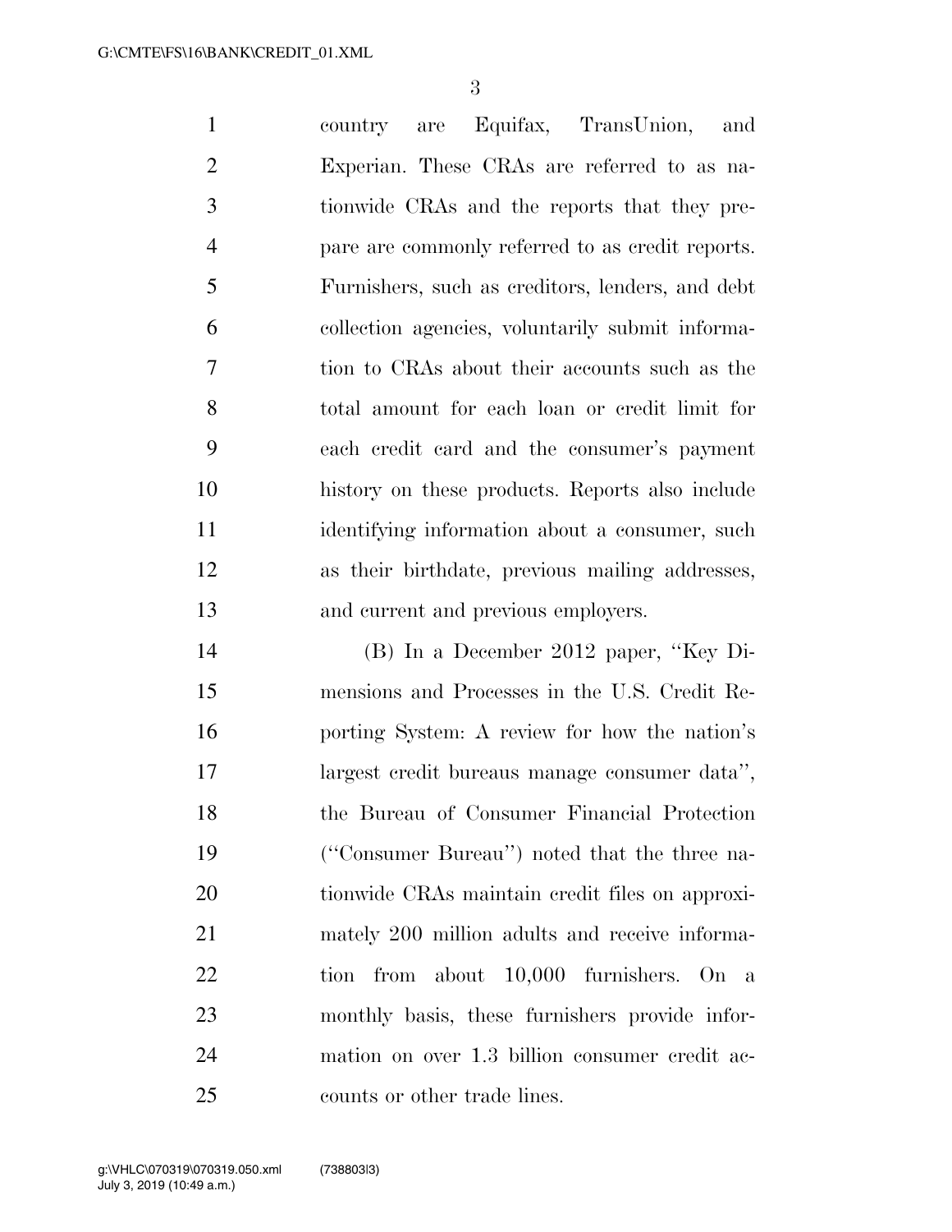country are Equifax, TransUnion, and Experian. These CRAs are referred to as nationwide CRAs and the reports that they prepare are commonly referred to as credit reports. Furnishers, such as creditors, lenders, and debt collection agencies, voluntarily submit information to CRAs about their accounts such as the total amount for each loan or credit limit for each credit card and the consumer's payment history on these products. Reports also include identifying information about a consumer, such as their birthdate, previous mailing addresses, and current and previous employers.

(B) In a December 2012 paper, ''Key Dimensions and Processes in the U.S. Credit Reporting System: A review for how the nation's largest credit bureaus manage consumer data'', the Bureau of Consumer Financial Protection (''Consumer Bureau'') noted that the three nationwide CRAs maintain credit files on approximately 200 million adults and receive information from about 10,000 furnishers. On a monthly basis, these furnishers provide information on over 1.3 billion consumer credit accounts or other trade lines.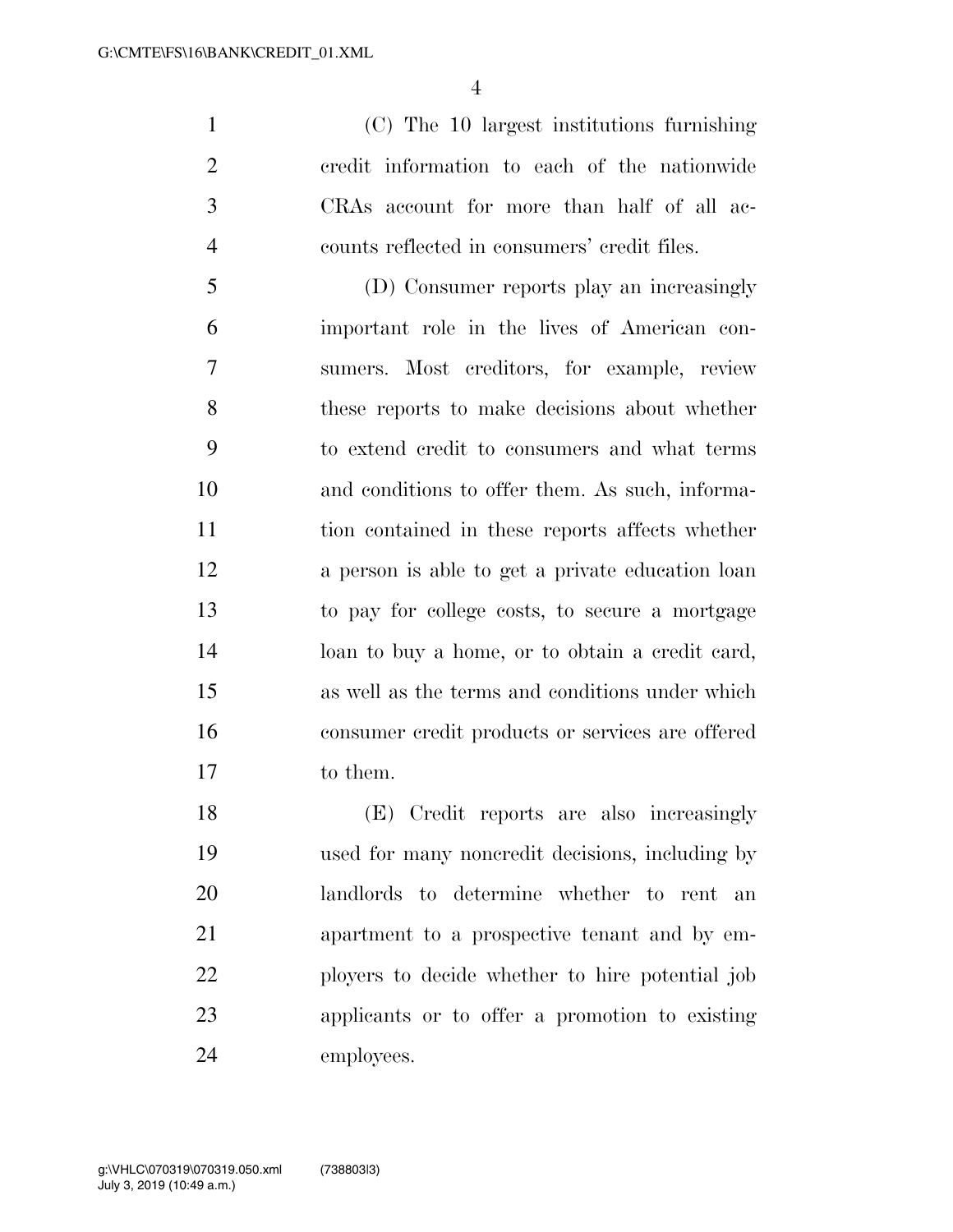(C) The 10 largest institutions furnishing credit information to each of the nationwide CRAs account for more than half of all accounts reflected in consumers' credit files.

(D) Consumer reports play an increasingly important role in the lives of American consumers. Most creditors, for example, review these reports to make decisions about whether to extend credit to consumers and what terms and conditions to offer them. As such, information contained in these reports affects whether a person is able to get a private education loan to pay for college costs, to secure a mortgage loan to buy a home, or to obtain a credit card, as well as the terms and conditions under which consumer credit products or services are offered to them.

(E) Credit reports are also increasingly used for many noncredit decisions, including by landlords to determine whether to rent an apartment to a prospective tenant and by employers to decide whether to hire potential job applicants or to offer a promotion to existing employees.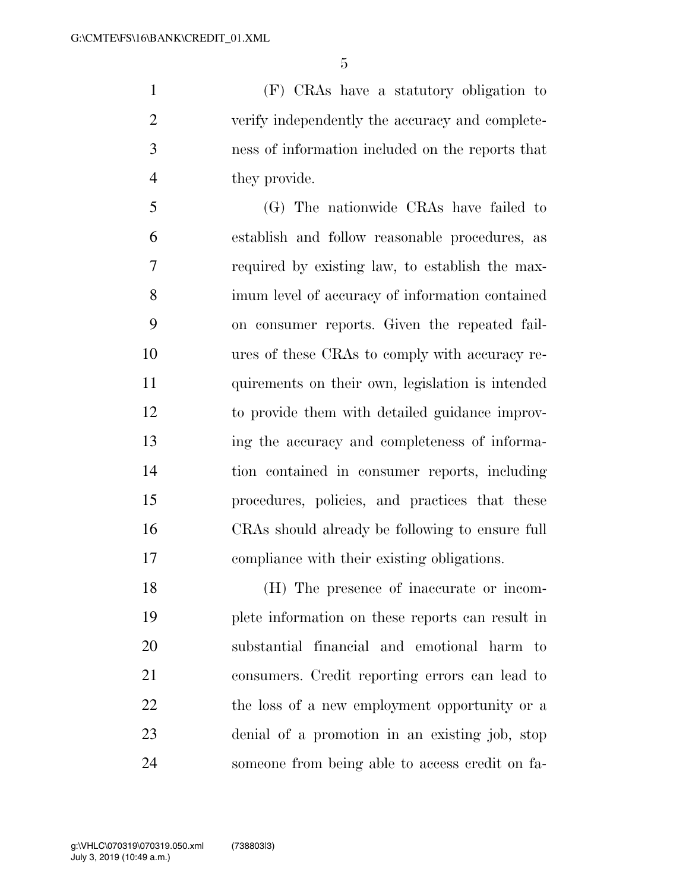(F) CRAs have a statutory obligation to verify independently the accuracy and completeness of information included on the reports that they provide.

(G) The nationwide CRAs have failed to establish and follow reasonable procedures, as required by existing law, to establish the maximum level of accuracy of information contained on consumer reports. Given the repeated failures of these CRAs to comply with accuracy requirements on their own, legislation is intended to provide them with detailed guidance improving the accuracy and completeness of information contained in consumer reports, including procedures, policies, and practices that these CRAs should already be following to ensure full compliance with their existing obligations.

(H) The presence of inaccurate or incomplete information on these reports can result in substantial financial and emotional harm to consumers. Credit reporting errors can lead to the loss of a new employment opportunity or a denial of a promotion in an existing job, stop someone from being able to access credit on fa-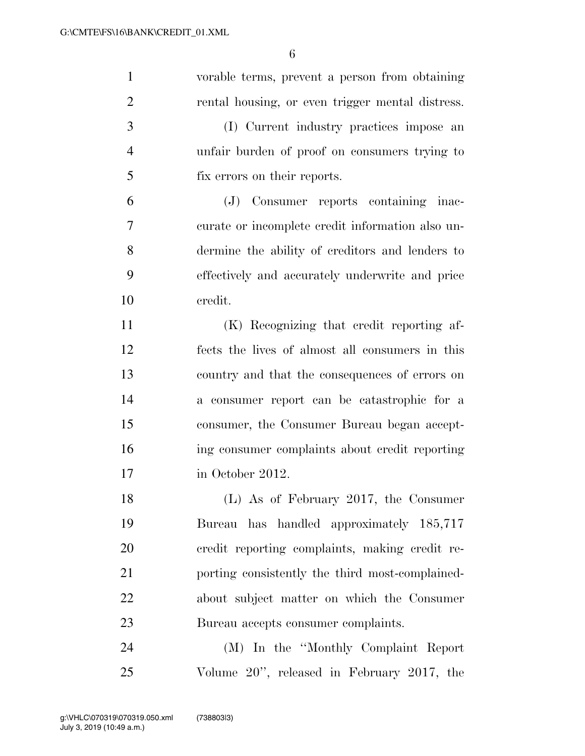vorable terms, prevent a person from obtaining rental housing, or even trigger mental distress.

(I) Current industry practices impose an unfair burden of proof on consumers trying to fix errors on their reports.

(J) Consumer reports containing inaccurate or incomplete credit information also undermine the ability of creditors and lenders to effectively and accurately underwrite and price credit.

(K) Recognizing that credit reporting affects the lives of almost all consumers in this country and that the consequences of errors on a consumer report can be catastrophic for a consumer, the Consumer Bureau began accepting consumer complaints about credit reporting in October 2012.

(L) As of February 2017, the Consumer Bureau has handled approximately 185,717 credit reporting complaints, making credit reporting consistently the third most-complained-about subject matter on which the Consumer Bureau accepts consumer complaints.

(M) In the ''Monthly Complaint Report Volume 20'', released in February 2017, the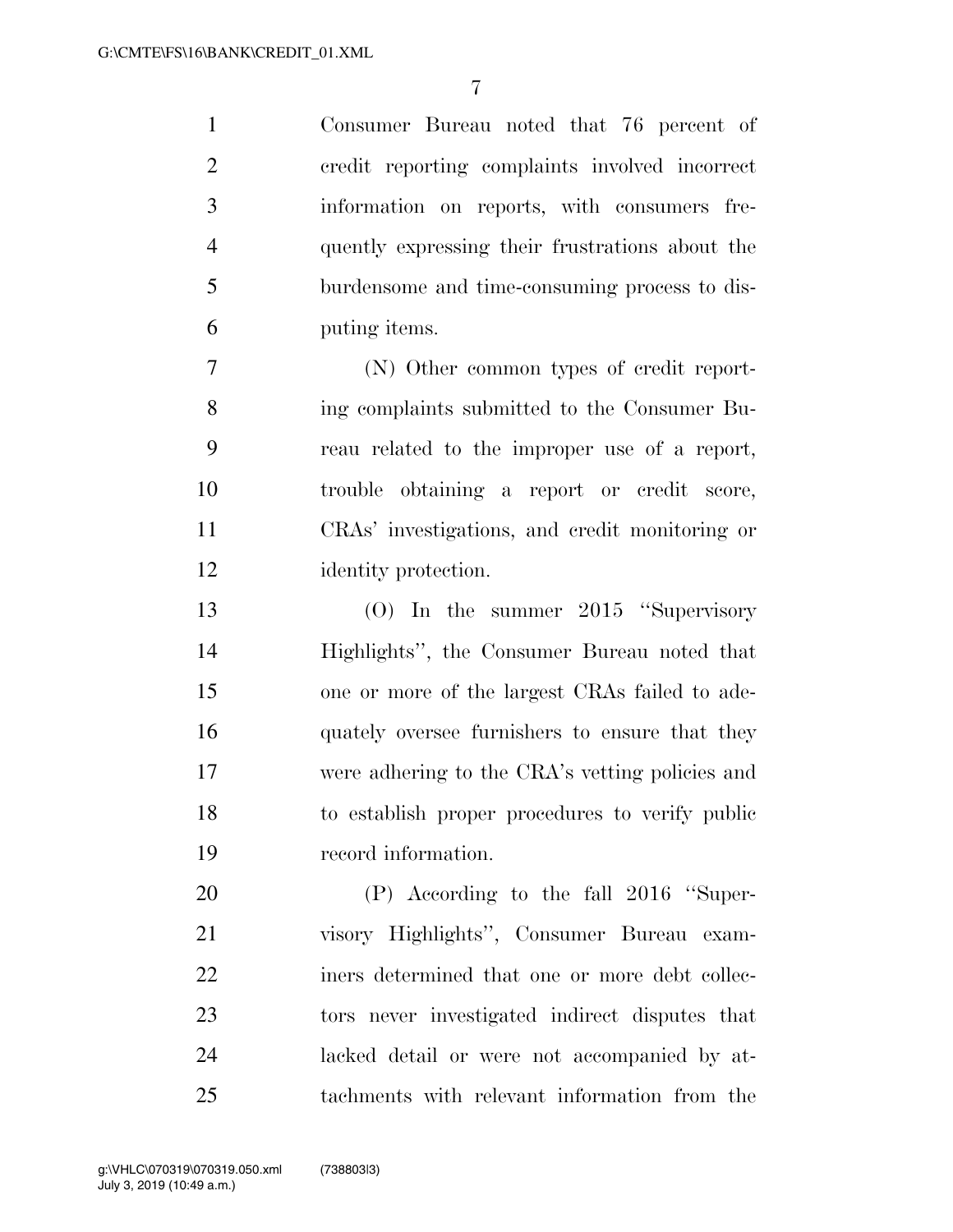Consumer Bureau noted that 76 percent of credit reporting complaints involved incorrect information on reports, with consumers frequently expressing their frustrations about the burdensome and time-consuming process to disputing items.

(N) Other common types of credit reporting complaints submitted to the Consumer Bureau related to the improper use of a report, trouble obtaining a report or credit score, CRAs' investigations, and credit monitoring or identity protection.

(O) In the summer 2015 ''Supervisory Highlights'', the Consumer Bureau noted that one or more of the largest CRAs failed to adequately oversee furnishers to ensure that they were adhering to the CRA's vetting policies and to establish proper procedures to verify public record information.

(P) According to the fall 2016 ''Supervisory Highlights'', Consumer Bureau examiners determined that one or more debt collectors never investigated indirect disputes that lacked detail or were not accompanied by attachments with relevant information from the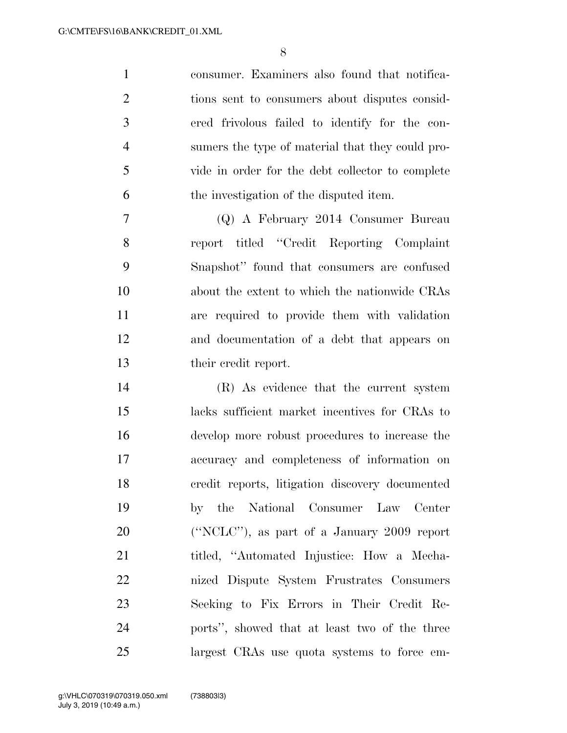consumer. Examiners also found that notifications sent to consumers about disputes considered frivolous failed to identify for the consumers the type of material that they could provide in order for the debt collector to complete the investigation of the disputed item.

(Q) A February 2014 Consumer Bureau report titled ''Credit Reporting Complaint Snapshot'' found that consumers are confused about the extent to which the nationwide CRAs are required to provide them with validation and documentation of a debt that appears on their credit report.

(R) As evidence that the current system lacks sufficient market incentives for CRAs to develop more robust procedures to increase the accuracy and completeness of information on credit reports, litigation discovery documented by the National Consumer Law Center (''NCLC''), as part of a January 2009 report titled, ''Automated Injustice: How a Mechanized Dispute System Frustrates Consumers Seeking to Fix Errors in Their Credit Reports'', showed that at least two of the three largest CRAs use quota systems to force em-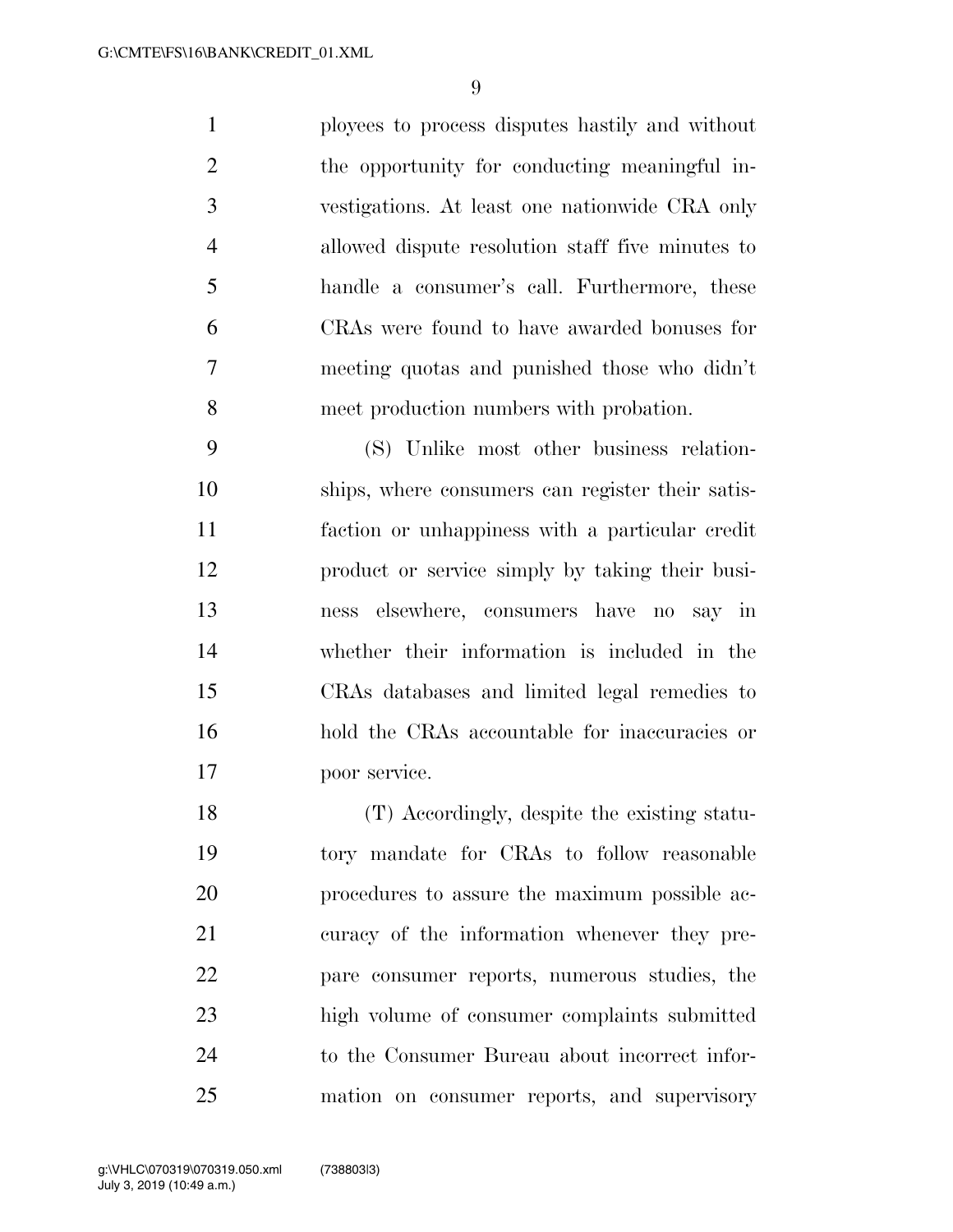ployees to process disputes hastily and without the opportunity for conducting meaningful investigations. At least one nationwide CRA only allowed dispute resolution staff five minutes to handle a consumer's call. Furthermore, these CRAs were found to have awarded bonuses for meeting quotas and punished those who didn't meet production numbers with probation.

(S) Unlike most other business relationships, where consumers can register their satisfaction or unhappiness with a particular credit product or service simply by taking their business elsewhere, consumers have no say in whether their information is included in the CRAs databases and limited legal remedies to hold the CRAs accountable for inaccuracies or poor service.

(T) Accordingly, despite the existing statutory mandate for CRAs to follow reasonable procedures to assure the maximum possible accuracy of the information whenever they prepare consumer reports, numerous studies, the high volume of consumer complaints submitted to the Consumer Bureau about incorrect information on consumer reports, and supervisory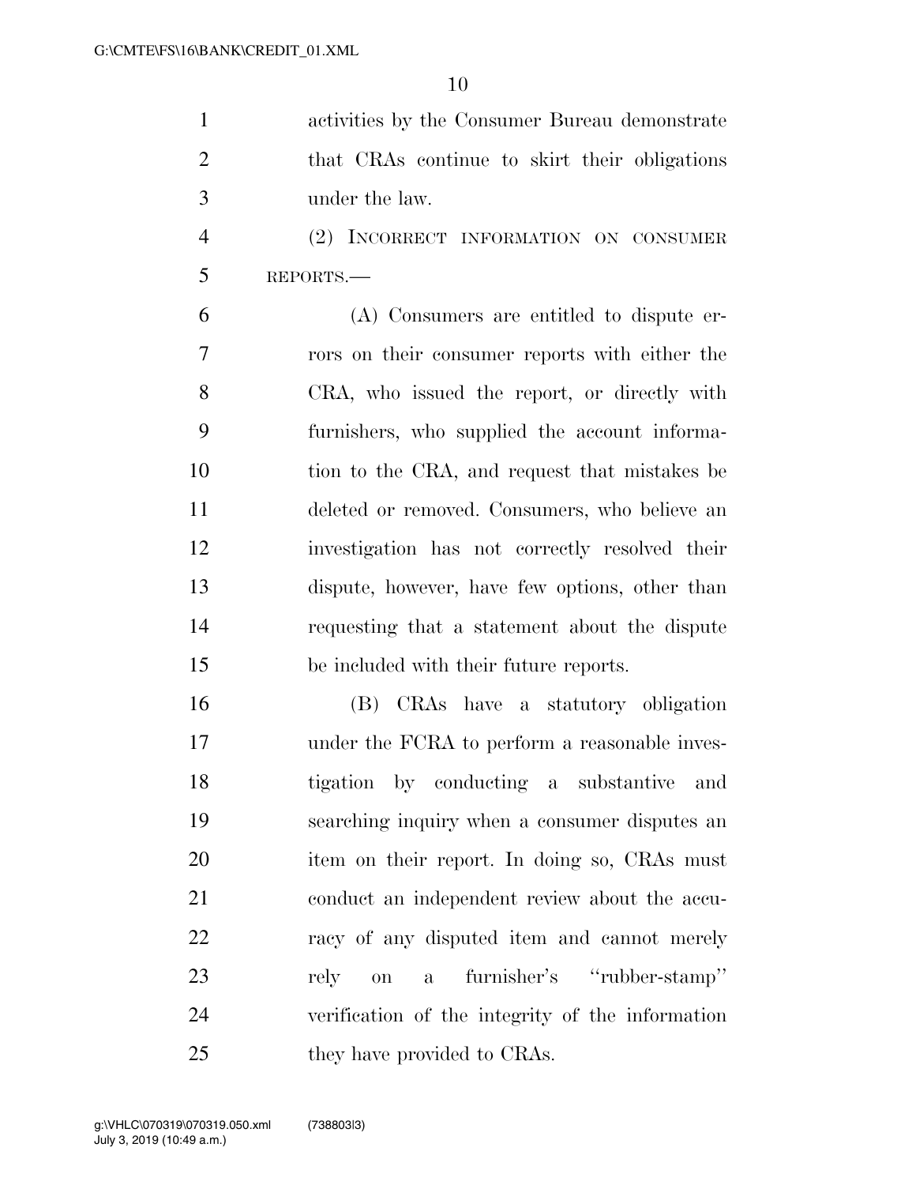activities by the Consumer Bureau demonstrate that CRAs continue to skirt their obligations under the law.

(2) INCORRECT INFORMATION ON CONSUMER REPORTS.—

(A) Consumers are entitled to dispute errors on their consumer reports with either the CRA, who issued the report, or directly with furnishers, who supplied the account information to the CRA, and request that mistakes be deleted or removed. Consumers, who believe an investigation has not correctly resolved their dispute, however, have few options, other than requesting that a statement about the dispute be included with their future reports.

(B) CRAs have a statutory obligation under the FCRA to perform a reasonable investigation by conducting a substantive and searching inquiry when a consumer disputes an item on their report. In doing so, CRAs must conduct an independent review about the accuracy of any disputed item and cannot merely rely on a furnisher's "rubber-stamp" verification of the integrity of the information they have provided to CRAs.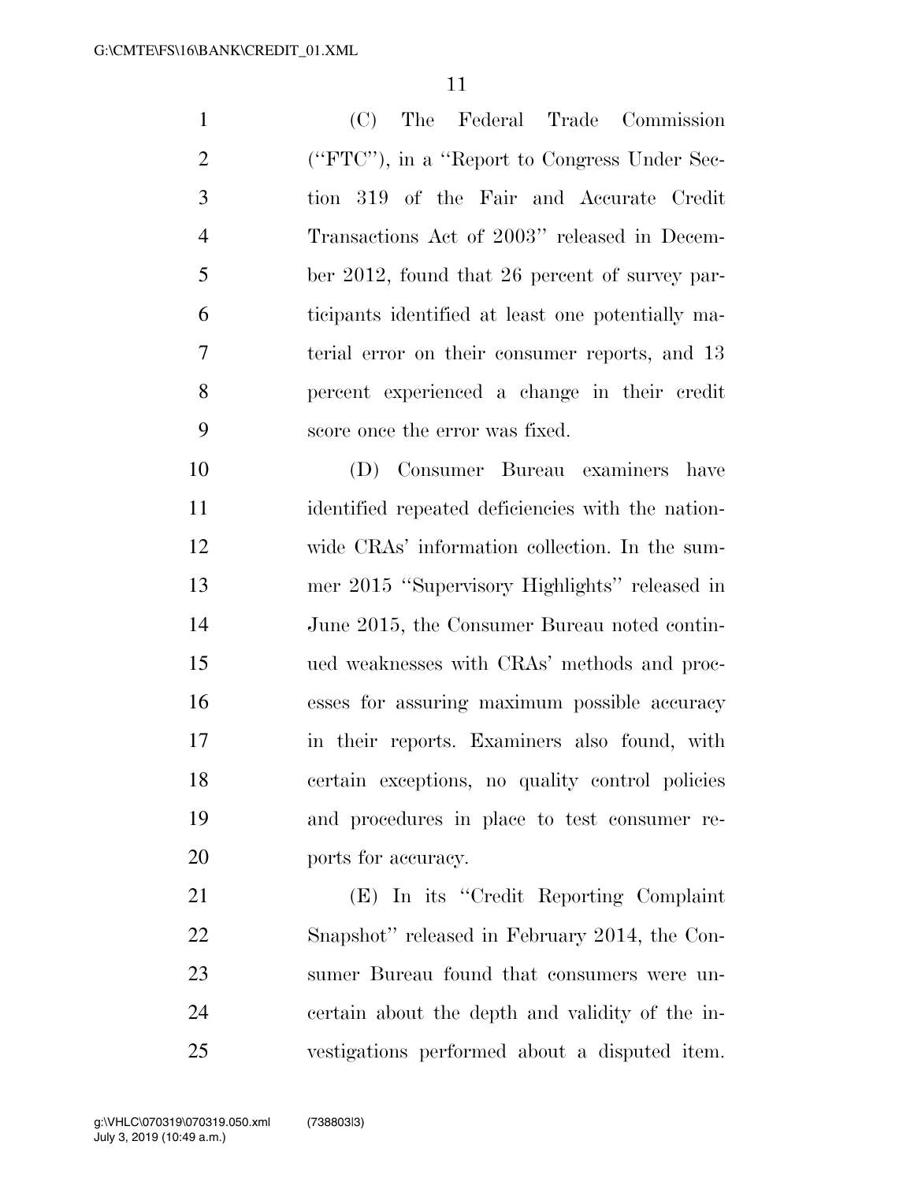(C) The Federal Trade Commission (''FTC''), in a ''Report to Congress Under Section 319 of the Fair and Accurate Credit Transactions Act of 2003'' released in December 2012, found that 26 percent of survey participants identified at least one potentially material error on their consumer reports, and 13 percent experienced a change in their credit score once the error was fixed.

(D) Consumer Bureau examiners have identified repeated deficiencies with the nationwide CRAs' information collection. In the summer 2015 ''Supervisory Highlights'' released in June 2015, the Consumer Bureau noted continued weaknesses with CRAs' methods and processes for assuring maximum possible accuracy in their reports. Examiners also found, with certain exceptions, no quality control policies and procedures in place to test consumer reports for accuracy.

(E) In its ''Credit Reporting Complaint Snapshot'' released in February 2014, the Consumer Bureau found that consumers were uncertain about the depth and validity of the investigations performed about a disputed item.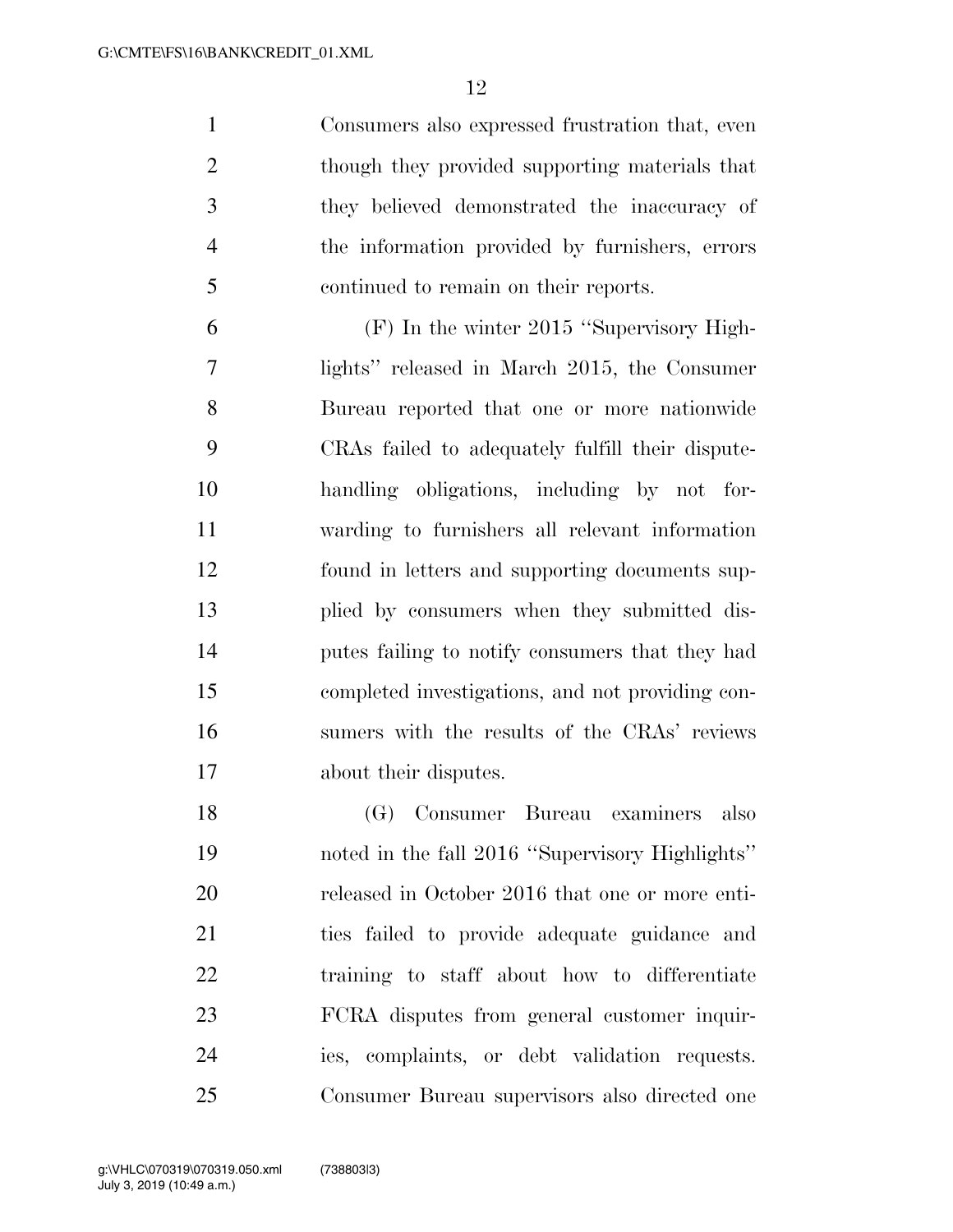Consumers also expressed frustration that, even though they provided supporting materials that they believed demonstrated the inaccuracy of the information provided by furnishers, errors continued to remain on their reports.

(F) In the winter 2015 ''Supervisory Highlights'' released in March 2015, the Consumer Bureau reported that one or more nationwide CRAs failed to adequately fulfill their dispute-handling obligations, including by not forwarding to furnishers all relevant information found in letters and supporting documents supplied by consumers when they submitted disputes failing to notify consumers that they had completed investigations, and not providing consumers with the results of the CRAs' reviews about their disputes.

(G) Consumer Bureau examiners also noted in the fall 2016 ''Supervisory Highlights'' released in October 2016 that one or more entities failed to provide adequate guidance and training to staff about how to differentiate FCRA disputes from general customer inquiries, complaints, or debt validation requests. Consumer Bureau supervisors also directed one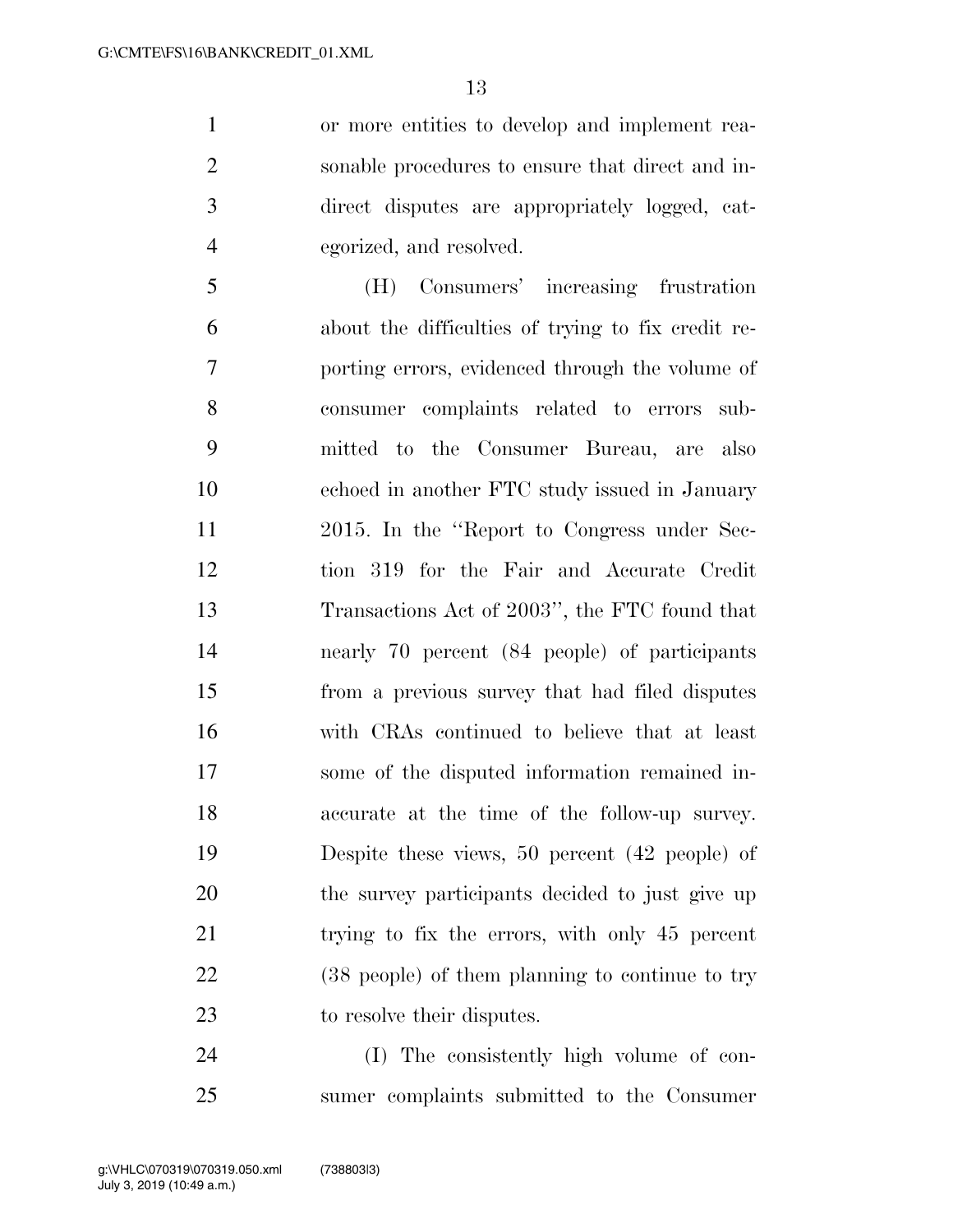or more entities to develop and implement reasonable procedures to ensure that direct and indirect disputes are appropriately logged, categorized, and resolved.

(H) Consumers' increasing frustration about the difficulties of trying to fix credit reporting errors, evidenced through the volume of consumer complaints related to errors submitted to the Consumer Bureau, are also echoed in another FTC study issued in January 2015. In the "Report to Congress under Section 319 for the Fair and Accurate Credit Transactions Act of 2003", the FTC found that nearly 70 percent (84 people) of participants from a previous survey that had filed disputes with CRAs continued to believe that at least some of the disputed information remained inaccurate at the time of the follow-up survey. Despite these views, 50 percent (42 people) of the survey participants decided to just give up trying to fix the errors, with only 45 percent (38 people) of them planning to continue to try to resolve their disputes.

(I) The consistently high volume of consumer complaints submitted to the Consumer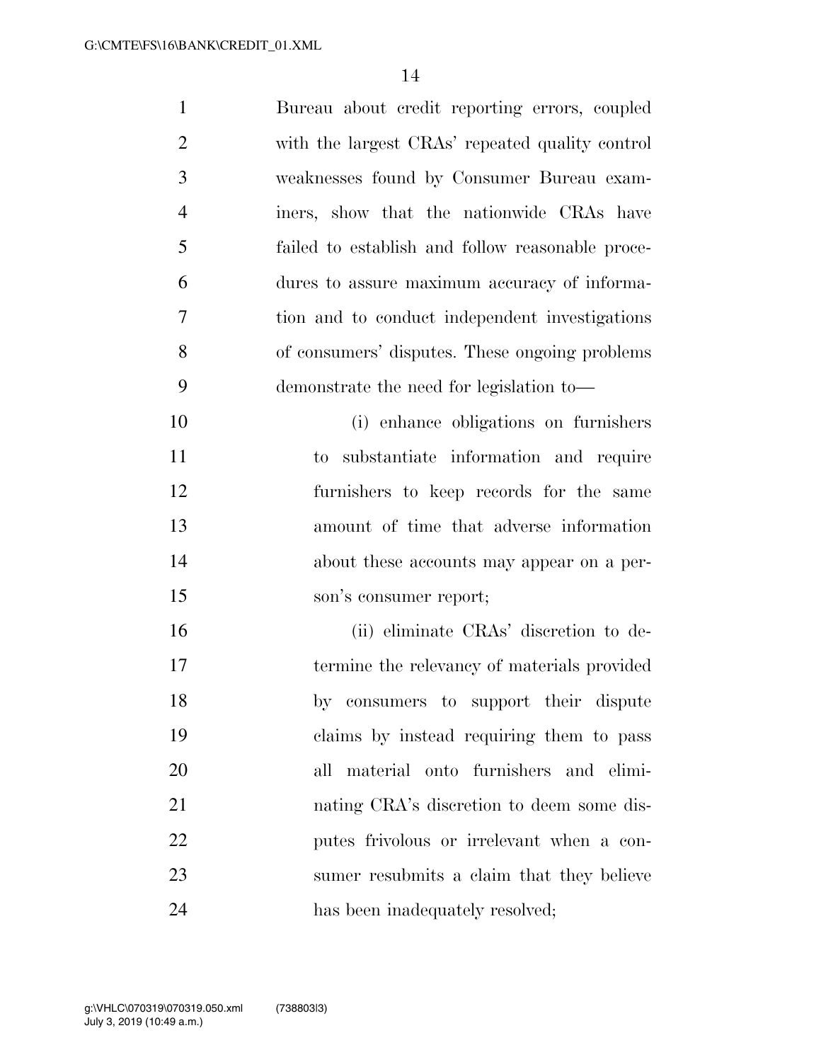Bureau about credit reporting errors, coupled with the largest CRAs' repeated quality control weaknesses found by Consumer Bureau examiners, show that the nationwide CRAs have failed to establish and follow reasonable procedures to assure maximum accuracy of information and to conduct independent investigations of consumers' disputes. These ongoing problems demonstrate the need for legislation to—

(i) enhance obligations on furnishers to substantiate information and require furnishers to keep records for the same amount of time that adverse information about these accounts may appear on a person's consumer report;

(ii) eliminate CRAs' discretion to determine the relevancy of materials provided by consumers to support their dispute claims by instead requiring them to pass all material onto furnishers and eliminating CRA's discretion to deem some disputes frivolous or irrelevant when a consumer resubmits a claim that they believe has been inadequately resolved;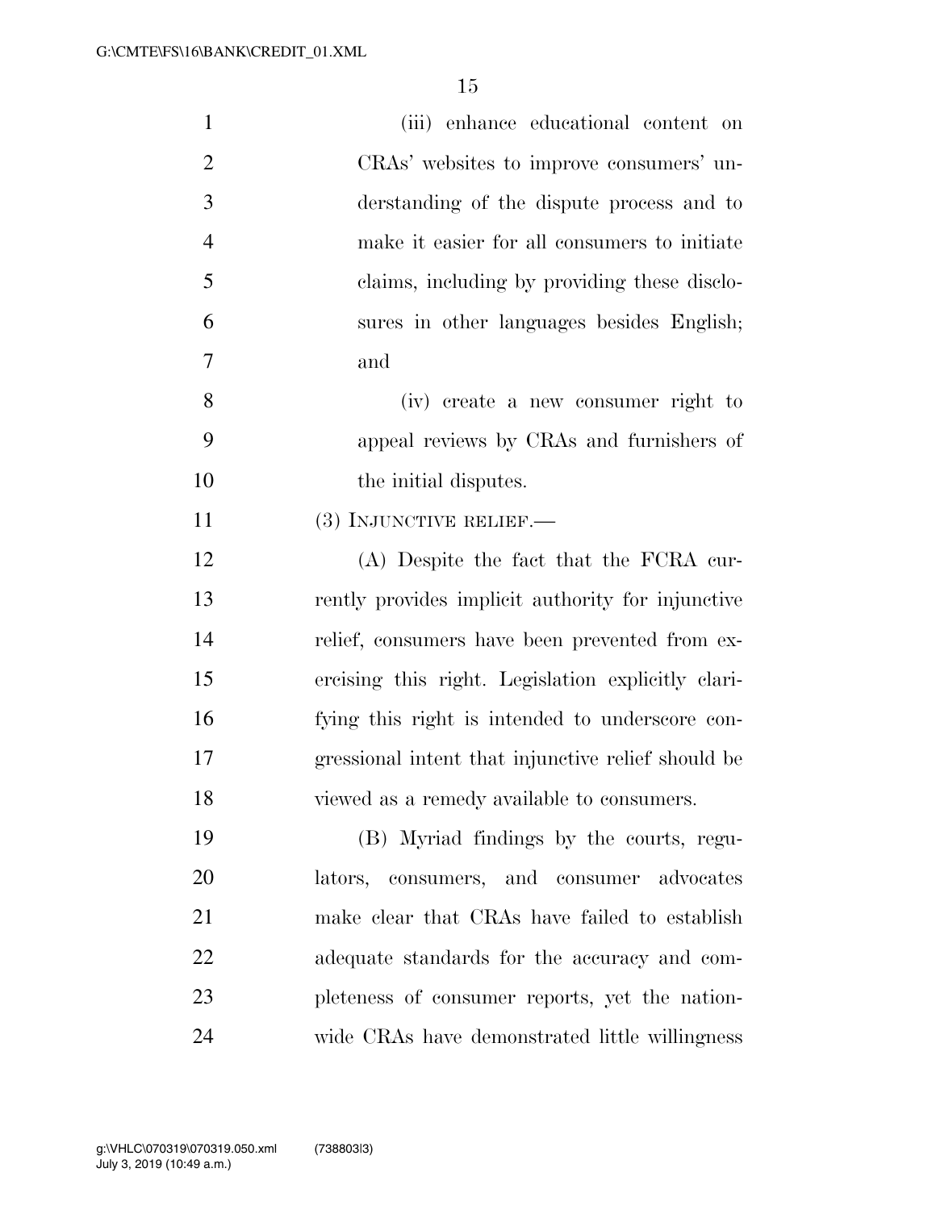(iii) enhance educational content on CRAs' websites to improve consumers' understanding of the dispute process and to make it easier for all consumers to initiate claims, including by providing these disclosures in other languages besides English; and

(iv) create a new consumer right to appeal reviews by CRAs and furnishers of the initial disputes.

(3) INJUNCTIVE RELIEF.—

(A) Despite the fact that the FCRA currently provides implicit authority for injunctive relief, consumers have been prevented from exercising this right. Legislation explicitly clarifying this right is intended to underscore congressional intent that injunctive relief should be viewed as a remedy available to consumers.

(B) Myriad findings by the courts, regulators, consumers, and consumer advocates make clear that CRAs have failed to establish adequate standards for the accuracy and completeness of consumer reports, yet the nationwide CRAs have demonstrated little willingness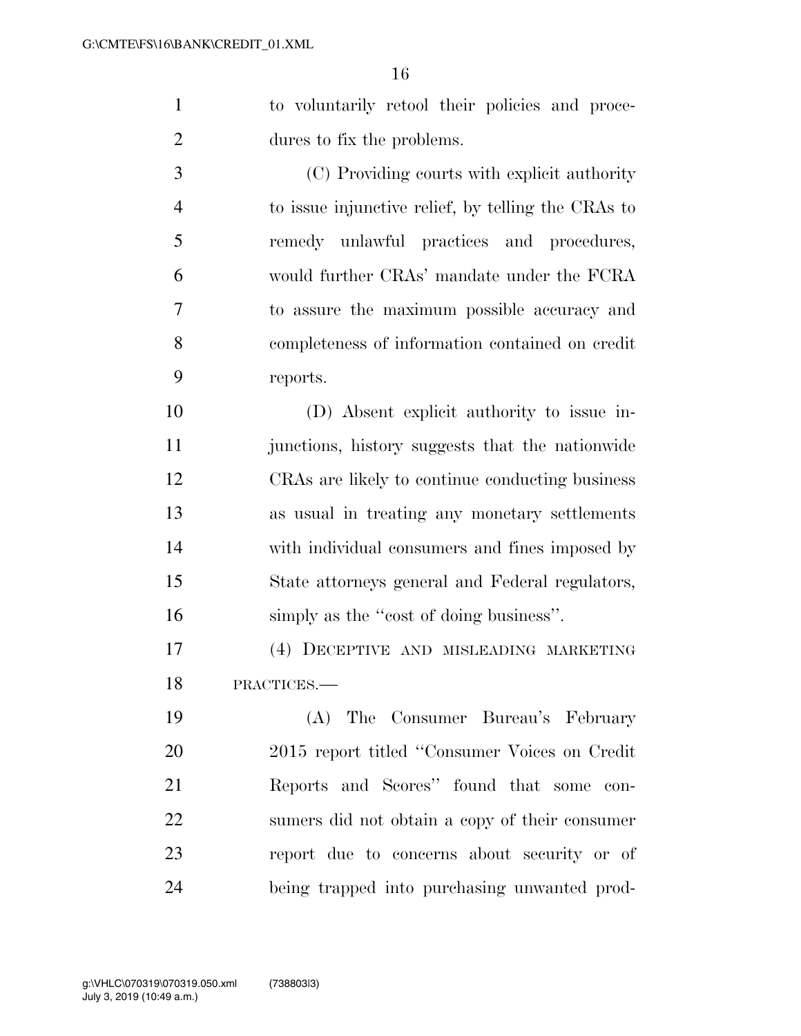to voluntarily retool their policies and procedures to fix the problems.

(C) Providing courts with explicit authority to issue injunctive relief, by telling the CRAs to remedy unlawful practices and procedures, would further CRAs' mandate under the FCRA to assure the maximum possible accuracy and completeness of information contained on credit reports.

(D) Absent explicit authority to issue injunctions, history suggests that the nationwide CRAs are likely to continue conducting business as usual in treating any monetary settlements with individual consumers and fines imposed by State attorneys general and Federal regulators, simply as the "cost of doing business".

(4) DECEPTIVE AND MISLEADING MARKETING PRACTICES.—

(A) The Consumer Bureau's February 2015 report titled "Consumer Voices on Credit Reports and Scores" found that some consumers did not obtain a copy of their consumer report due to concerns about security or of being trapped into purchasing unwanted prod-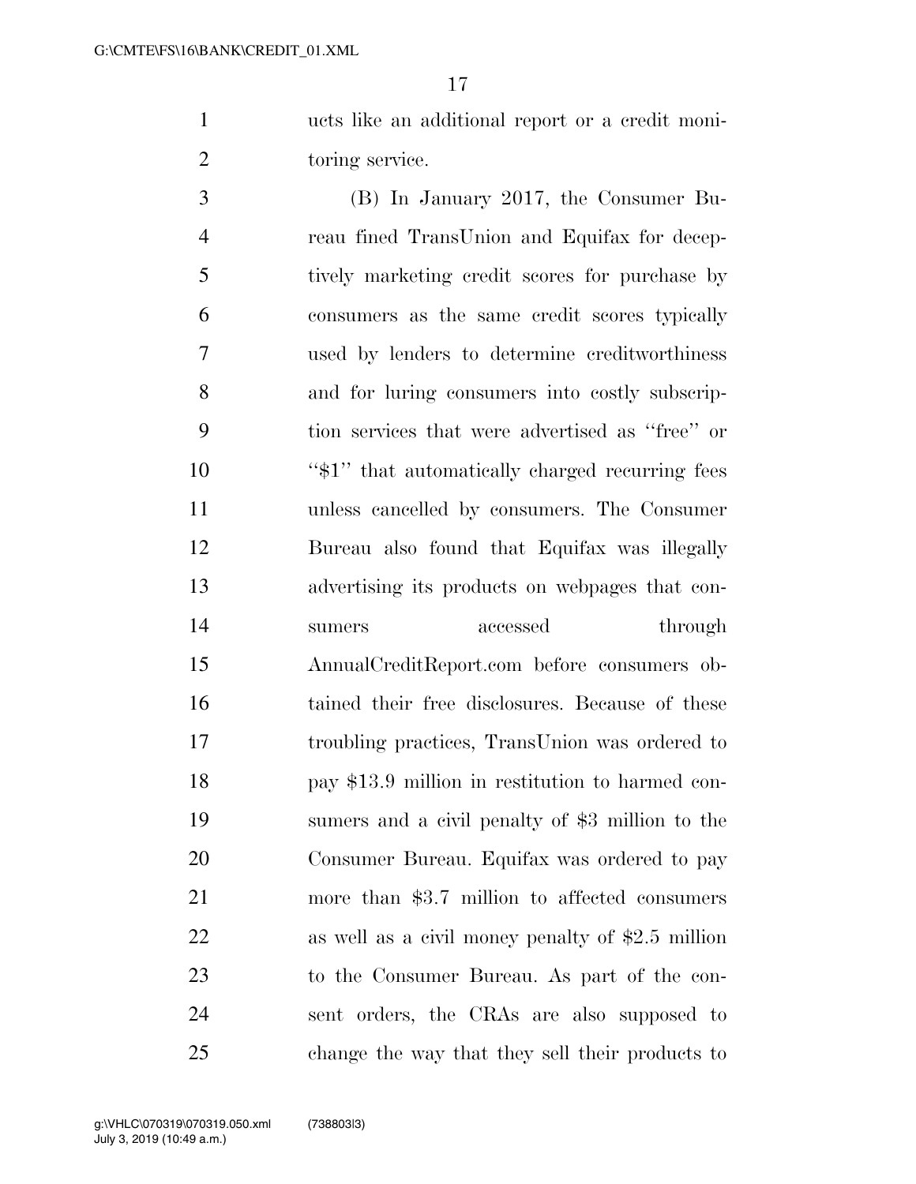ucts like an additional report or a credit monitoring service.

(B) In January 2017, the Consumer Bureau fined TransUnion and Equifax for deceptively marketing credit scores for purchase by consumers as the same credit scores typically used by lenders to determine creditworthiness and for luring consumers into costly subscription services that were advertised as "free" or "$1" that automatically charged recurring fees unless cancelled by consumers. The Consumer Bureau also found that Equifax was illegally advertising its products on webpages that consumers accessed through AnnualCreditReport.com before consumers obtained their free disclosures. Because of these troubling practices, TransUnion was ordered to pay $13.9 million in restitution to harmed consumers and a civil penalty of $3 million to the Consumer Bureau. Equifax was ordered to pay more than $3.7 million to affected consumers as well as a civil money penalty of $2.5 million to the Consumer Bureau. As part of the consent orders, the CRAs are also supposed to change the way that they sell their products to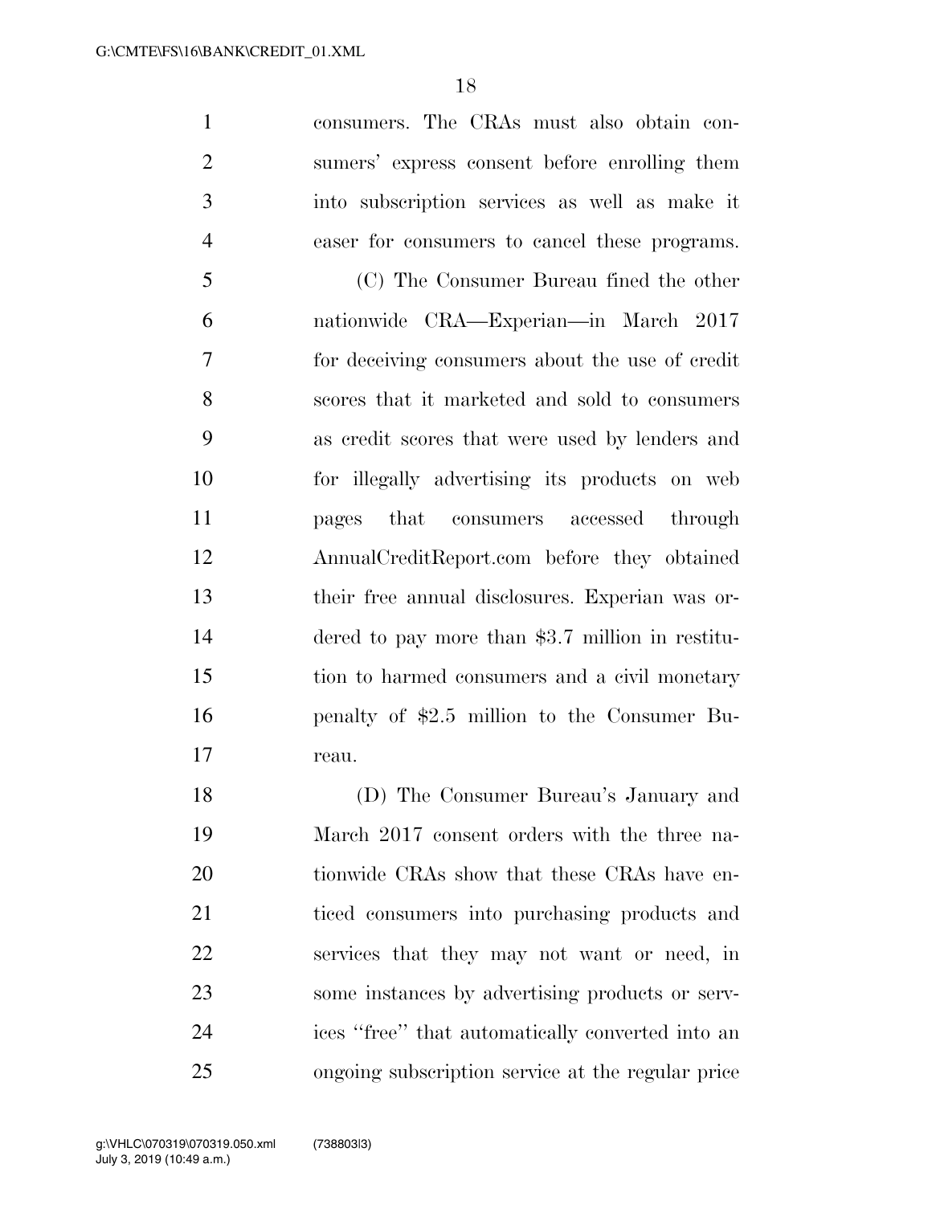consumers. The CRAs must also obtain consumers' express consent before enrolling them into subscription services as well as make it easer for consumers to cancel these programs.

(C) The Consumer Bureau fined the other nationwide CRA—Experian—in March 2017 for deceiving consumers about the use of credit scores that it marketed and sold to consumers as credit scores that were used by lenders and for illegally advertising its products on web pages that consumers accessed through AnnualCreditReport.com before they obtained their free annual disclosures. Experian was ordered to pay more than $3.7 million in restitution to harmed consumers and a civil monetary penalty of $2.5 million to the Consumer Bureau.

(D) The Consumer Bureau's January and March 2017 consent orders with the three nationwide CRAs show that these CRAs have enticed consumers into purchasing products and services that they may not want or need, in some instances by advertising products or services ''free'' that automatically converted into an ongoing subscription service at the regular price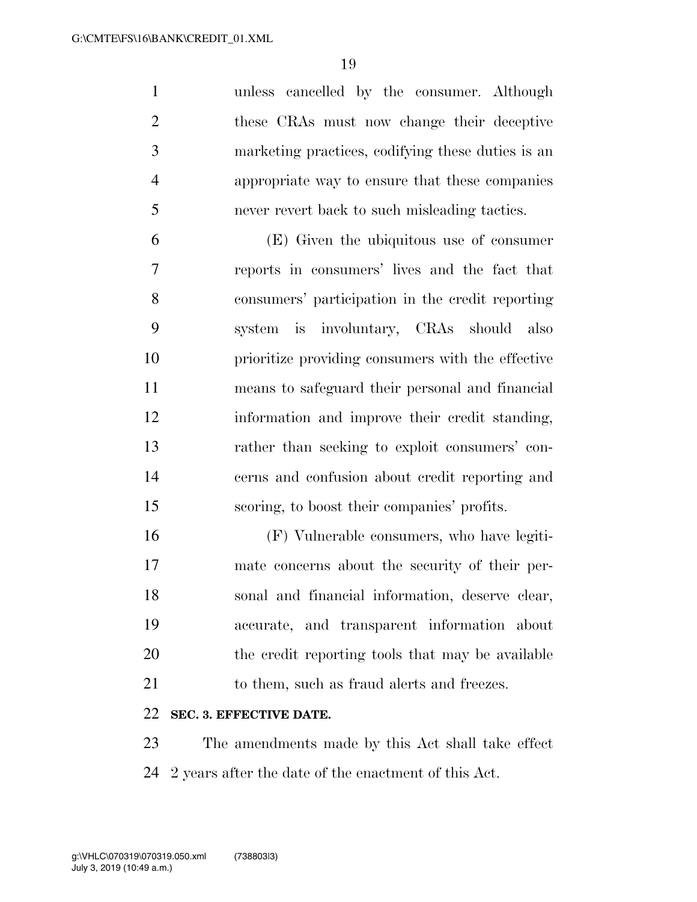unless cancelled by the consumer. Although these CRAs must now change their deceptive marketing practices, codifying these duties is an appropriate way to ensure that these companies never revert back to such misleading tactics.

(E) Given the ubiquitous use of consumer reports in consumers' lives and the fact that consumers' participation in the credit reporting system is involuntary, CRAs should also prioritize providing consumers with the effective means to safeguard their personal and financial information and improve their credit standing, rather than seeking to exploit consumers' concerns and confusion about credit reporting and scoring, to boost their companies' profits.

(F) Vulnerable consumers, who have legitimate concerns about the security of their personal and financial information, deserve clear, accurate, and transparent information about the credit reporting tools that may be available to them, such as fraud alerts and freezes.

**SEC. 3. EFFECTIVE DATE.**

The amendments made by this Act shall take effect 2 years after the date of the enactment of this Act.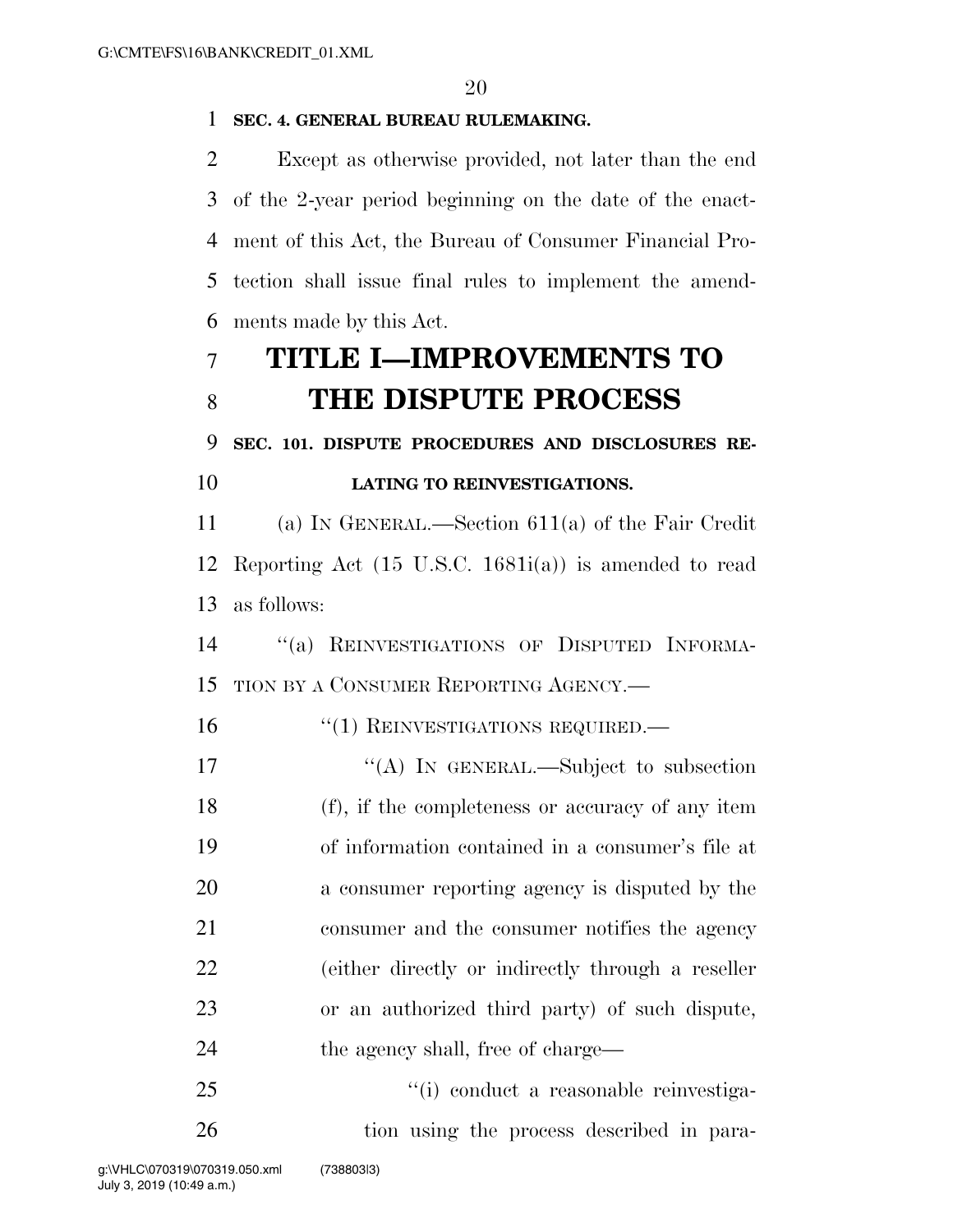**SEC. 4. GENERAL BUREAU RULEMAKING.**

Except as otherwise provided, not later than the end of the 2-year period beginning on the date of the enactment of this Act, the Bureau of Consumer Financial Protection shall issue final rules to implement the amendments made by this Act.

# TITLE I—IMPROVEMENTS TO THE DISPUTE PROCESS

**SEC. 101. DISPUTE PROCEDURES AND DISCLOSURES RELATING TO REINVESTIGATIONS.**

(a) IN GENERAL.—Section 611(a) of the Fair Credit Reporting Act (15 U.S.C. 1681i(a)) is amended to read as follows:

"(a) REINVESTIGATIONS OF DISPUTED INFORMATION BY A CONSUMER REPORTING AGENCY.—

"(1) REINVESTIGATIONS REQUIRED.—

"(A) IN GENERAL.—Subject to subsection (f), if the completeness or accuracy of any item of information contained in a consumer's file at a consumer reporting agency is disputed by the consumer and the consumer notifies the agency (either directly or indirectly through a reseller or an authorized third party) of such dispute, the agency shall, free of charge—

"(i) conduct a reasonable reinvestigation using the process described in para-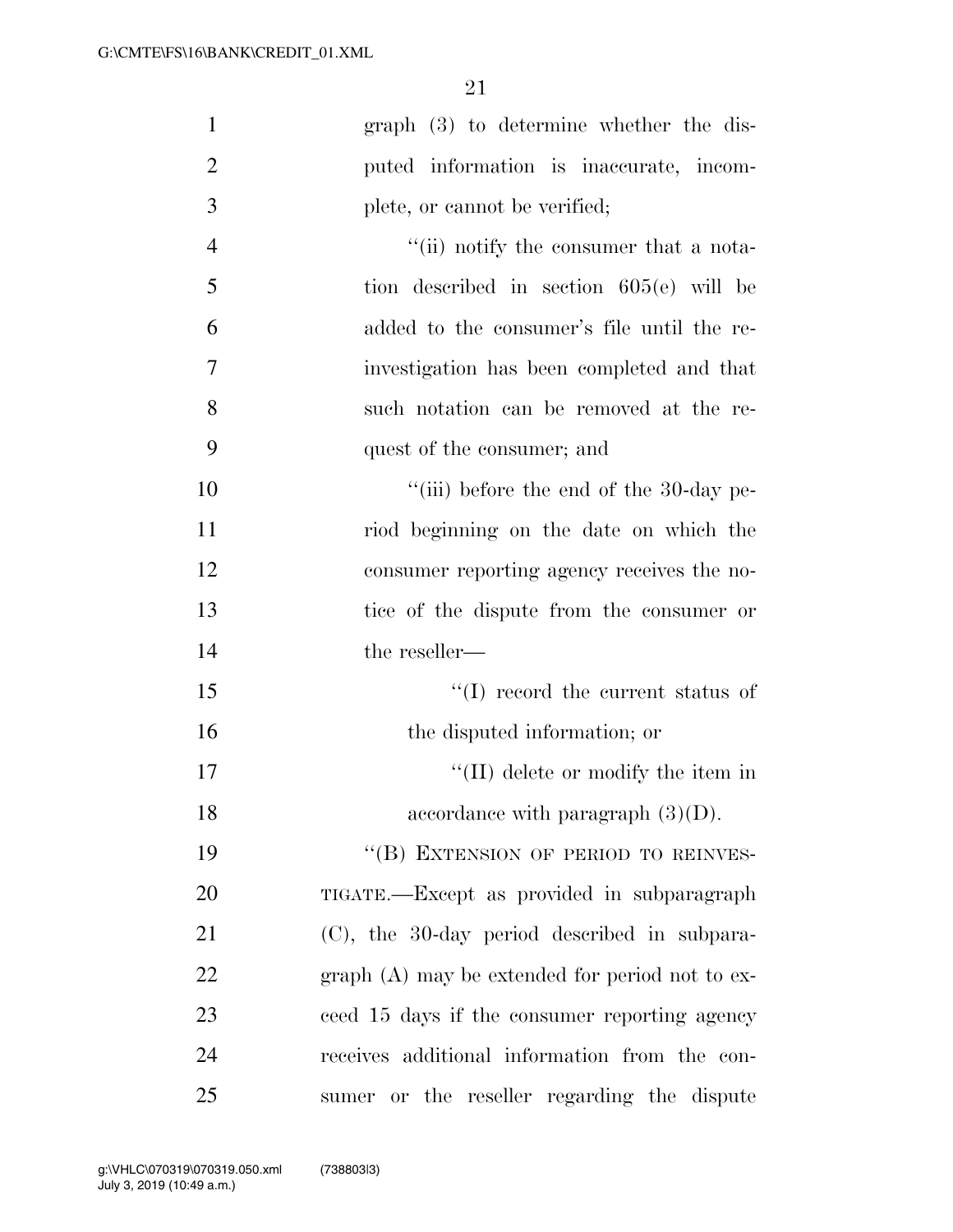graph (3) to determine whether the disputed information is inaccurate, incomplete, or cannot be verified;

"(ii) notify the consumer that a notation described in section 605(e) will be added to the consumer's file until the reinvestigation has been completed and that such notation can be removed at the request of the consumer; and

"(iii) before the end of the 30-day period beginning on the date on which the consumer reporting agency receives the notice of the dispute from the consumer or the reseller—

"(I) record the current status of the disputed information; or

"(II) delete or modify the item in accordance with paragraph (3)(D).

"(B) EXTENSION OF PERIOD TO REINVESTIGATE.—Except as provided in subparagraph (C), the 30-day period described in subparagraph (A) may be extended for period not to exceed 15 days if the consumer reporting agency receives additional information from the consumer or the reseller regarding the dispute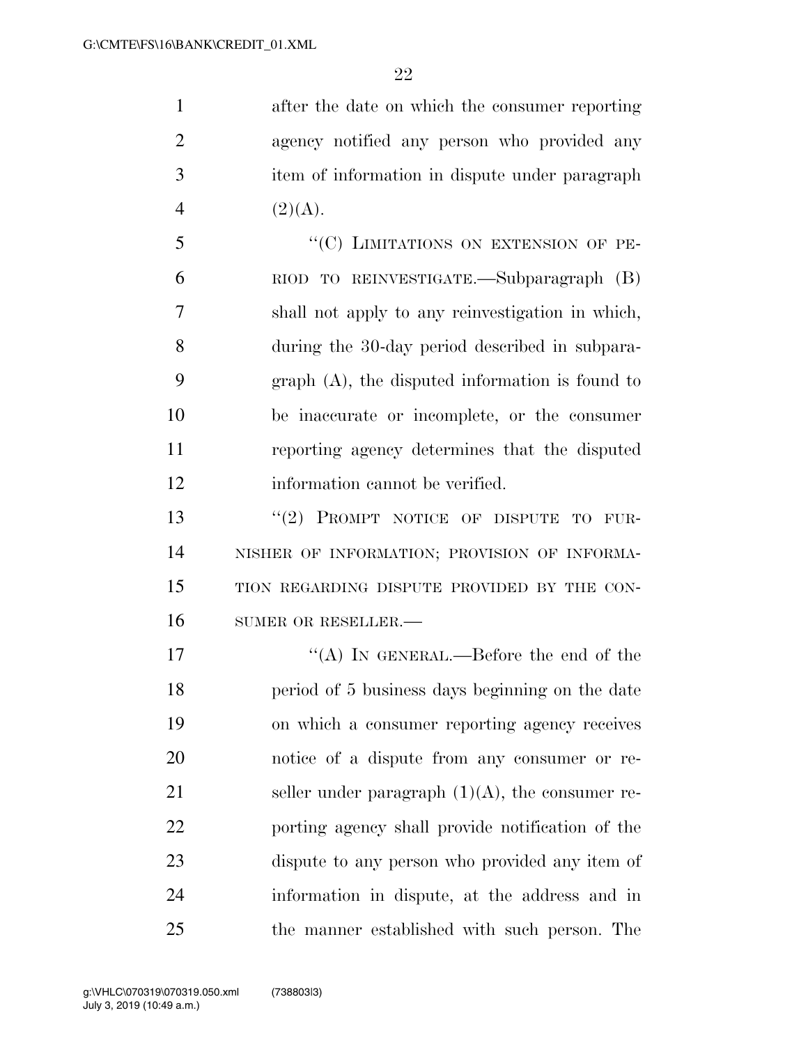after the date on which the consumer reporting agency notified any person who provided any item of information in dispute under paragraph (2)(A).

"(C) LIMITATIONS ON EXTENSION OF PERIOD TO REINVESTIGATE.—Subparagraph (B) shall not apply to any reinvestigation in which, during the 30-day period described in subparagraph (A), the disputed information is found to be inaccurate or incomplete, or the consumer reporting agency determines that the disputed information cannot be verified.

"(2) PROMPT NOTICE OF DISPUTE TO FURNISHER OF INFORMATION; PROVISION OF INFORMATION REGARDING DISPUTE PROVIDED BY THE CONSUMER OR RESELLER.—

"(A) IN GENERAL.—Before the end of the period of 5 business days beginning on the date on which a consumer reporting agency receives notice of a dispute from any consumer or reseller under paragraph (1)(A), the consumer reporting agency shall provide notification of the dispute to any person who provided any item of information in dispute, at the address and in the manner established with such person. The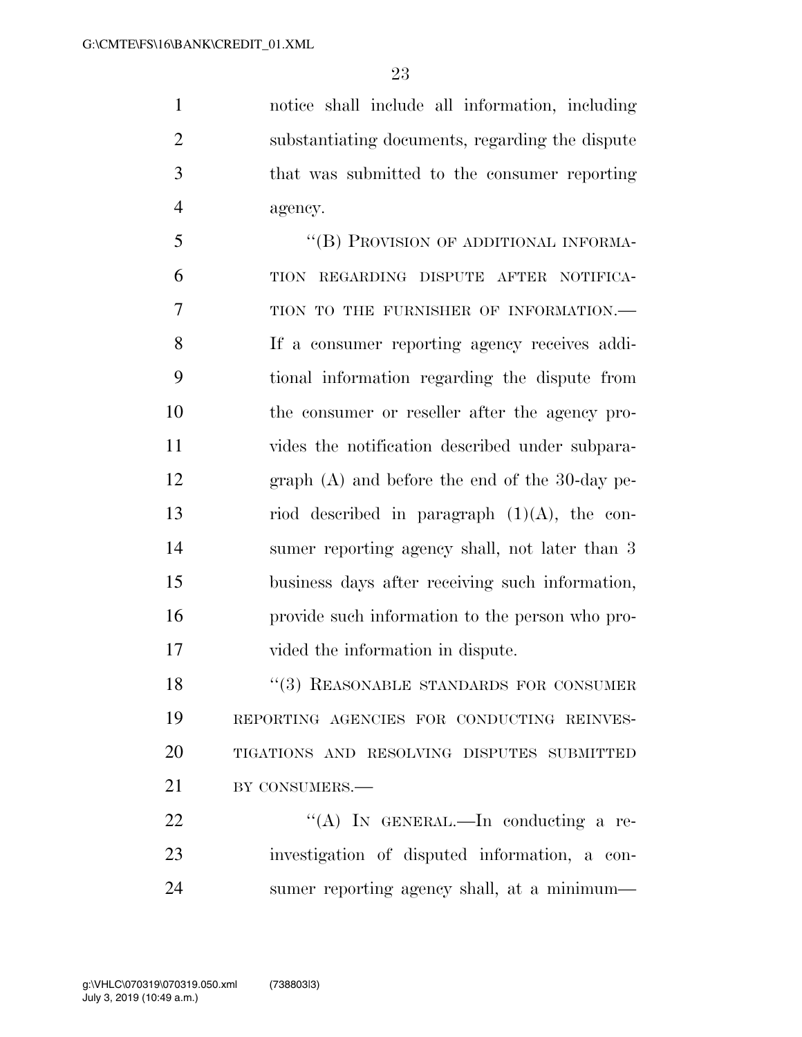notice shall include all information, including substantiating documents, regarding the dispute that was submitted to the consumer reporting agency.

"(B) PROVISION OF ADDITIONAL INFORMATION REGARDING DISPUTE AFTER NOTIFICATION TO THE FURNISHER OF INFORMATION.—If a consumer reporting agency receives additional information regarding the dispute from the consumer or reseller after the agency provides the notification described under subparagraph (A) and before the end of the 30-day period described in paragraph (1)(A), the consumer reporting agency shall, not later than 3 business days after receiving such information, provide such information to the person who provided the information in dispute.

"(3) REASONABLE STANDARDS FOR CONSUMER REPORTING AGENCIES FOR CONDUCTING REINVESTIGATIONS AND RESOLVING DISPUTES SUBMITTED BY CONSUMERS.—

"(A) IN GENERAL.—In conducting a reinvestigation of disputed information, a consumer reporting agency shall, at a minimum—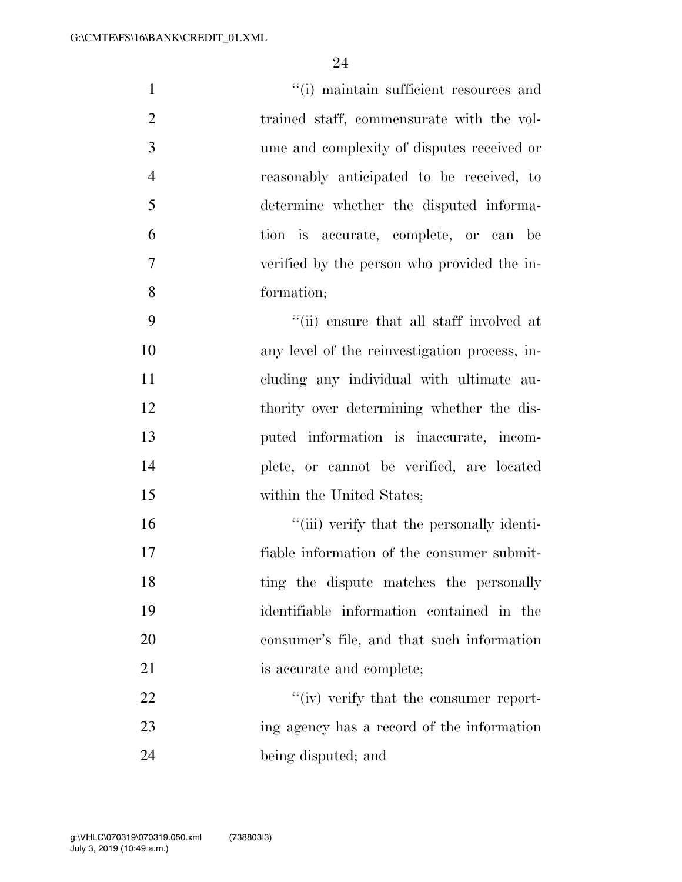"(i) maintain sufficient resources and trained staff, commensurate with the volume and complexity of disputes received or reasonably anticipated to be received, to determine whether the disputed information is accurate, complete, or can be verified by the person who provided the information;

"(ii) ensure that all staff involved at any level of the reinvestigation process, including any individual with ultimate authority over determining whether the disputed information is inaccurate, incomplete, or cannot be verified, are located within the United States;

"(iii) verify that the personally identifiable information of the consumer submitting the dispute matches the personally identifiable information contained in the consumer's file, and that such information is accurate and complete;

"(iv) verify that the consumer reporting agency has a record of the information being disputed; and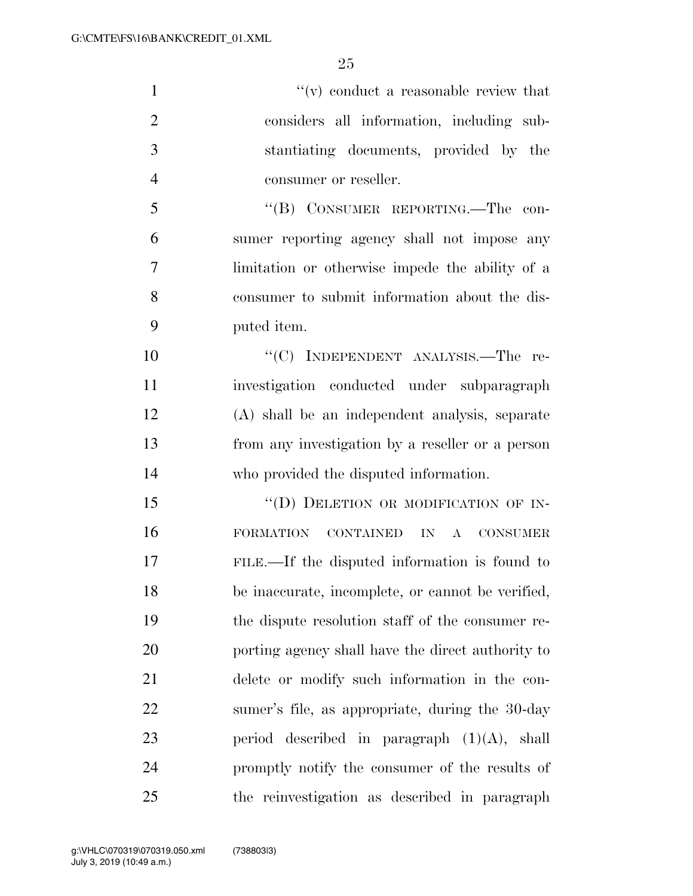"(v) conduct a reasonable review that considers all information, including substantiating documents, provided by the consumer or reseller.

"(B) CONSUMER REPORTING.—The consumer reporting agency shall not impose any limitation or otherwise impede the ability of a consumer to submit information about the disputed item.

"(C) INDEPENDENT ANALYSIS.—The reinvestigation conducted under subparagraph (A) shall be an independent analysis, separate from any investigation by a reseller or a person who provided the disputed information.

"(D) DELETION OR MODIFICATION OF INFORMATION CONTAINED IN A CONSUMER FILE.—If the disputed information is found to be inaccurate, incomplete, or cannot be verified, the dispute resolution staff of the consumer reporting agency shall have the direct authority to delete or modify such information in the consumer's file, as appropriate, during the 30-day period described in paragraph (1)(A), shall promptly notify the consumer of the results of the reinvestigation as described in paragraph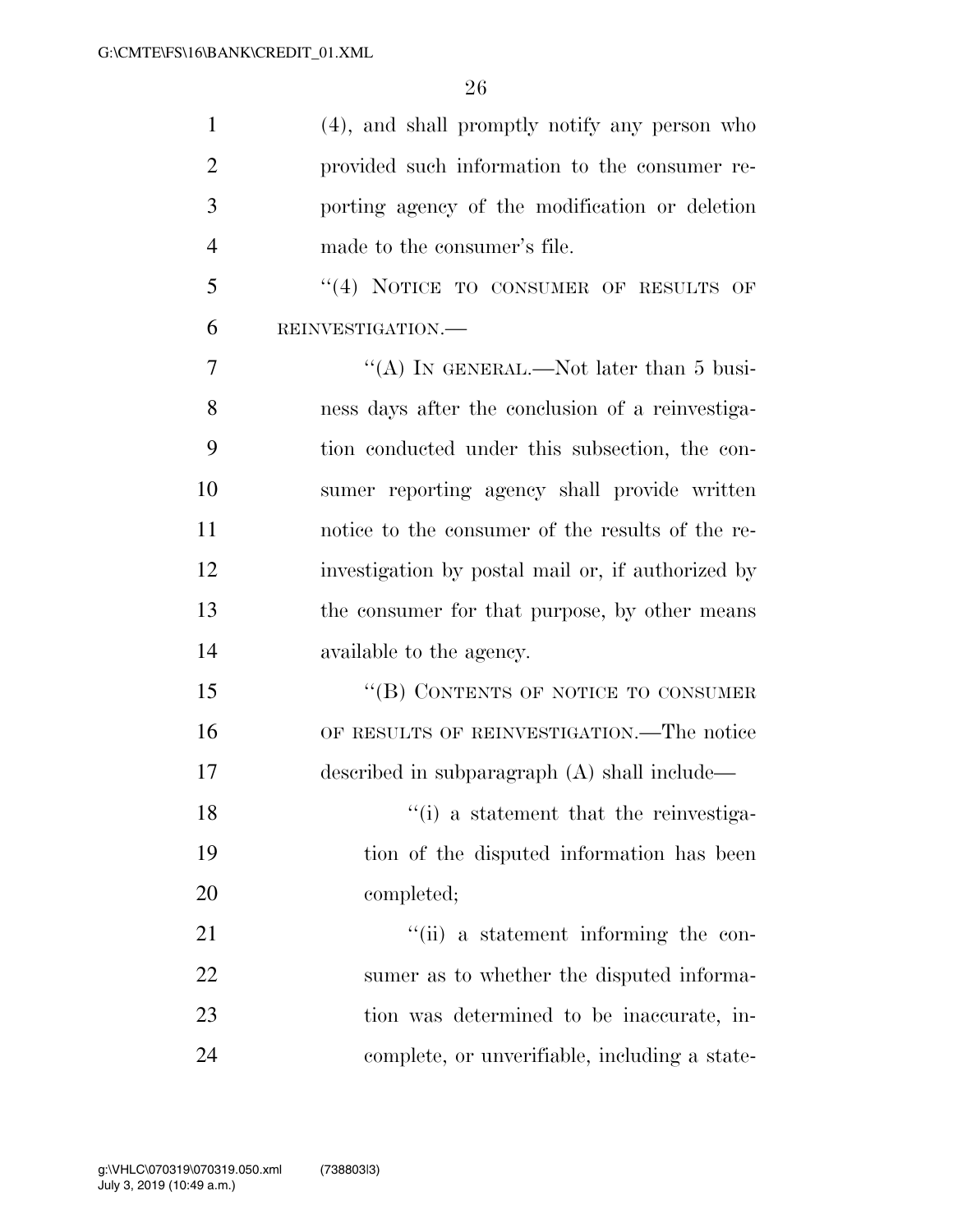(4), and shall promptly notify any person who provided such information to the consumer reporting agency of the modification or deletion made to the consumer's file.

"(4) NOTICE TO CONSUMER OF RESULTS OF REINVESTIGATION.—

"(A) IN GENERAL.—Not later than 5 business days after the conclusion of a reinvestigation conducted under this subsection, the consumer reporting agency shall provide written notice to the consumer of the results of the reinvestigation by postal mail or, if authorized by the consumer for that purpose, by other means available to the agency.

"(B) CONTENTS OF NOTICE TO CONSUMER OF RESULTS OF REINVESTIGATION.—The notice described in subparagraph (A) shall include—

"(i) a statement that the reinvestigation of the disputed information has been completed;

"(ii) a statement informing the consumer as to whether the disputed information was determined to be inaccurate, incomplete, or unverifiable, including a state-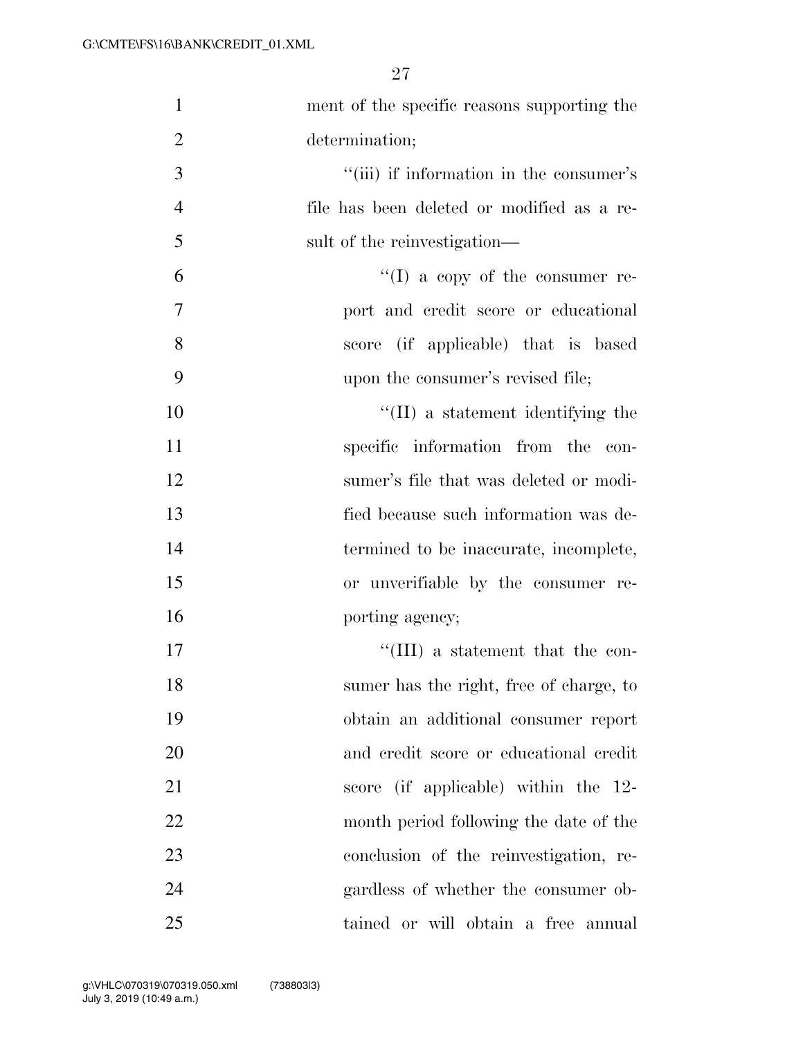ment of the specific reasons supporting the determination;

''(iii) if information in the consumer's file has been deleted or modified as a result of the reinvestigation—

''(I) a copy of the consumer report and credit score or educational score (if applicable) that is based upon the consumer's revised file;

''(II) a statement identifying the specific information from the consumer's file that was deleted or modified because such information was determined to be inaccurate, incomplete, or unverifiable by the consumer reporting agency;

''(III) a statement that the consumer has the right, free of charge, to obtain an additional consumer report and credit score or educational credit score (if applicable) within the 12-month period following the date of the conclusion of the reinvestigation, regardless of whether the consumer obtained or will obtain a free annual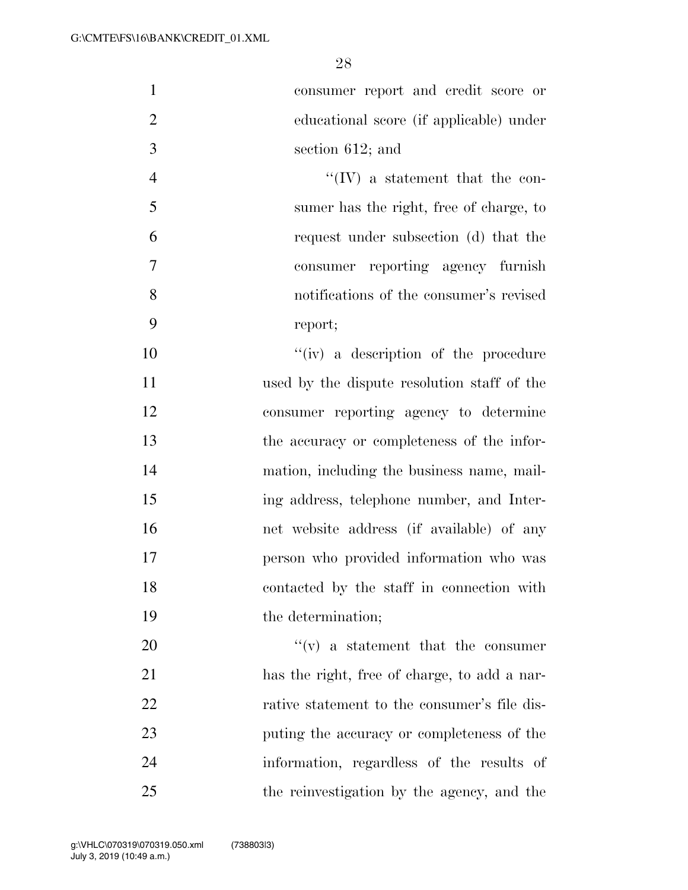consumer report and credit score or educational score (if applicable) under section 612; and

''(IV) a statement that the consumer has the right, free of charge, to request under subsection (d) that the consumer reporting agency furnish notifications of the consumer's revised report;

''(iv) a description of the procedure used by the dispute resolution staff of the consumer reporting agency to determine the accuracy or completeness of the information, including the business name, mailing address, telephone number, and Internet website address (if available) of any person who provided information who was contacted by the staff in connection with the determination;

''(v) a statement that the consumer has the right, free of charge, to add a narrative statement to the consumer's file disputing the accuracy or completeness of the information, regardless of the results of the reinvestigation by the agency, and the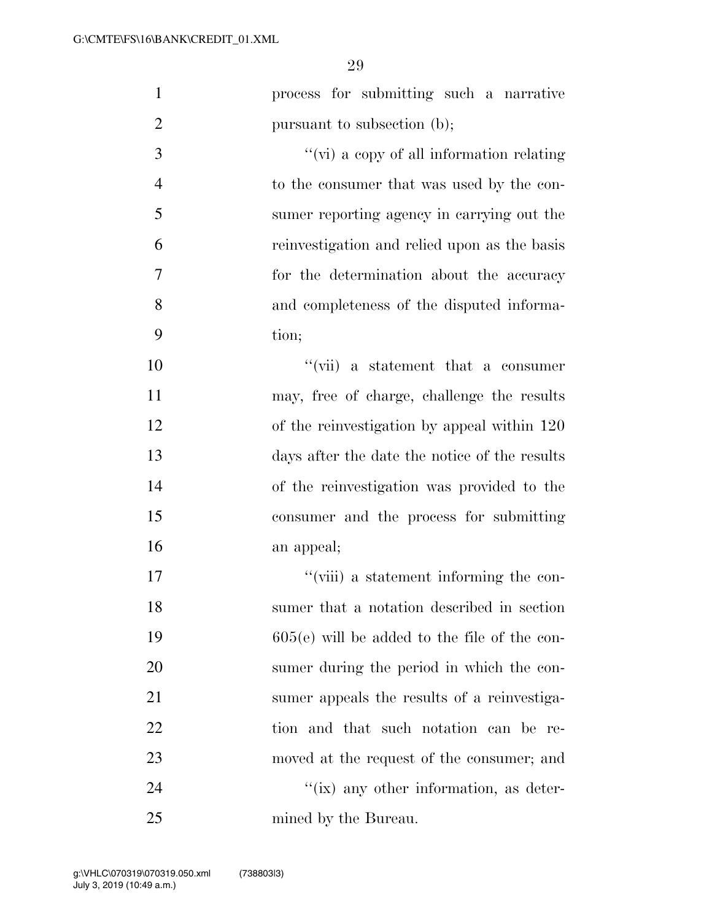process for submitting such a narrative pursuant to subsection (b);

''(vi) a copy of all information relating to the consumer that was used by the consumer reporting agency in carrying out the reinvestigation and relied upon as the basis for the determination about the accuracy and completeness of the disputed information;

''(vii) a statement that a consumer may, free of charge, challenge the results of the reinvestigation by appeal within 120 days after the date the notice of the results of the reinvestigation was provided to the consumer and the process for submitting an appeal;

''(viii) a statement informing the consumer that a notation described in section 605(e) will be added to the file of the consumer during the period in which the consumer appeals the results of a reinvestigation and that such notation can be removed at the request of the consumer; and

''(ix) any other information, as determined by the Bureau.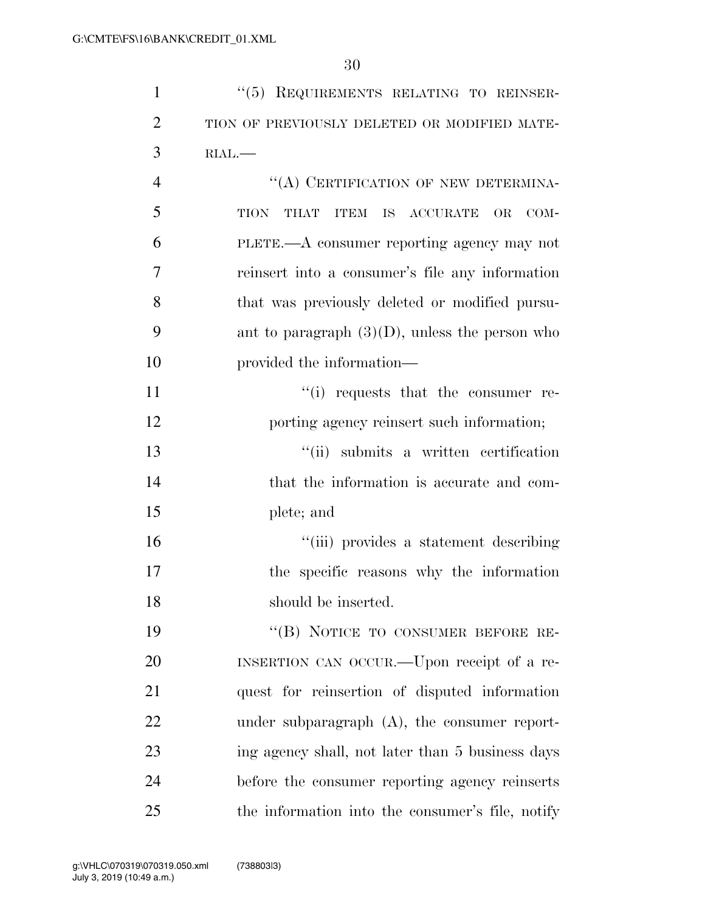"(5) REQUIREMENTS RELATING TO REINSERTION OF PREVIOUSLY DELETED OR MODIFIED MATERIAL.—

"(A) CERTIFICATION OF NEW DETERMINATION THAT ITEM IS ACCURATE OR COMPLETE.—A consumer reporting agency may not reinsert into a consumer's file any information that was previously deleted or modified pursuant to paragraph (3)(D), unless the person who provided the information—

"(i) requests that the consumer reporting agency reinsert such information;

"(ii) submits a written certification that the information is accurate and complete; and

"(iii) provides a statement describing the specific reasons why the information should be inserted.

"(B) NOTICE TO CONSUMER BEFORE REINSERTION CAN OCCUR.—Upon receipt of a request for reinsertion of disputed information under subparagraph (A), the consumer reporting agency shall, not later than 5 business days before the consumer reporting agency reinserts the information into the consumer's file, notify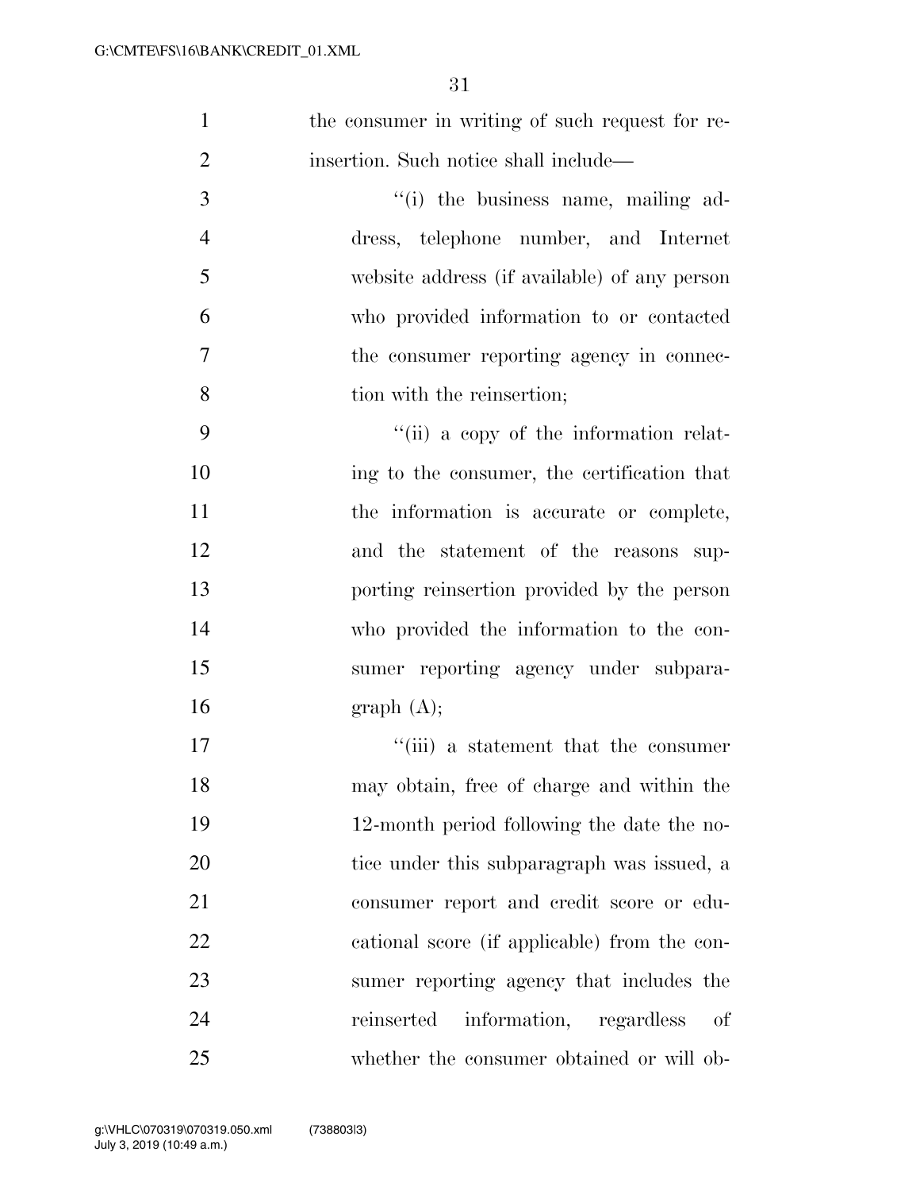the consumer in writing of such request for reinsertion. Such notice shall include—

''(i) the business name, mailing address, telephone number, and Internet website address (if available) of any person who provided information to or contacted the consumer reporting agency in connection with the reinsertion;

''(ii) a copy of the information relating to the consumer, the certification that the information is accurate or complete, and the statement of the reasons supporting reinsertion provided by the person who provided the information to the consumer reporting agency under subparagraph (A);

''(iii) a statement that the consumer may obtain, free of charge and within the 12-month period following the date the notice under this subparagraph was issued, a consumer report and credit score or educational score (if applicable) from the consumer reporting agency that includes the reinserted information, regardless of whether the consumer obtained or will ob-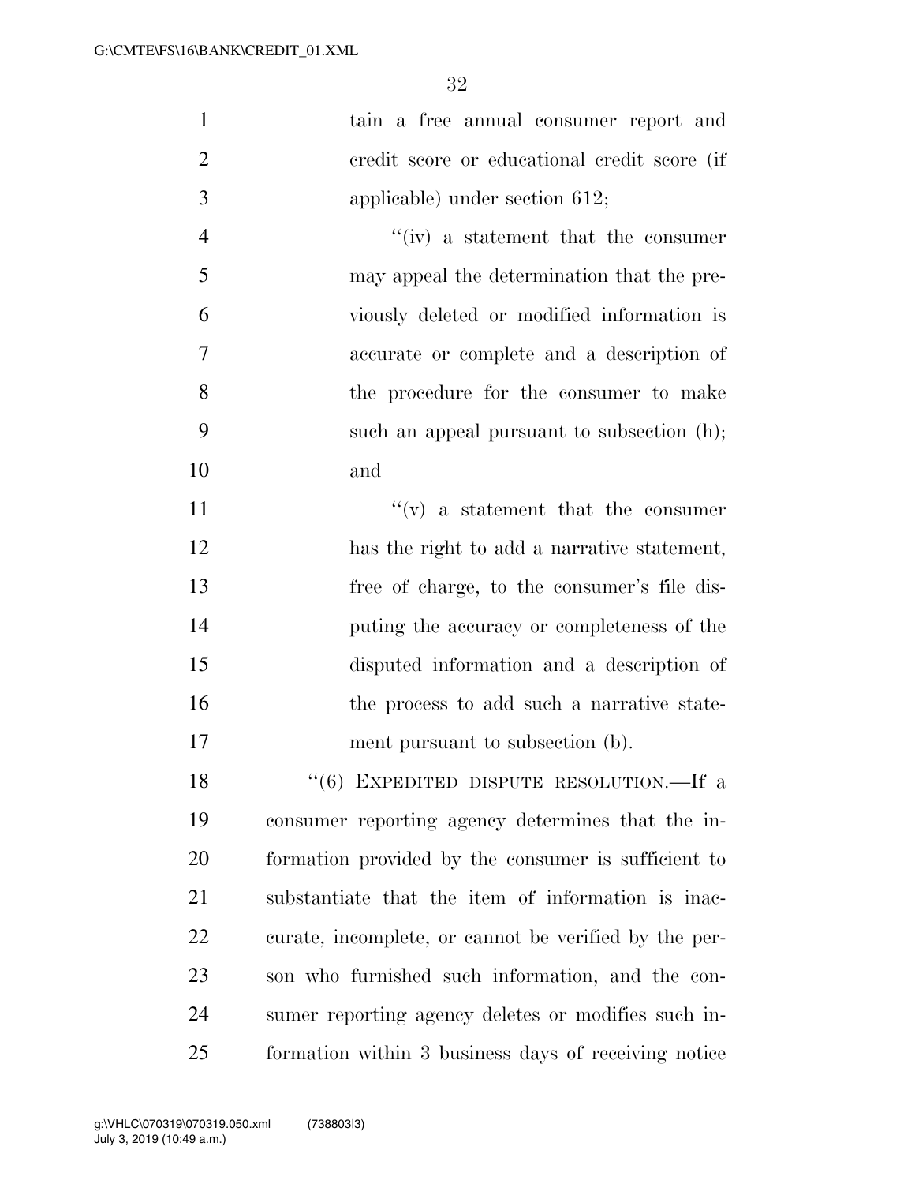tain a free annual consumer report and credit score or educational credit score (if applicable) under section 612;

''(iv) a statement that the consumer may appeal the determination that the previously deleted or modified information is accurate or complete and a description of the procedure for the consumer to make such an appeal pursuant to subsection (h); and

''(v) a statement that the consumer has the right to add a narrative statement, free of charge, to the consumer's file disputing the accuracy or completeness of the disputed information and a description of the process to add such a narrative statement pursuant to subsection (b).

''(6) EXPEDITED DISPUTE RESOLUTION.—If a consumer reporting agency determines that the information provided by the consumer is sufficient to substantiate that the item of information is inaccurate, incomplete, or cannot be verified by the person who furnished such information, and the consumer reporting agency deletes or modifies such information within 3 business days of receiving notice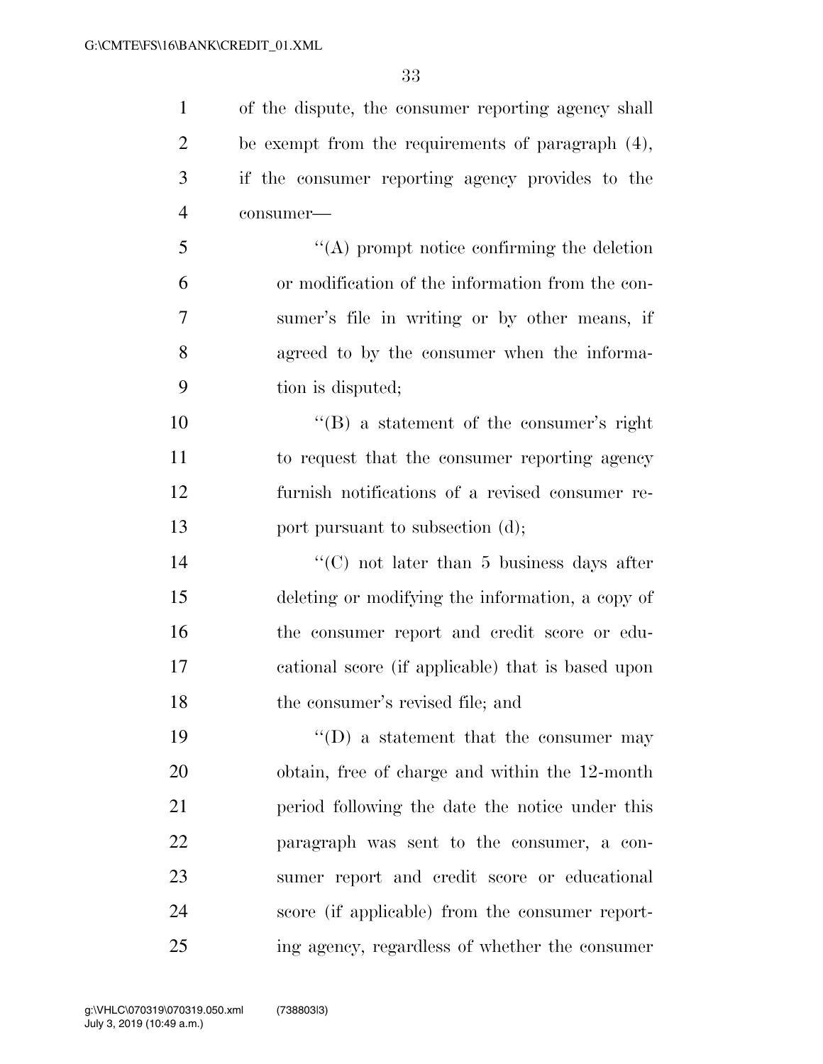of the dispute, the consumer reporting agency shall be exempt from the requirements of paragraph (4), if the consumer reporting agency provides to the consumer—

''(A) prompt notice confirming the deletion or modification of the information from the consumer's file in writing or by other means, if agreed to by the consumer when the information is disputed;

''(B) a statement of the consumer's right to request that the consumer reporting agency furnish notifications of a revised consumer report pursuant to subsection (d);

''(C) not later than 5 business days after deleting or modifying the information, a copy of the consumer report and credit score or educational score (if applicable) that is based upon the consumer's revised file; and

''(D) a statement that the consumer may obtain, free of charge and within the 12-month period following the date the notice under this paragraph was sent to the consumer, a consumer report and credit score or educational score (if applicable) from the consumer reporting agency, regardless of whether the consumer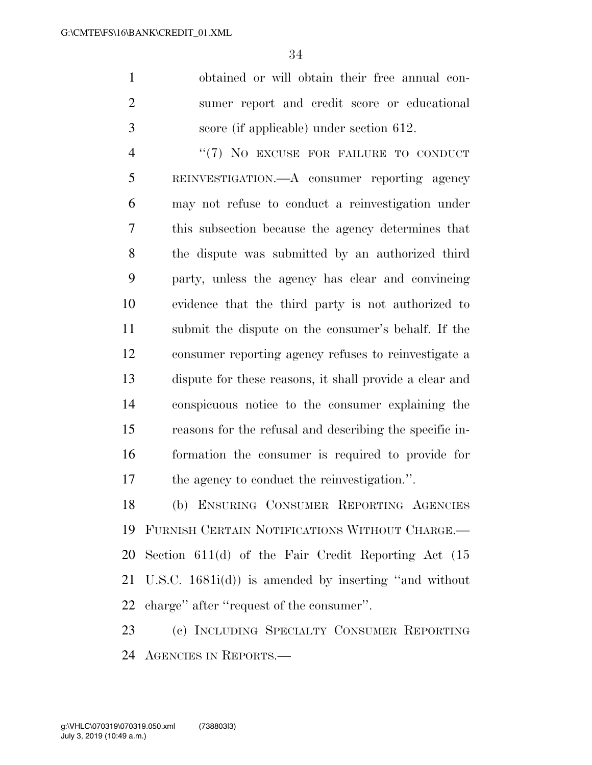obtained or will obtain their free annual consumer report and credit score or educational score (if applicable) under section 612.

''(7) NO EXCUSE FOR FAILURE TO CONDUCT REINVESTIGATION.—A consumer reporting agency may not refuse to conduct a reinvestigation under this subsection because the agency determines that the dispute was submitted by an authorized third party, unless the agency has clear and convincing evidence that the third party is not authorized to submit the dispute on the consumer's behalf. If the consumer reporting agency refuses to reinvestigate a dispute for these reasons, it shall provide a clear and conspicuous notice to the consumer explaining the reasons for the refusal and describing the specific information the consumer is required to provide for the agency to conduct the reinvestigation.''.

(b) ENSURING CONSUMER REPORTING AGENCIES FURNISH CERTAIN NOTIFICATIONS WITHOUT CHARGE.—Section 611(d) of the Fair Credit Reporting Act (15 U.S.C. 1681i(d)) is amended by inserting ''and without charge'' after ''request of the consumer''.

(c) INCLUDING SPECIALTY CONSUMER REPORTING AGENCIES IN REPORTS.—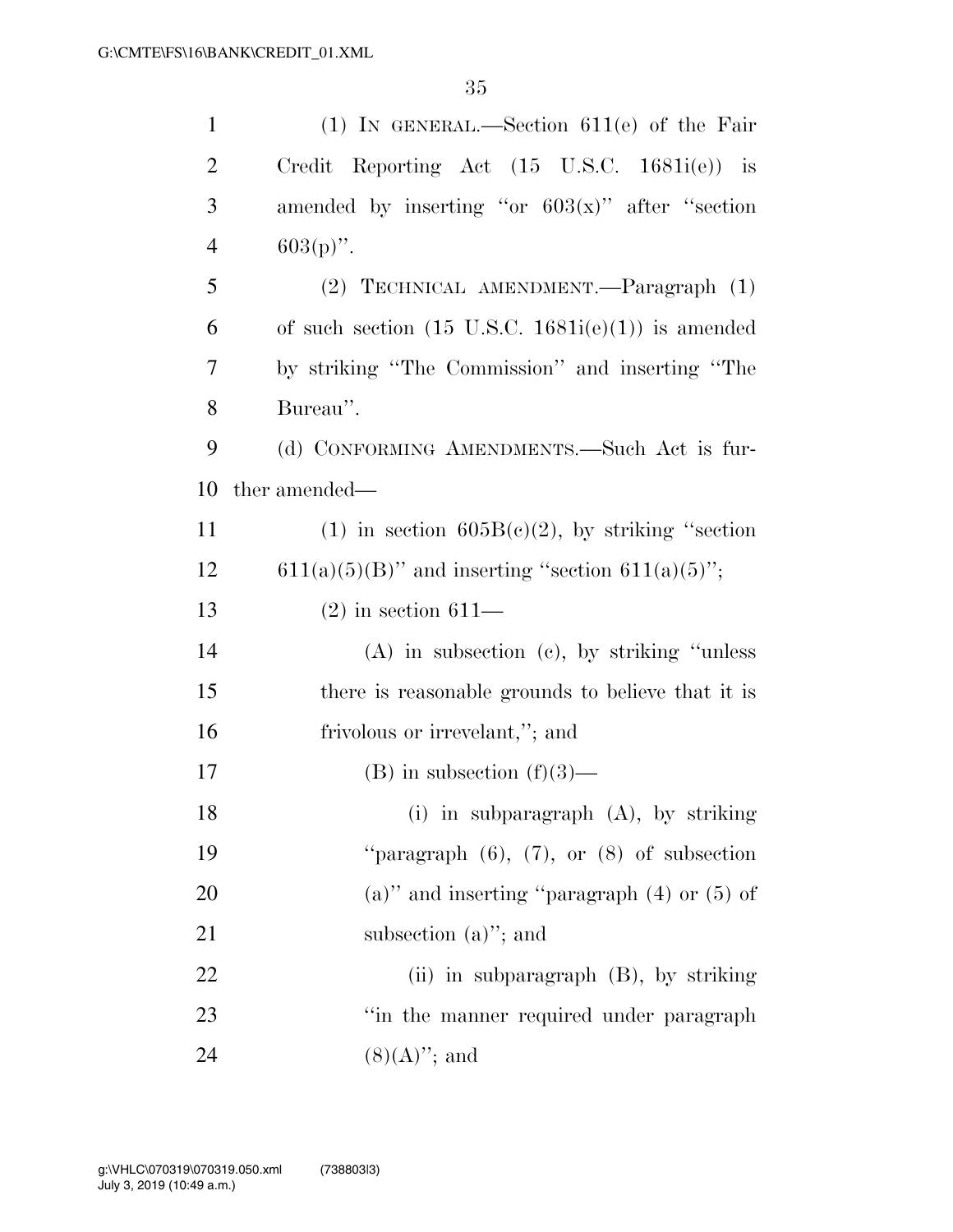(1) IN GENERAL.—Section 611(e) of the Fair Credit Reporting Act (15 U.S.C. 1681i(e)) is amended by inserting ''or 603(x)'' after ''section 603(p)''.

(2) TECHNICAL AMENDMENT.—Paragraph (1) of such section (15 U.S.C. 1681i(e)(1)) is amended by striking ''The Commission'' and inserting ''The Bureau''.

(d) CONFORMING AMENDMENTS.—Such Act is further amended—

(1) in section 605B(c)(2), by striking ''section 611(a)(5)(B)'' and inserting ''section 611(a)(5)'';

(2) in section 611—

(A) in subsection (c), by striking ''unless there is reasonable grounds to believe that it is frivolous or irrevelant,''; and

(B) in subsection (f)(3)—

(i) in subparagraph (A), by striking ''paragraph (6), (7), or (8) of subsection (a)'' and inserting ''paragraph (4) or (5) of subsection (a)''; and

(ii) in subparagraph (B), by striking ''in the manner required under paragraph (8)(A)''; and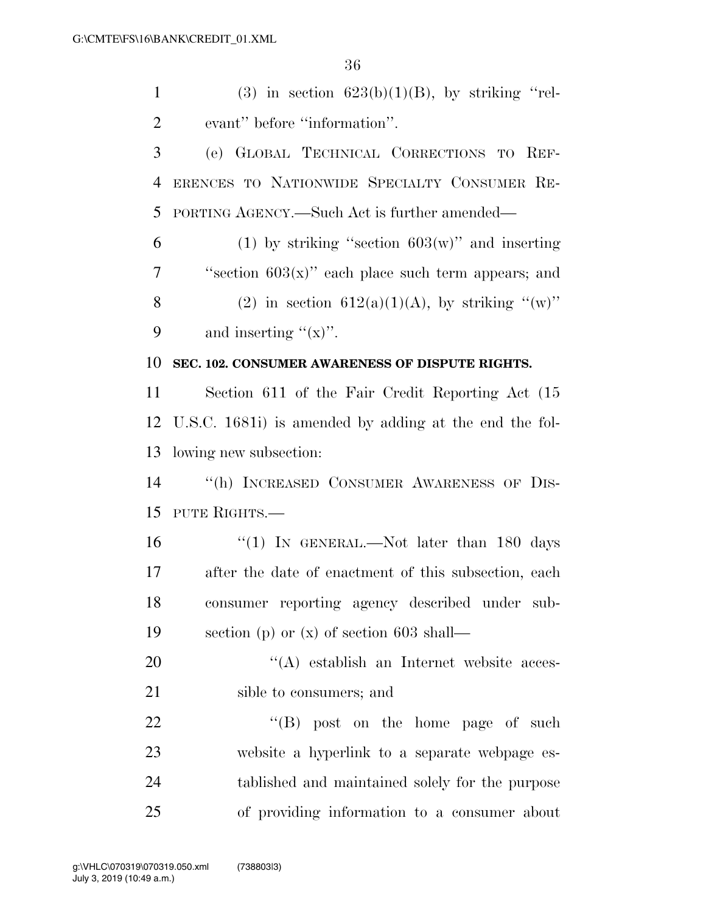(3) in section 623(b)(1)(B), by striking ''relevant'' before ''information''.

(e) GLOBAL TECHNICAL CORRECTIONS TO REFERENCES TO NATIONWIDE SPECIALTY CONSUMER REPORTING AGENCY.—Such Act is further amended—

(1) by striking ''section 603(w)'' and inserting ''section 603(x)'' each place such term appears; and

(2) in section 612(a)(1)(A), by striking ''(w)'' and inserting ''(x)''.

**SEC. 102. CONSUMER AWARENESS OF DISPUTE RIGHTS.**

Section 611 of the Fair Credit Reporting Act (15 U.S.C. 1681i) is amended by adding at the end the following new subsection:

''(h) INCREASED CONSUMER AWARENESS OF DISPUTE RIGHTS.—

''(1) IN GENERAL.—Not later than 180 days after the date of enactment of this subsection, each consumer reporting agency described under subsection (p) or (x) of section 603 shall—

''(A) establish an Internet website accessible to consumers; and

''(B) post on the home page of such website a hyperlink to a separate webpage established and maintained solely for the purpose of providing information to a consumer about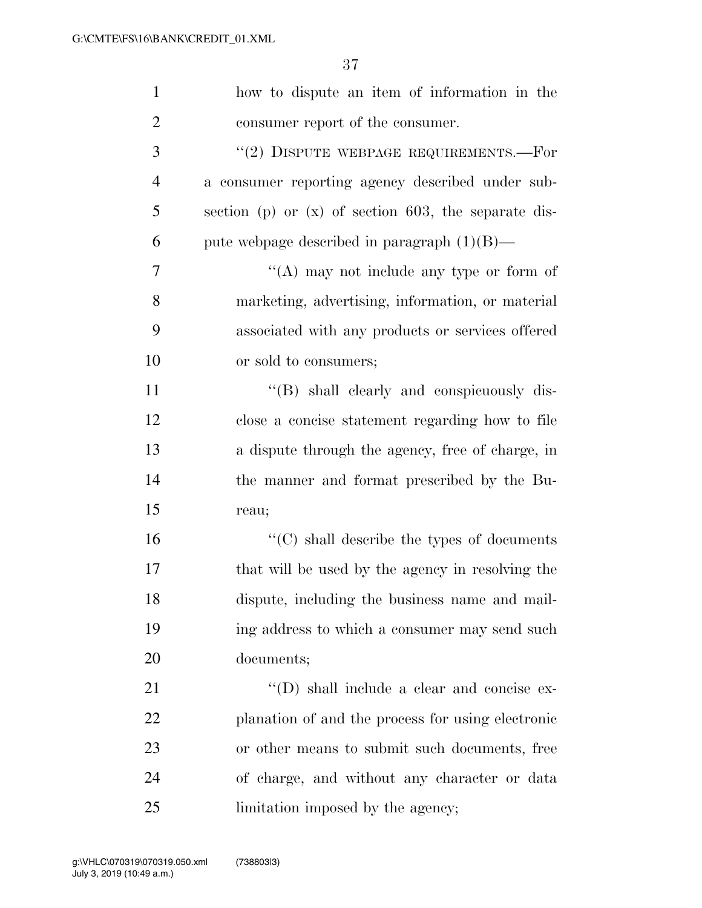how to dispute an item of information in the consumer report of the consumer.

"(2) DISPUTE WEBPAGE REQUIREMENTS.—For a consumer reporting agency described under subsection (p) or (x) of section 603, the separate dispute webpage described in paragraph (1)(B)—

"(A) may not include any type or form of marketing, advertising, information, or material associated with any products or services offered or sold to consumers;

"(B) shall clearly and conspicuously disclose a concise statement regarding how to file a dispute through the agency, free of charge, in the manner and format prescribed by the Bureau;

"(C) shall describe the types of documents that will be used by the agency in resolving the dispute, including the business name and mailing address to which a consumer may send such documents;

"(D) shall include a clear and concise explanation of and the process for using electronic or other means to submit such documents, free of charge, and without any character or data limitation imposed by the agency;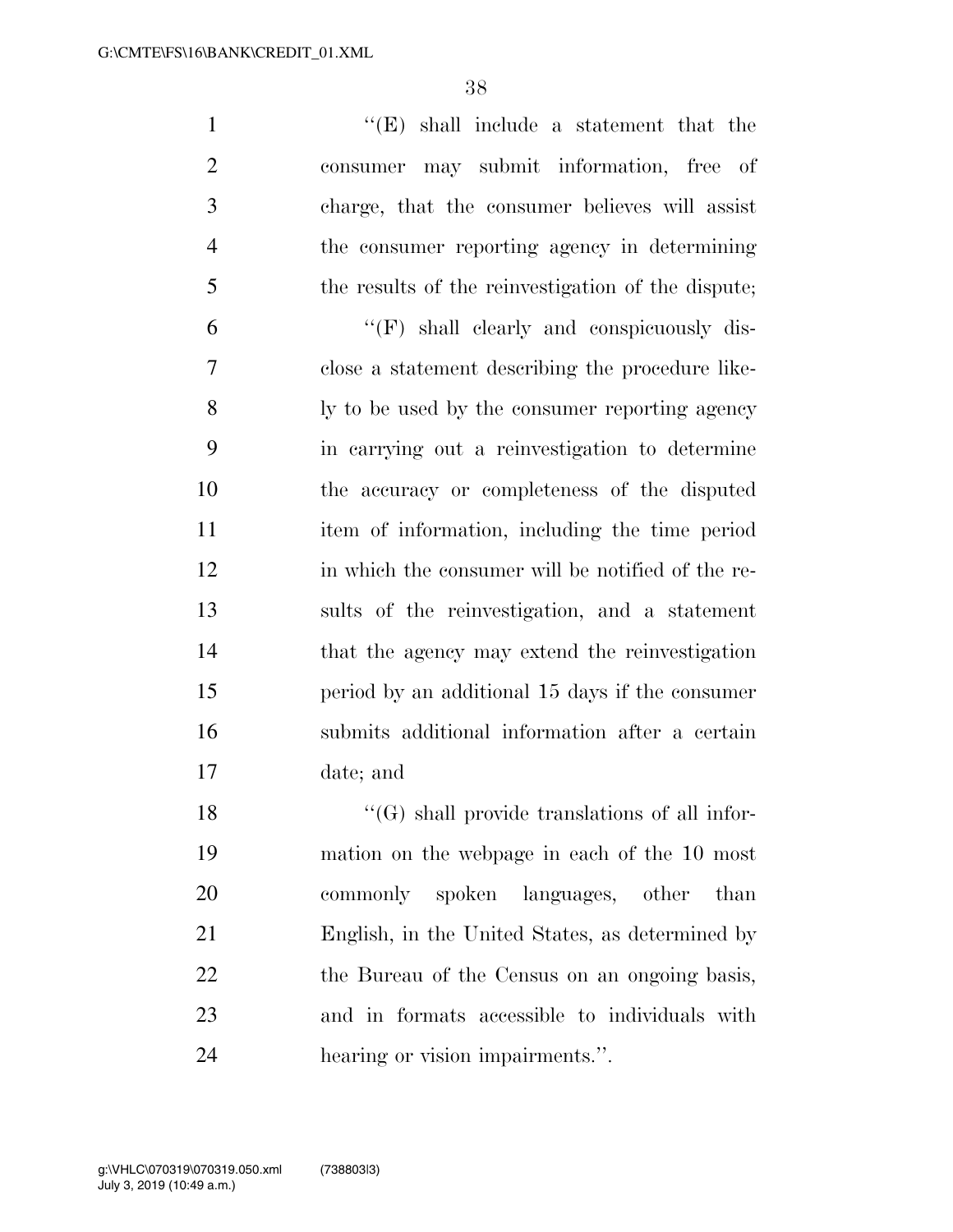''(E) shall include a statement that the consumer may submit information, free of charge, that the consumer believes will assist the consumer reporting agency in determining the results of the reinvestigation of the dispute;

''(F) shall clearly and conspicuously disclose a statement describing the procedure likely to be used by the consumer reporting agency in carrying out a reinvestigation to determine the accuracy or completeness of the disputed item of information, including the time period in which the consumer will be notified of the results of the reinvestigation, and a statement that the agency may extend the reinvestigation period by an additional 15 days if the consumer submits additional information after a certain date; and

''(G) shall provide translations of all information on the webpage in each of the 10 most commonly spoken languages, other than English, in the United States, as determined by the Bureau of the Census on an ongoing basis, and in formats accessible to individuals with hearing or vision impairments.''.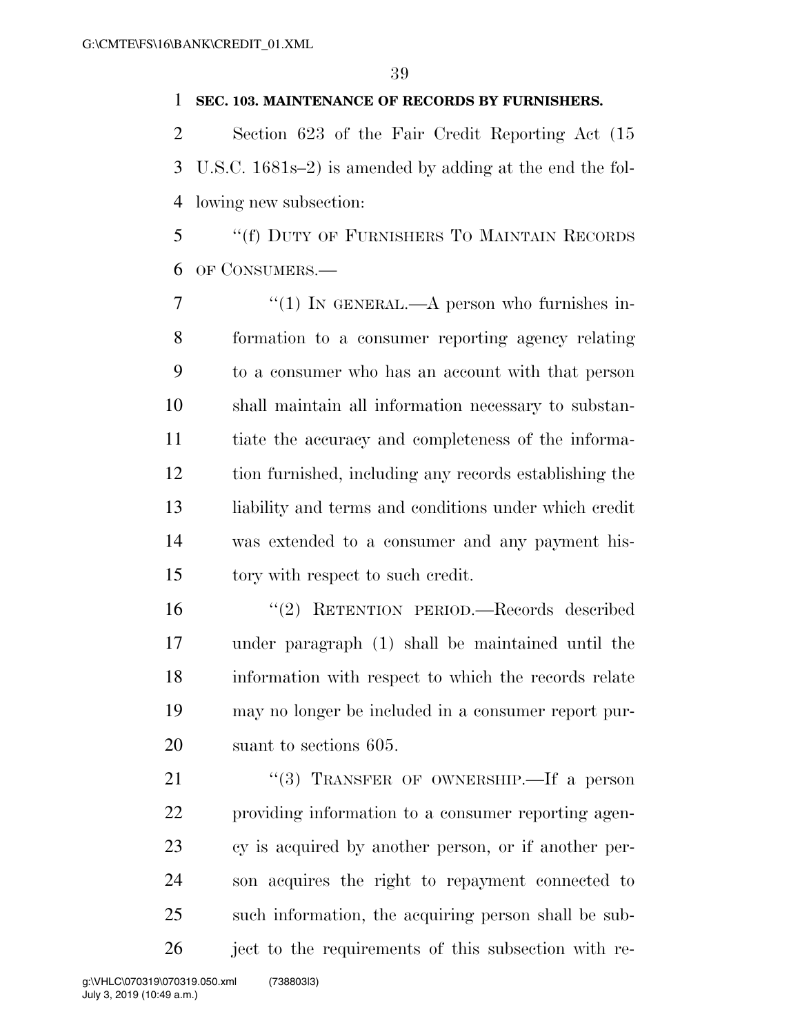**SEC. 103. MAINTENANCE OF RECORDS BY FURNISHERS.**

Section 623 of the Fair Credit Reporting Act (15 U.S.C. 1681s–2) is amended by adding at the end the following new subsection:

"(f) DUTY OF FURNISHERS TO MAINTAIN RECORDS OF CONSUMERS.—

"(1) IN GENERAL.—A person who furnishes information to a consumer reporting agency relating to a consumer who has an account with that person shall maintain all information necessary to substantiate the accuracy and completeness of the information furnished, including any records establishing the liability and terms and conditions under which credit was extended to a consumer and any payment history with respect to such credit.

"(2) RETENTION PERIOD.—Records described under paragraph (1) shall be maintained until the information with respect to which the records relate may no longer be included in a consumer report pursuant to sections 605.

"(3) TRANSFER OF OWNERSHIP.—If a person providing information to a consumer reporting agency is acquired by another person, or if another person acquires the right to repayment connected to such information, the acquiring person shall be subject to the requirements of this subsection with re-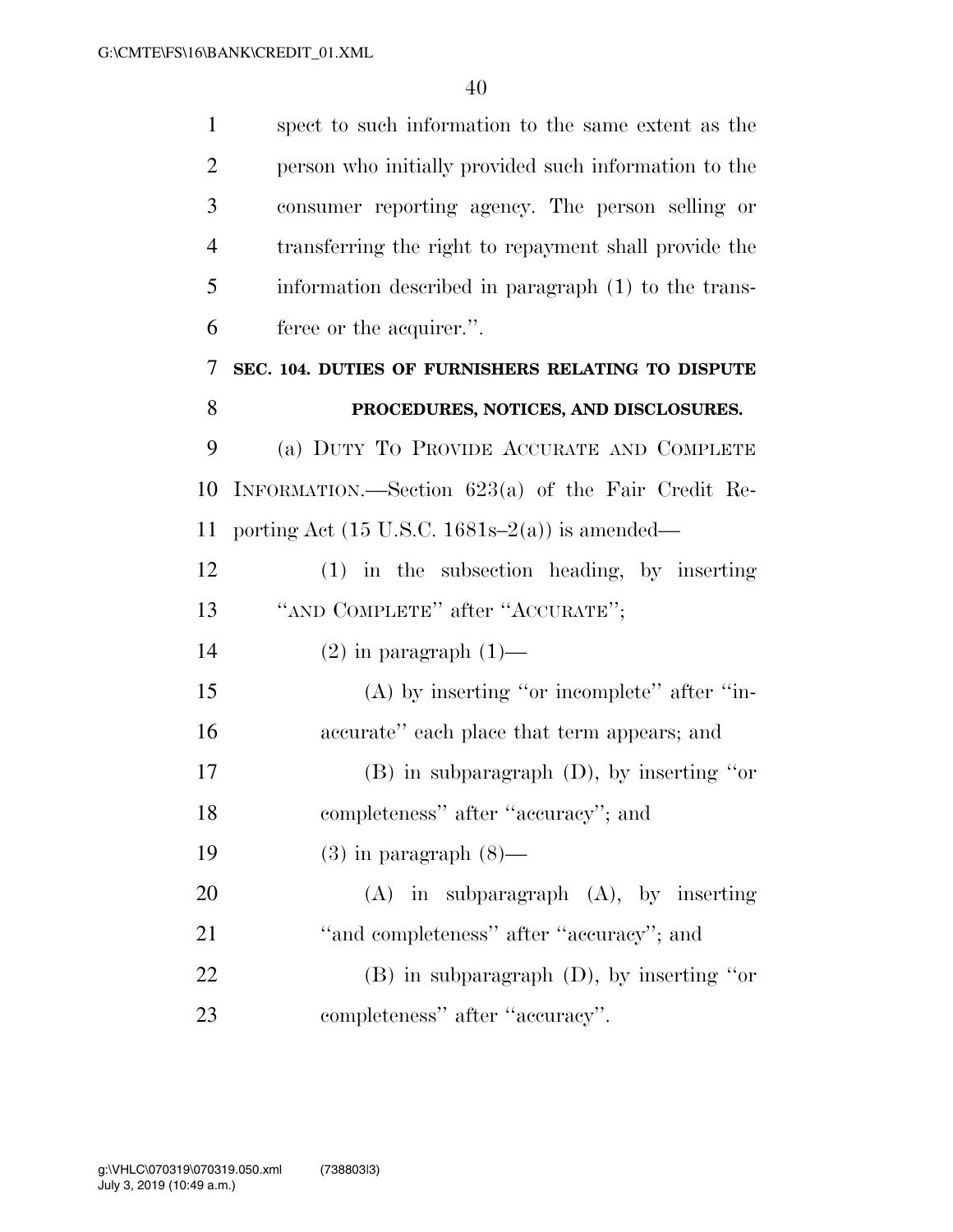spect to such information to the same extent as the person who initially provided such information to the consumer reporting agency. The person selling or transferring the right to repayment shall provide the information described in paragraph (1) to the transferee or the acquirer.''.

**SEC. 104. DUTIES OF FURNISHERS RELATING TO DISPUTE PROCEDURES, NOTICES, AND DISCLOSURES.**

(a) DUTY TO PROVIDE ACCURATE AND COMPLETE INFORMATION.—Section 623(a) of the Fair Credit Reporting Act (15 U.S.C. 1681s–2(a)) is amended—

(1) in the subsection heading, by inserting ''AND COMPLETE'' after ''ACCURATE'';

(2) in paragraph (1)—

(A) by inserting ''or incomplete'' after ''inaccurate'' each place that term appears; and

(B) in subparagraph (D), by inserting ''or completeness'' after ''accuracy''; and

(3) in paragraph (8)—

(A) in subparagraph (A), by inserting ''and completeness'' after ''accuracy''; and

(B) in subparagraph (D), by inserting ''or completeness'' after ''accuracy''.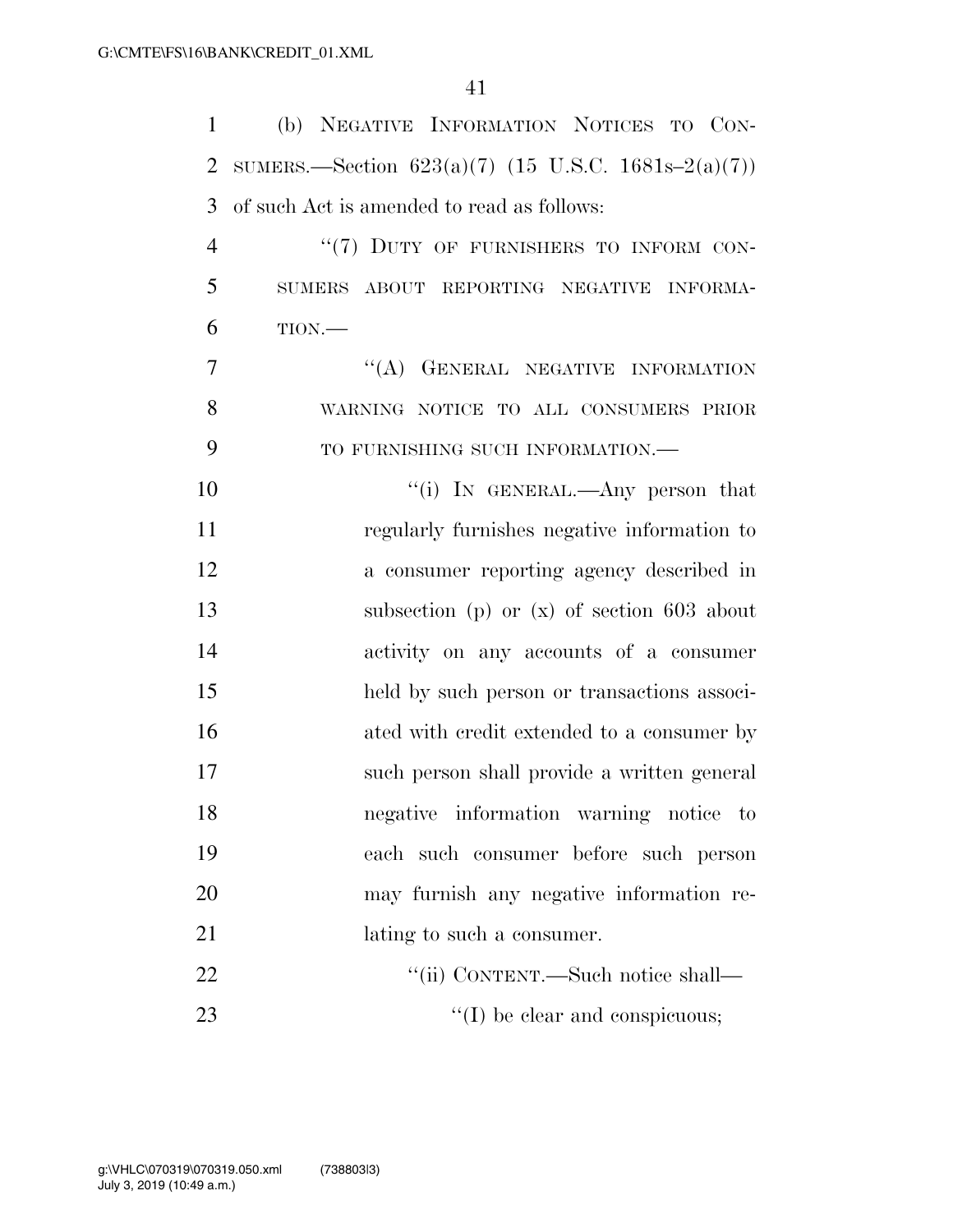(b) NEGATIVE INFORMATION NOTICES TO CONSUMERS.—Section 623(a)(7) (15 U.S.C. 1681s–2(a)(7)) of such Act is amended to read as follows:

"(7) DUTY OF FURNISHERS TO INFORM CONSUMERS ABOUT REPORTING NEGATIVE INFORMATION.—

"(A) GENERAL NEGATIVE INFORMATION WARNING NOTICE TO ALL CONSUMERS PRIOR TO FURNISHING SUCH INFORMATION.—

"(i) IN GENERAL.—Any person that regularly furnishes negative information to a consumer reporting agency described in subsection (p) or (x) of section 603 about activity on any accounts of a consumer held by such person or transactions associated with credit extended to a consumer by such person shall provide a written general negative information warning notice to each such consumer before such person may furnish any negative information relating to such a consumer.

"(ii) CONTENT.—Such notice shall—

"(I) be clear and conspicuous;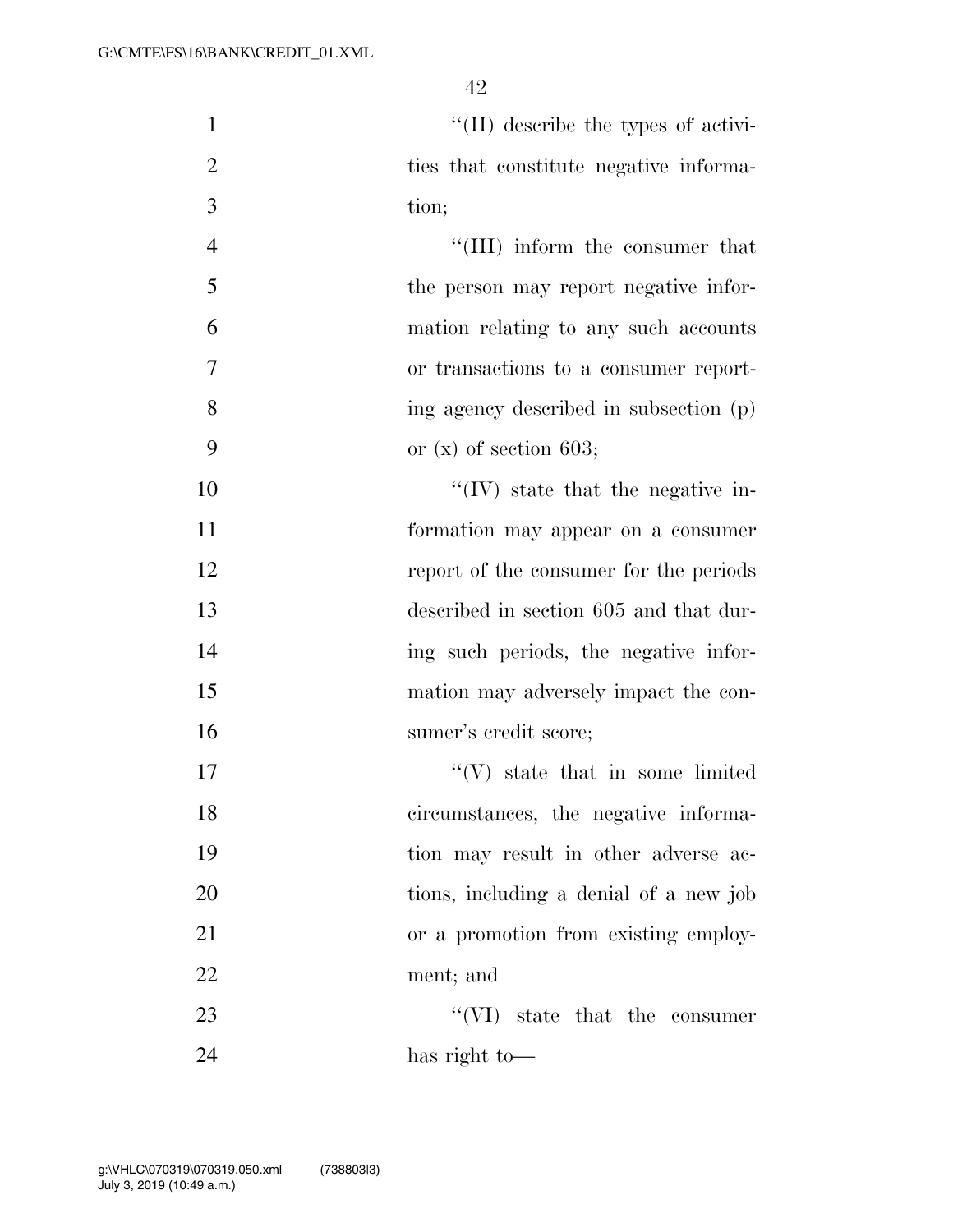''(II) describe the types of activities that constitute negative information;

''(III) inform the consumer that the person may report negative information relating to any such accounts or transactions to a consumer reporting agency described in subsection (p) or (x) of section 603;

''(IV) state that the negative information may appear on a consumer report of the consumer for the periods described in section 605 and that during such periods, the negative information may adversely impact the consumer's credit score;

''(V) state that in some limited circumstances, the negative information may result in other adverse actions, including a denial of a new job or a promotion from existing employment; and

''(VI) state that the consumer has right to—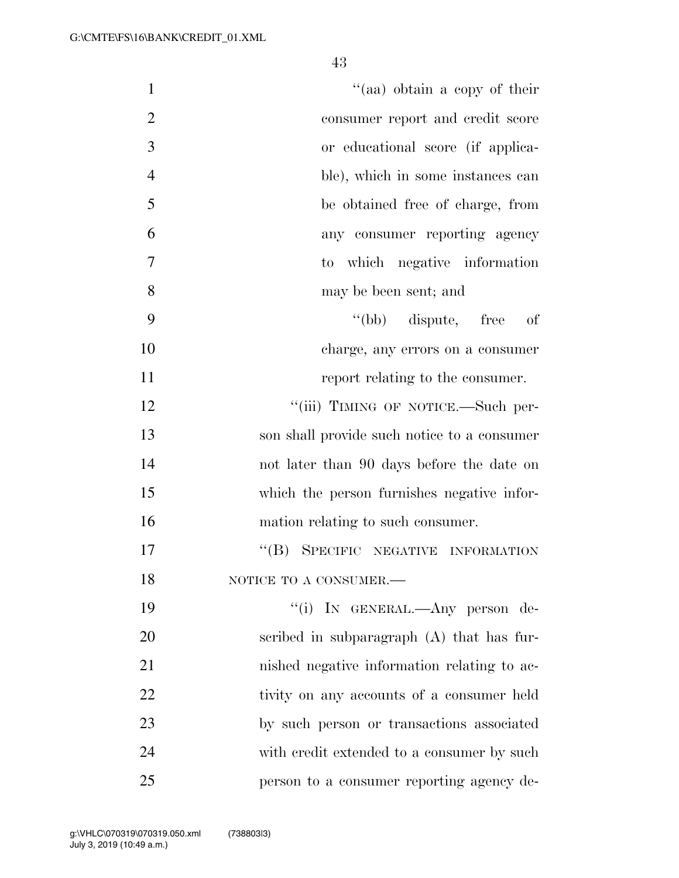"(aa) obtain a copy of their consumer report and credit score or educational score (if applicable), which in some instances can be obtained free of charge, from any consumer reporting agency to which negative information may be been sent; and

"(bb) dispute, free of charge, any errors on a consumer report relating to the consumer.

"(iii) TIMING OF NOTICE.—Such person shall provide such notice to a consumer not later than 90 days before the date on which the person furnishes negative information relating to such consumer.

"(B) SPECIFIC NEGATIVE INFORMATION NOTICE TO A CONSUMER.—

"(i) IN GENERAL.—Any person described in subparagraph (A) that has furnished negative information relating to activity on any accounts of a consumer held by such person or transactions associated with credit extended to a consumer by such person to a consumer reporting agency de-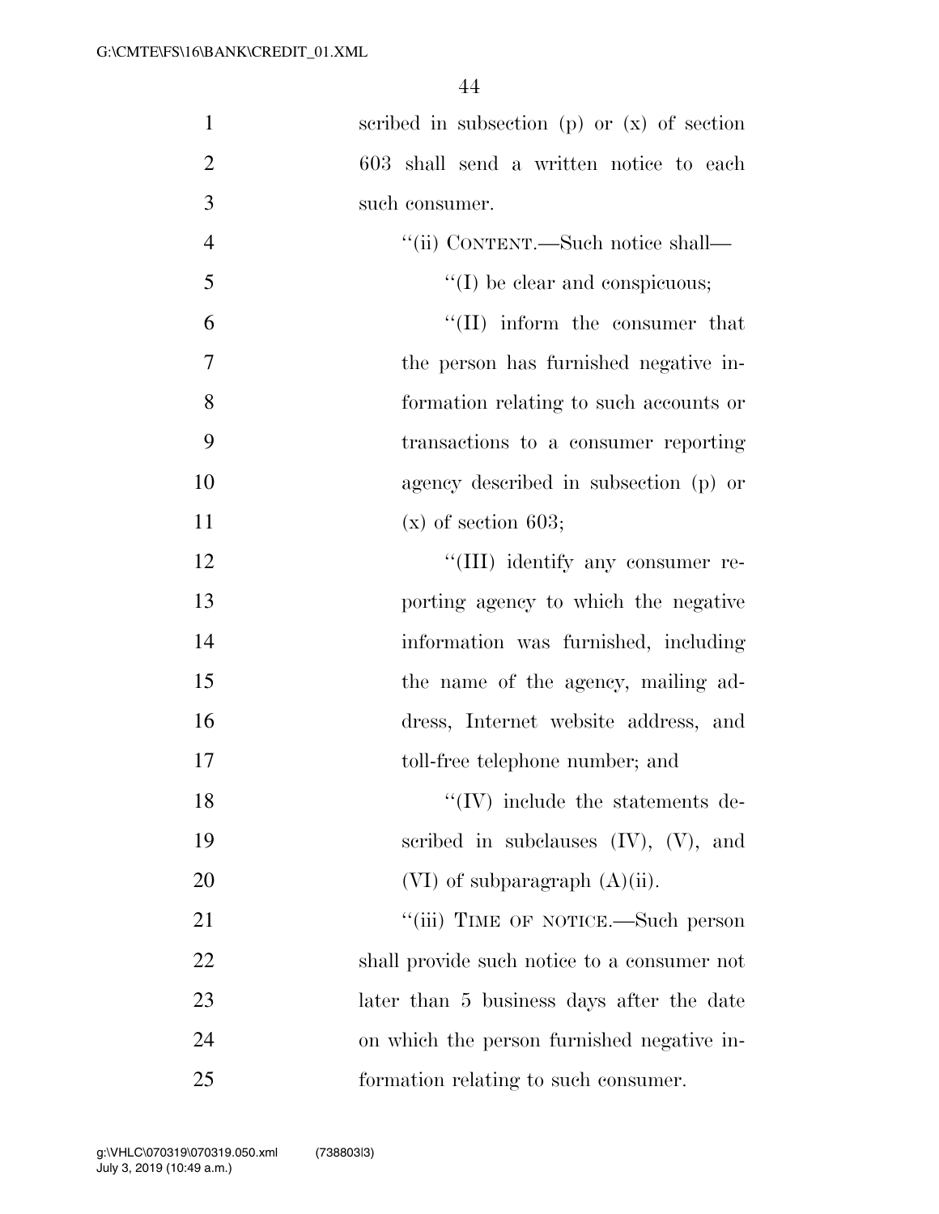scribed in subsection (p) or (x) of section 603 shall send a written notice to each such consumer.

''(ii) CONTENT.—Such notice shall—

''(I) be clear and conspicuous;

''(II) inform the consumer that the person has furnished negative information relating to such accounts or transactions to a consumer reporting agency described in subsection (p) or (x) of section 603;

''(III) identify any consumer reporting agency to which the negative information was furnished, including the name of the agency, mailing address, Internet website address, and toll-free telephone number; and

''(IV) include the statements described in subclauses (IV), (V), and (VI) of subparagraph (A)(ii).

''(iii) TIME OF NOTICE.—Such person shall provide such notice to a consumer not later than 5 business days after the date on which the person furnished negative information relating to such consumer.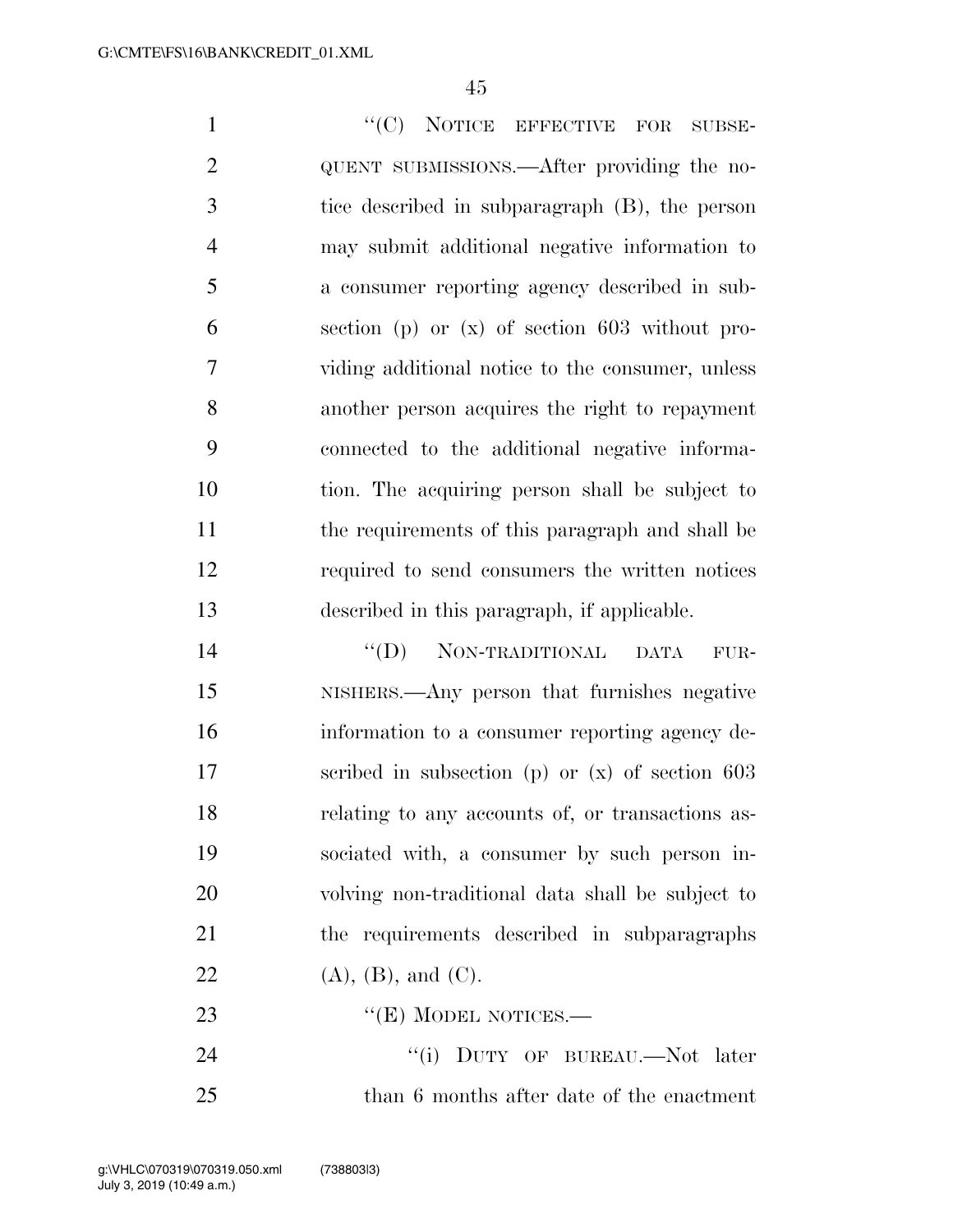"(C) NOTICE EFFECTIVE FOR SUBSEQUENT SUBMISSIONS.—After providing the notice described in subparagraph (B), the person may submit additional negative information to a consumer reporting agency described in subsection (p) or (x) of section 603 without providing additional notice to the consumer, unless another person acquires the right to repayment connected to the additional negative information. The acquiring person shall be subject to the requirements of this paragraph and shall be required to send consumers the written notices described in this paragraph, if applicable.

"(D) NON-TRADITIONAL DATA FURNISHERS.—Any person that furnishes negative information to a consumer reporting agency described in subsection (p) or (x) of section 603 relating to any accounts of, or transactions associated with, a consumer by such person involving non-traditional data shall be subject to the requirements described in subparagraphs (A), (B), and (C).

"(E) MODEL NOTICES.—

"(i) DUTY OF BUREAU.—Not later than 6 months after date of the enactment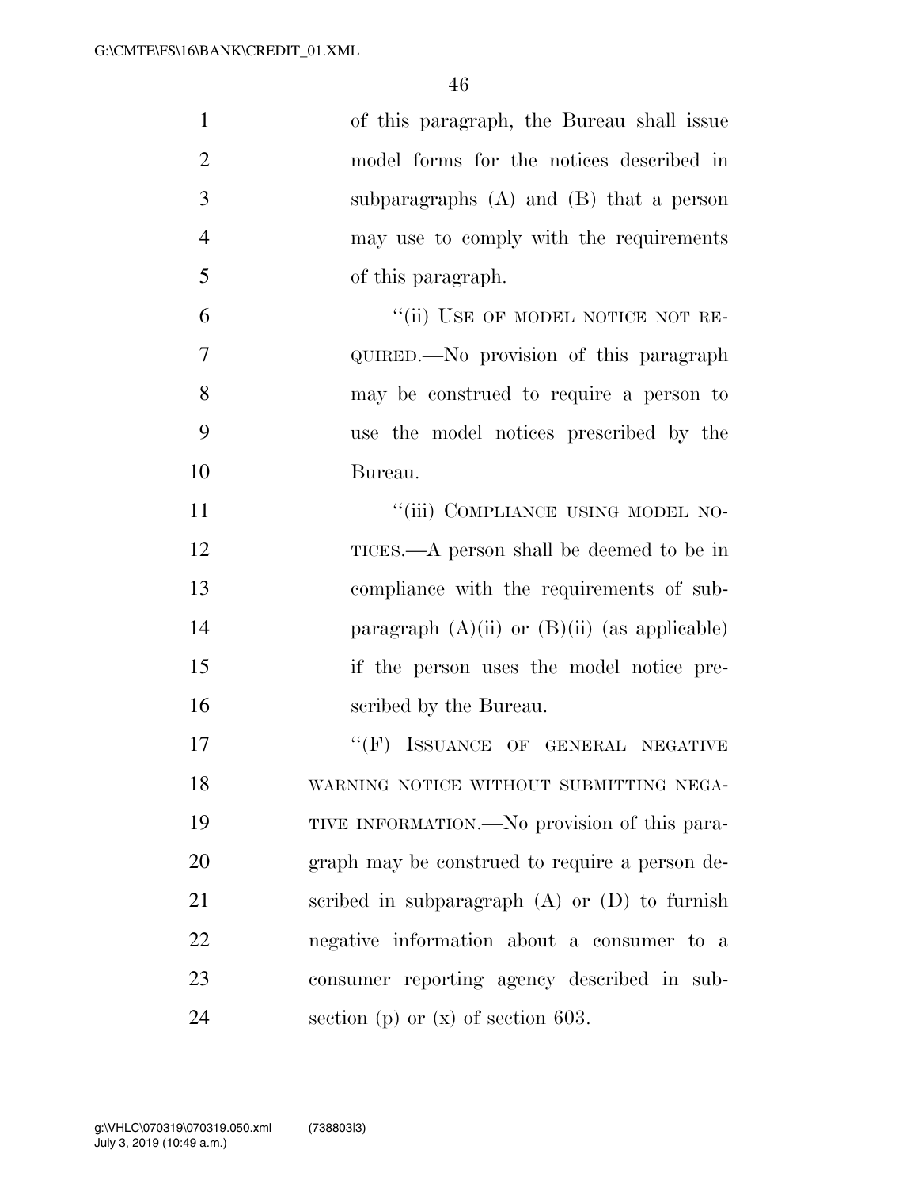of this paragraph, the Bureau shall issue model forms for the notices described in subparagraphs (A) and (B) that a person may use to comply with the requirements of this paragraph.

"(ii) USE OF MODEL NOTICE NOT REQUIRED.—No provision of this paragraph may be construed to require a person to use the model notices prescribed by the Bureau.

"(iii) COMPLIANCE USING MODEL NOTICES.—A person shall be deemed to be in compliance with the requirements of subparagraph (A)(ii) or (B)(ii) (as applicable) if the person uses the model notice prescribed by the Bureau.

"(F) ISSUANCE OF GENERAL NEGATIVE WARNING NOTICE WITHOUT SUBMITTING NEGATIVE INFORMATION.—No provision of this paragraph may be construed to require a person described in subparagraph (A) or (D) to furnish negative information about a consumer to a consumer reporting agency described in subsection (p) or (x) of section 603.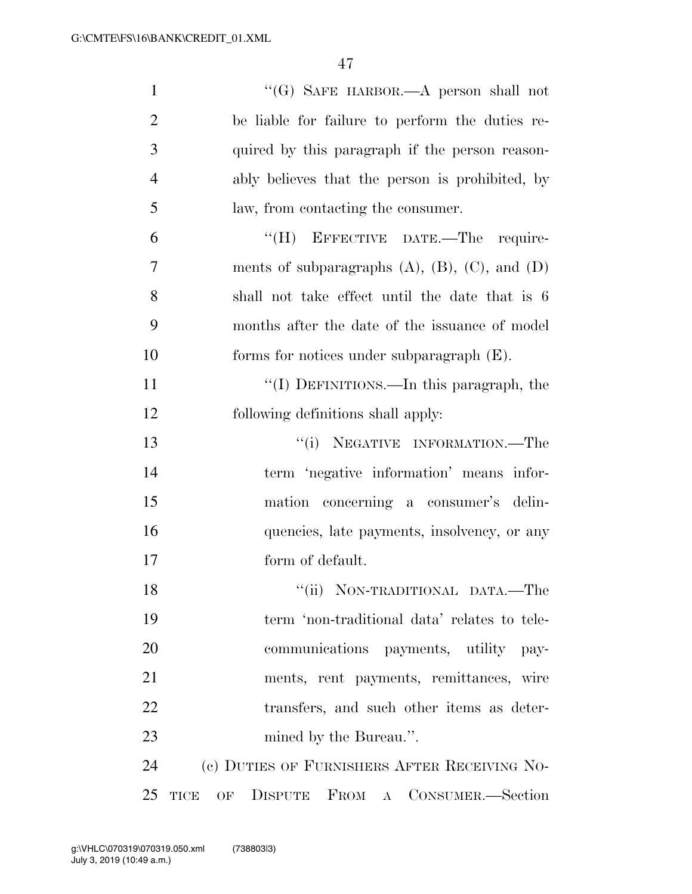"(G) SAFE HARBOR.—A person shall not be liable for failure to perform the duties required by this paragraph if the person reasonably believes that the person is prohibited, by law, from contacting the consumer.

"(H) EFFECTIVE DATE.—The requirements of subparagraphs (A), (B), (C), and (D) shall not take effect until the date that is 6 months after the date of the issuance of model forms for notices under subparagraph (E).

"(I) DEFINITIONS.—In this paragraph, the following definitions shall apply:

"(i) NEGATIVE INFORMATION.—The term 'negative information' means information concerning a consumer's delinquencies, late payments, insolvency, or any form of default.

"(ii) NON-TRADITIONAL DATA.—The term 'non-traditional data' relates to telecommunications payments, utility payments, rent payments, remittances, wire transfers, and such other items as determined by the Bureau.".

(c) DUTIES OF FURNISHERS AFTER RECEIVING NOTICE OF DISPUTE FROM A CONSUMER.—Section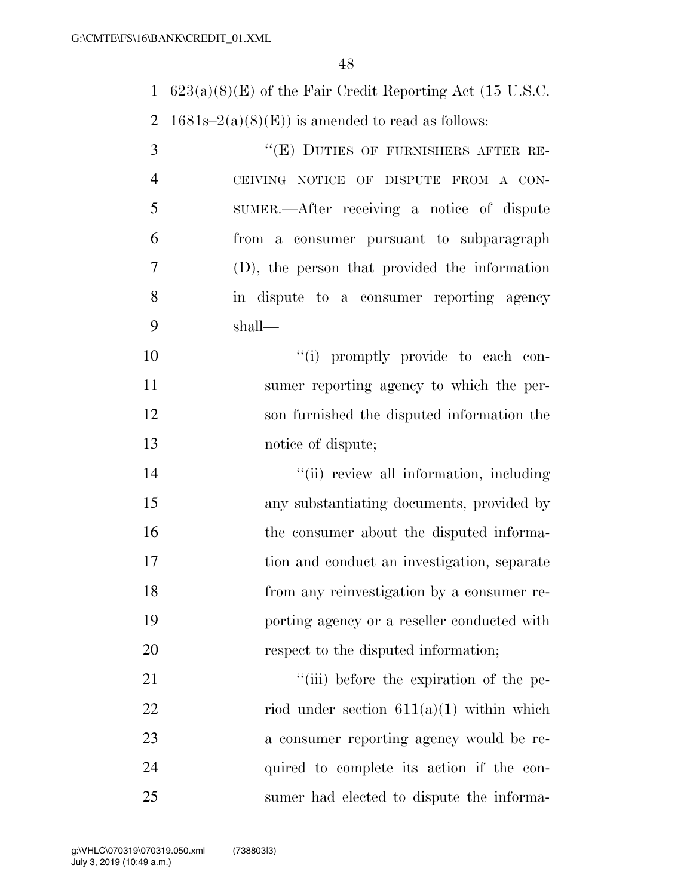623(a)(8)(E) of the Fair Credit Reporting Act (15 U.S.C. 1681s–2(a)(8)(E)) is amended to read as follows:

"(E) DUTIES OF FURNISHERS AFTER RECEIVING NOTICE OF DISPUTE FROM A CONSUMER.—After receiving a notice of dispute from a consumer pursuant to subparagraph (D), the person that provided the information in dispute to a consumer reporting agency shall—

"(i) promptly provide to each consumer reporting agency to which the person furnished the disputed information the notice of dispute;

"(ii) review all information, including any substantiating documents, provided by the consumer about the disputed information and conduct an investigation, separate from any reinvestigation by a consumer reporting agency or a reseller conducted with respect to the disputed information;

"(iii) before the expiration of the period under section 611(a)(1) within which a consumer reporting agency would be required to complete its action if the consumer had elected to dispute the informa-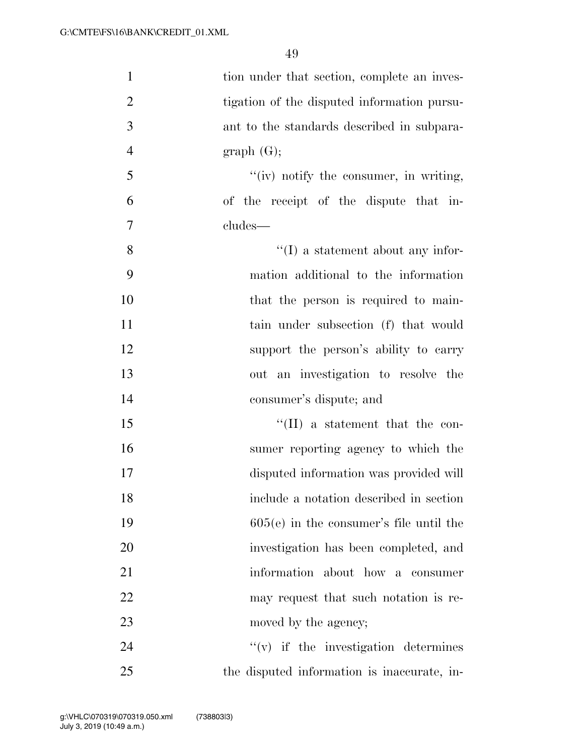tion under that section, complete an investigation of the disputed information pursuant to the standards described in subparagraph (G);

"(iv) notify the consumer, in writing, of the receipt of the dispute that includes—

"(I) a statement about any information additional to the information that the person is required to maintain under subsection (f) that would support the person's ability to carry out an investigation to resolve the consumer's dispute; and

"(II) a statement that the consumer reporting agency to which the disputed information was provided will include a notation described in section 605(e) in the consumer's file until the investigation has been completed, and information about how a consumer may request that such notation is removed by the agency;

"(v) if the investigation determines the disputed information is inaccurate, in-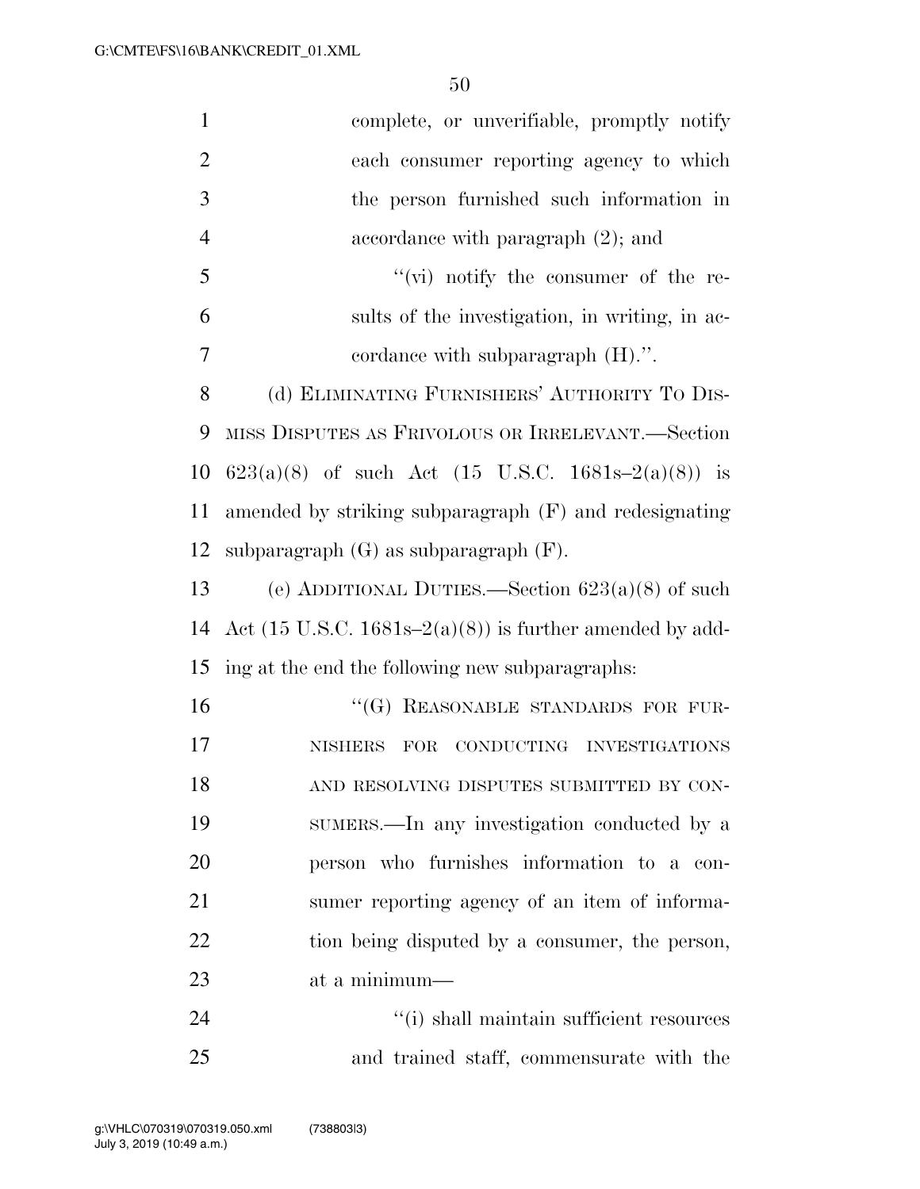complete, or unverifiable, promptly notify each consumer reporting agency to which the person furnished such information in accordance with paragraph (2); and

''(vi) notify the consumer of the results of the investigation, in writing, in accordance with subparagraph (H).''.

(d) ELIMINATING FURNISHERS' AUTHORITY TO DISMISS DISPUTES AS FRIVOLOUS OR IRRELEVANT.—Section 623(a)(8) of such Act (15 U.S.C. 1681s–2(a)(8)) is amended by striking subparagraph (F) and redesignating subparagraph (G) as subparagraph (F).

(e) ADDITIONAL DUTIES.—Section 623(a)(8) of such Act (15 U.S.C. 1681s–2(a)(8)) is further amended by adding at the end the following new subparagraphs:

''(G) REASONABLE STANDARDS FOR FURNISHERS FOR CONDUCTING INVESTIGATIONS AND RESOLVING DISPUTES SUBMITTED BY CONSUMERS.—In any investigation conducted by a person who furnishes information to a consumer reporting agency of an item of information being disputed by a consumer, the person, at a minimum—

''(i) shall maintain sufficient resources and trained staff, commensurate with the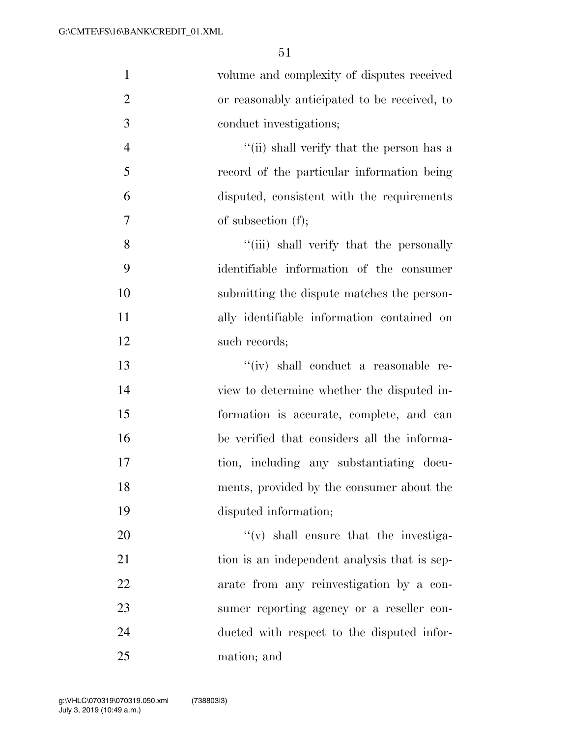volume and complexity of disputes received or reasonably anticipated to be received, to conduct investigations;

"(ii) shall verify that the person has a record of the particular information being disputed, consistent with the requirements of subsection (f);

"(iii) shall verify that the personally identifiable information of the consumer submitting the dispute matches the personally identifiable information contained on such records;

"(iv) shall conduct a reasonable review to determine whether the disputed information is accurate, complete, and can be verified that considers all the information, including any substantiating documents, provided by the consumer about the disputed information;

"(v) shall ensure that the investigation is an independent analysis that is separate from any reinvestigation by a consumer reporting agency or a reseller conducted with respect to the disputed information; and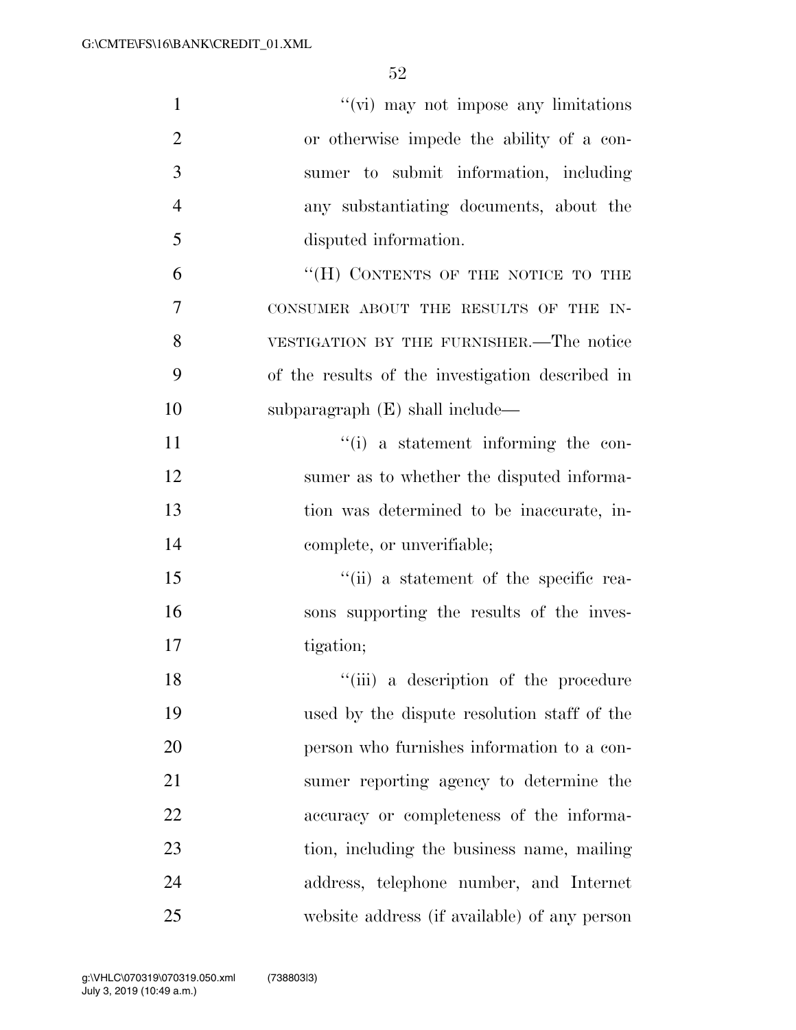"(vi) may not impose any limitations or otherwise impede the ability of a consumer to submit information, including any substantiating documents, about the disputed information.

"(H) CONTENTS OF THE NOTICE TO THE CONSUMER ABOUT THE RESULTS OF THE INVESTIGATION BY THE FURNISHER.—The notice of the results of the investigation described in subparagraph (E) shall include—

"(i) a statement informing the consumer as to whether the disputed information was determined to be inaccurate, incomplete, or unverifiable;

"(ii) a statement of the specific reasons supporting the results of the investigation;

"(iii) a description of the procedure used by the dispute resolution staff of the person who furnishes information to a consumer reporting agency to determine the accuracy or completeness of the information, including the business name, mailing address, telephone number, and Internet website address (if available) of any person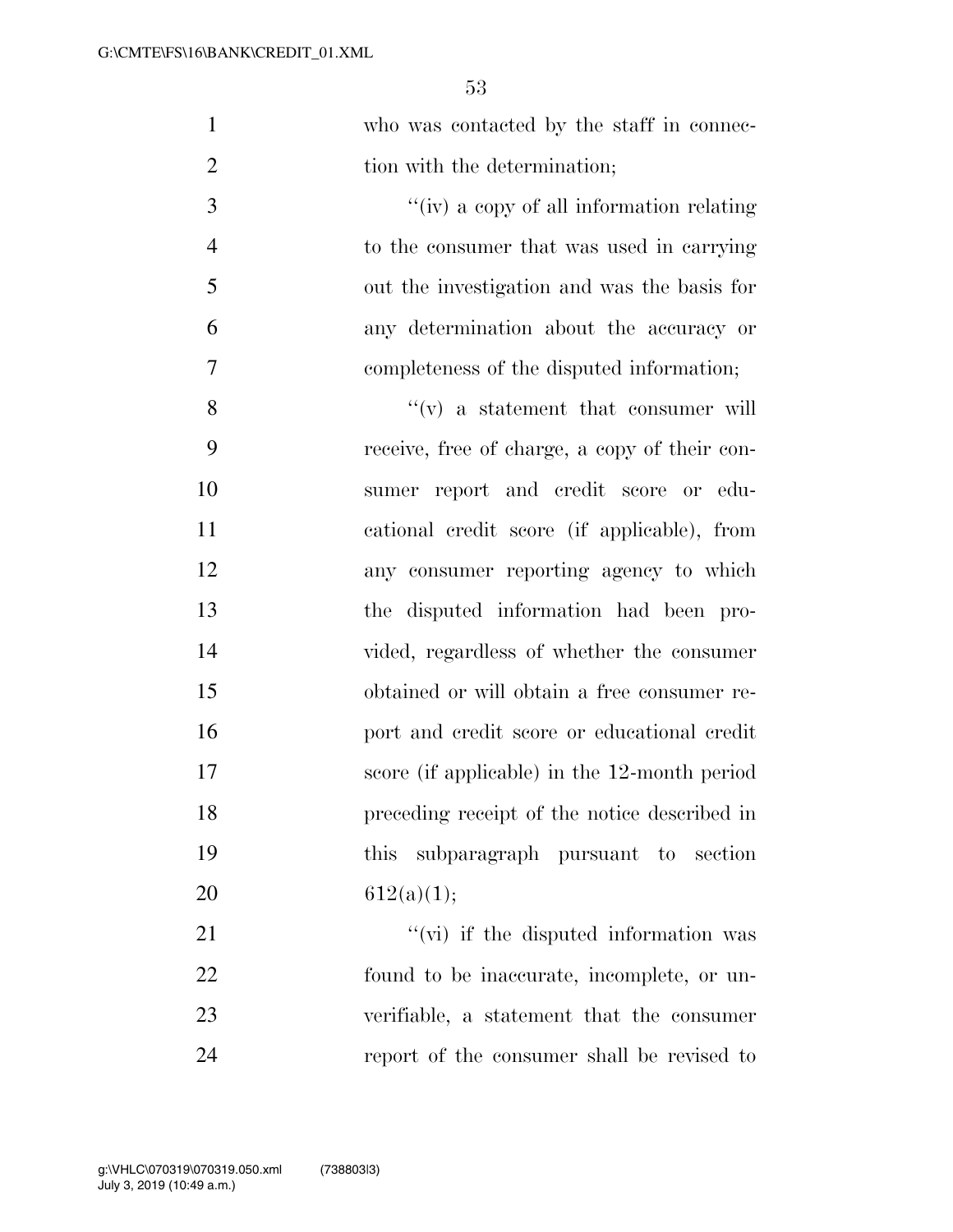who was contacted by the staff in connection with the determination;

''(iv) a copy of all information relating to the consumer that was used in carrying out the investigation and was the basis for any determination about the accuracy or completeness of the disputed information;

''(v) a statement that consumer will receive, free of charge, a copy of their consumer report and credit score or educational credit score (if applicable), from any consumer reporting agency to which the disputed information had been provided, regardless of whether the consumer obtained or will obtain a free consumer report and credit score or educational credit score (if applicable) in the 12-month period preceding receipt of the notice described in this subparagraph pursuant to section 612(a)(1);

''(vi) if the disputed information was found to be inaccurate, incomplete, or unverifiable, a statement that the consumer report of the consumer shall be revised to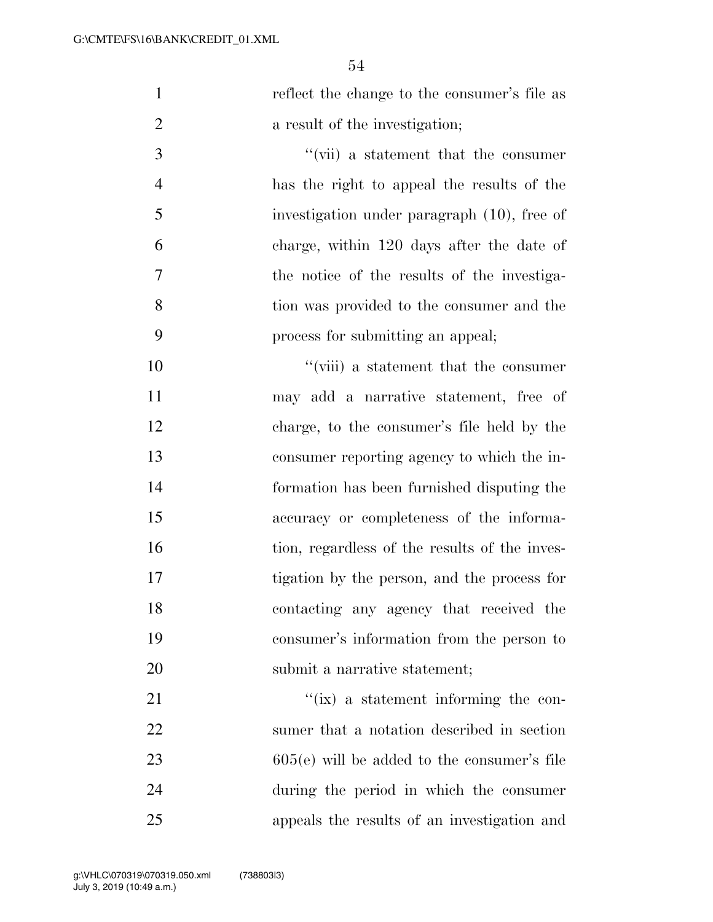reflect the change to the consumer's file as a result of the investigation;

''(vii) a statement that the consumer has the right to appeal the results of the investigation under paragraph (10), free of charge, within 120 days after the date of the notice of the results of the investigation was provided to the consumer and the process for submitting an appeal;

''(viii) a statement that the consumer may add a narrative statement, free of charge, to the consumer's file held by the consumer reporting agency to which the information has been furnished disputing the accuracy or completeness of the information, regardless of the results of the investigation by the person, and the process for contacting any agency that received the consumer's information from the person to submit a narrative statement;

''(ix) a statement informing the consumer that a notation described in section 605(e) will be added to the consumer's file during the period in which the consumer appeals the results of an investigation and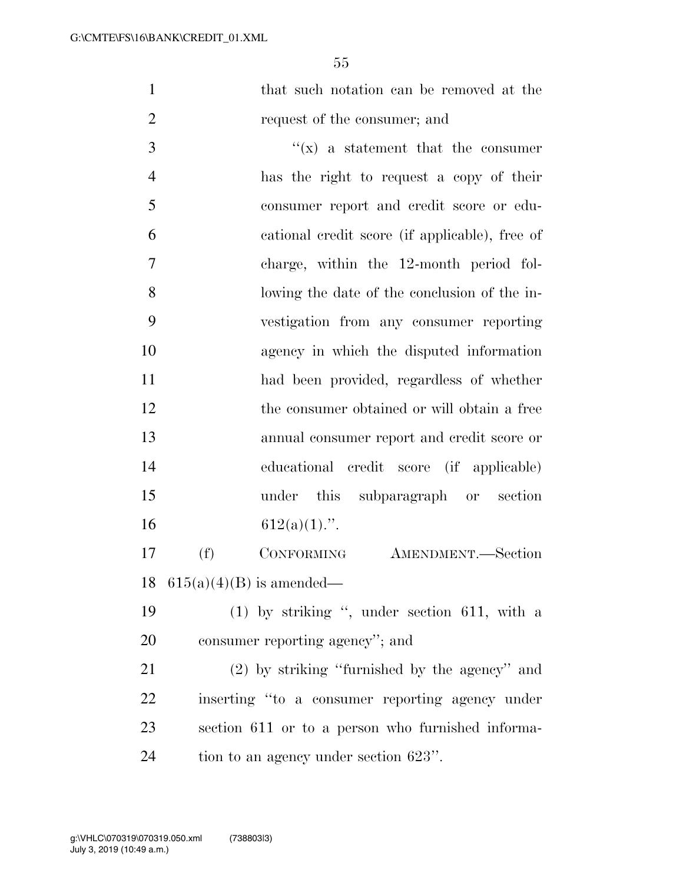that such notation can be removed at the request of the consumer; and

''(x) a statement that the consumer has the right to request a copy of their consumer report and credit score or educational credit score (if applicable), free of charge, within the 12-month period following the date of the conclusion of the investigation from any consumer reporting agency in which the disputed information had been provided, regardless of whether the consumer obtained or will obtain a free annual consumer report and credit score or educational credit score (if applicable) under this subparagraph or section 612(a)(1).''.

(f) CONFORMING AMENDMENT.—Section 615(a)(4)(B) is amended—

(1) by striking '', under section 611, with a consumer reporting agency''; and

(2) by striking ''furnished by the agency'' and inserting ''to a consumer reporting agency under section 611 or to a person who furnished information to an agency under section 623''.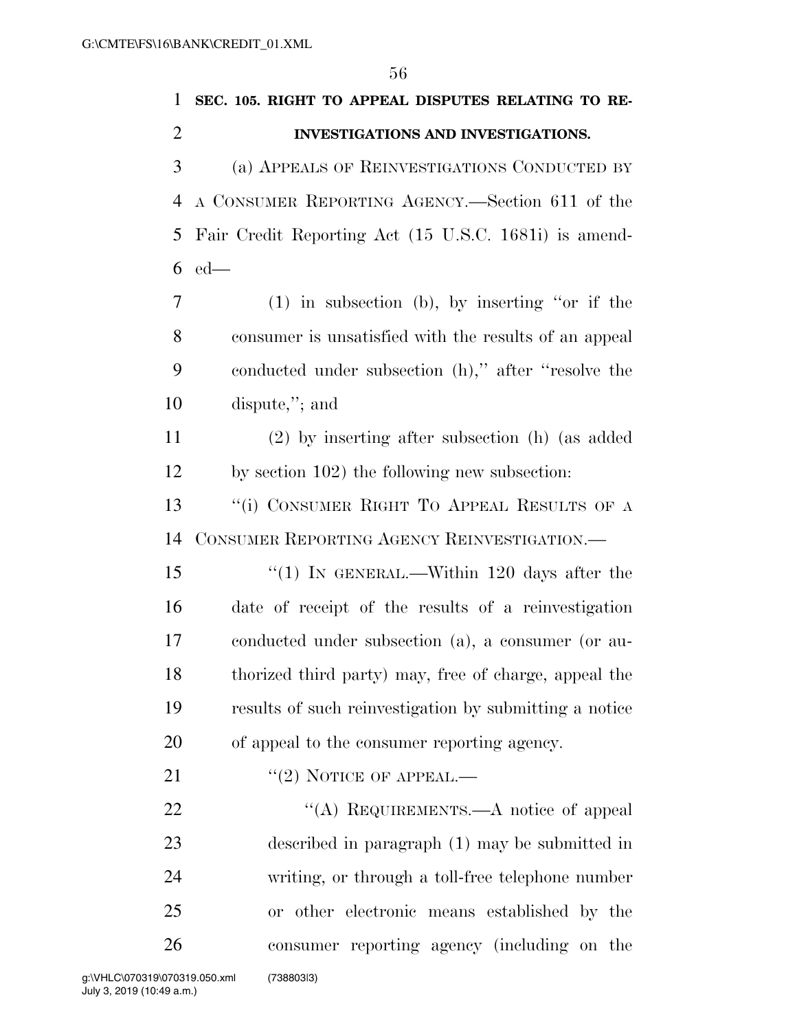**SEC. 105. RIGHT TO APPEAL DISPUTES RELATING TO REINVESTIGATIONS AND INVESTIGATIONS.**

(a) APPEALS OF REINVESTIGATIONS CONDUCTED BY A CONSUMER REPORTING AGENCY.—Section 611 of the Fair Credit Reporting Act (15 U.S.C. 1681i) is amended—

(1) in subsection (b), by inserting ''or if the consumer is unsatisfied with the results of an appeal conducted under subsection (h),'' after ''resolve the dispute,''; and

(2) by inserting after subsection (h) (as added by section 102) the following new subsection:

''(i) CONSUMER RIGHT TO APPEAL RESULTS OF A CONSUMER REPORTING AGENCY REINVESTIGATION.—

''(1) IN GENERAL.—Within 120 days after the date of receipt of the results of a reinvestigation conducted under subsection (a), a consumer (or authorized third party) may, free of charge, appeal the results of such reinvestigation by submitting a notice of appeal to the consumer reporting agency.

''(2) NOTICE OF APPEAL.—

''(A) REQUIREMENTS.—A notice of appeal described in paragraph (1) may be submitted in writing, or through a toll-free telephone number or other electronic means established by the consumer reporting agency (including on the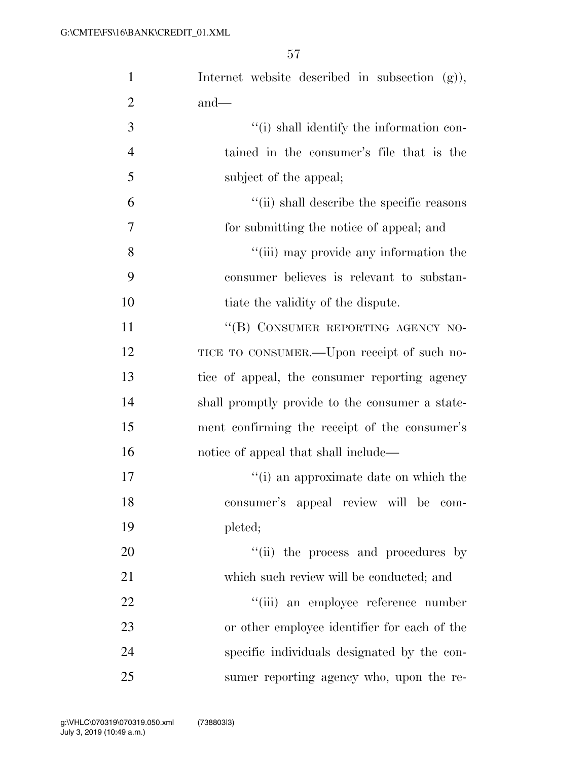Internet website described in subsection (g)), and—

''(i) shall identify the information contained in the consumer's file that is the subject of the appeal;

''(ii) shall describe the specific reasons for submitting the notice of appeal; and

''(iii) may provide any information the consumer believes is relevant to substantiate the validity of the dispute.

''(B) CONSUMER REPORTING AGENCY NOTICE TO CONSUMER.—Upon receipt of such notice of appeal, the consumer reporting agency shall promptly provide to the consumer a statement confirming the receipt of the consumer's notice of appeal that shall include—

''(i) an approximate date on which the consumer's appeal review will be completed;

''(ii) the process and procedures by which such review will be conducted; and

''(iii) an employee reference number or other employee identifier for each of the specific individuals designated by the consumer reporting agency who, upon the re-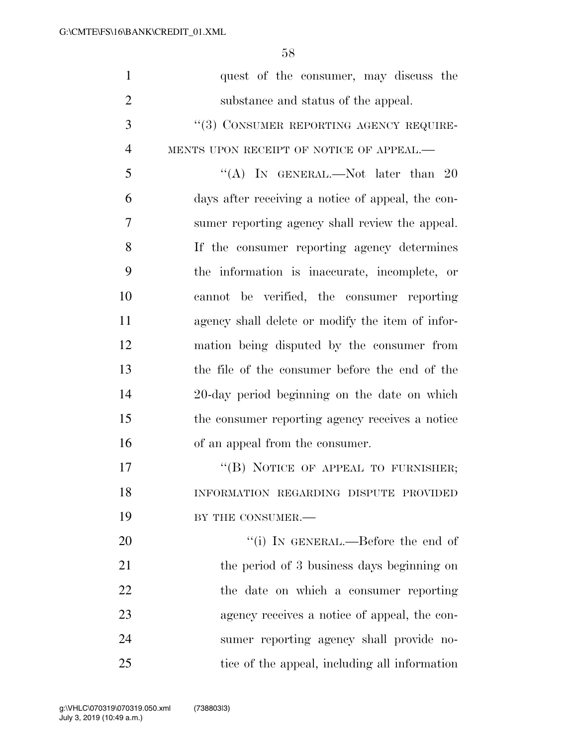quest of the consumer, may discuss the substance and status of the appeal.

"(3) CONSUMER REPORTING AGENCY REQUIREMENTS UPON RECEIPT OF NOTICE OF APPEAL.—

"(A) IN GENERAL.—Not later than 20 days after receiving a notice of appeal, the consumer reporting agency shall review the appeal. If the consumer reporting agency determines the information is inaccurate, incomplete, or cannot be verified, the consumer reporting agency shall delete or modify the item of information being disputed by the consumer from the file of the consumer before the end of the 20-day period beginning on the date on which the consumer reporting agency receives a notice of an appeal from the consumer.

"(B) NOTICE OF APPEAL TO FURNISHER; INFORMATION REGARDING DISPUTE PROVIDED BY THE CONSUMER.—

"(i) IN GENERAL.—Before the end of the period of 3 business days beginning on the date on which a consumer reporting agency receives a notice of appeal, the consumer reporting agency shall provide notice of the appeal, including all information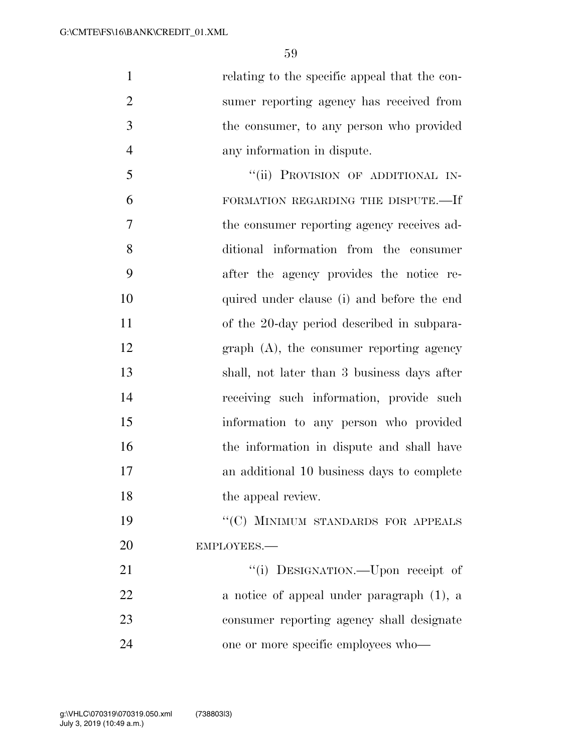relating to the specific appeal that the consumer reporting agency has received from the consumer, to any person who provided any information in dispute.

"(ii) PROVISION OF ADDITIONAL INFORMATION REGARDING THE DISPUTE.—If the consumer reporting agency receives additional information from the consumer after the agency provides the notice required under clause (i) and before the end of the 20-day period described in subparagraph (A), the consumer reporting agency shall, not later than 3 business days after receiving such information, provide such information to any person who provided the information in dispute and shall have an additional 10 business days to complete the appeal review.

"(C) MINIMUM STANDARDS FOR APPEALS EMPLOYEES.—

"(i) DESIGNATION.—Upon receipt of a notice of appeal under paragraph (1), a consumer reporting agency shall designate one or more specific employees who—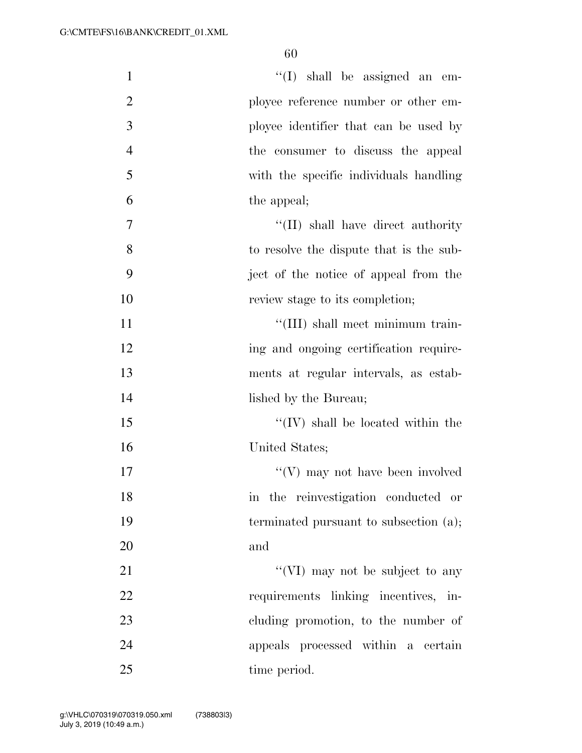''(I) shall be assigned an employee reference number or other employee identifier that can be used by the consumer to discuss the appeal with the specific individuals handling the appeal;

''(II) shall have direct authority to resolve the dispute that is the subject of the notice of appeal from the review stage to its completion;

''(III) shall meet minimum training and ongoing certification requirements at regular intervals, as established by the Bureau;

''(IV) shall be located within the United States;

''(V) may not have been involved in the reinvestigation conducted or terminated pursuant to subsection (a); and

''(VI) may not be subject to any requirements linking incentives, including promotion, to the number of appeals processed within a certain time period.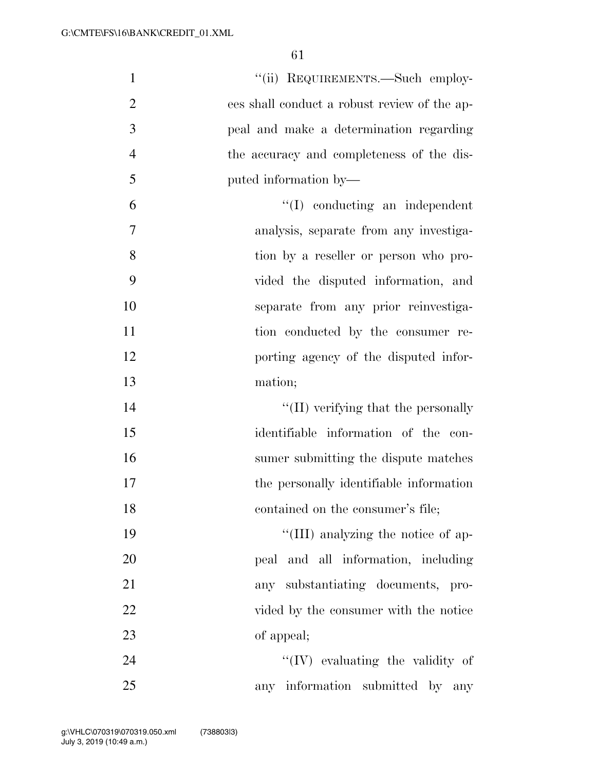"(ii) REQUIREMENTS.—Such employees shall conduct a robust review of the appeal and make a determination regarding the accuracy and completeness of the disputed information by—

"(I) conducting an independent analysis, separate from any investigation by a reseller or person who provided the disputed information, and separate from any prior reinvestigation conducted by the consumer reporting agency of the disputed information;

"(II) verifying that the personally identifiable information of the consumer submitting the dispute matches the personally identifiable information contained on the consumer's file;

"(III) analyzing the notice of appeal and all information, including any substantiating documents, provided by the consumer with the notice of appeal;

"(IV) evaluating the validity of any information submitted by any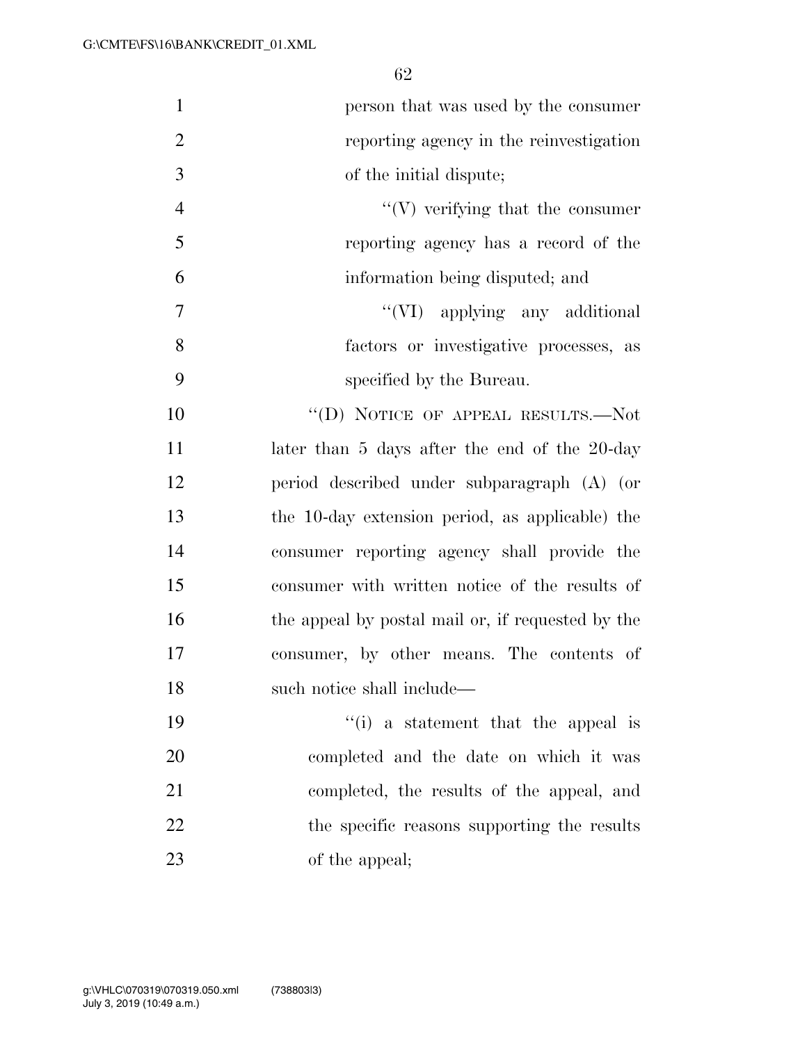person that was used by the consumer reporting agency in the reinvestigation of the initial dispute;

''(V) verifying that the consumer reporting agency has a record of the information being disputed; and

''(VI) applying any additional factors or investigative processes, as specified by the Bureau.

''(D) NOTICE OF APPEAL RESULTS.—Not later than 5 days after the end of the 20-day period described under subparagraph (A) (or the 10-day extension period, as applicable) the consumer reporting agency shall provide the consumer with written notice of the results of the appeal by postal mail or, if requested by the consumer, by other means. The contents of such notice shall include—

''(i) a statement that the appeal is completed and the date on which it was completed, the results of the appeal, and the specific reasons supporting the results of the appeal;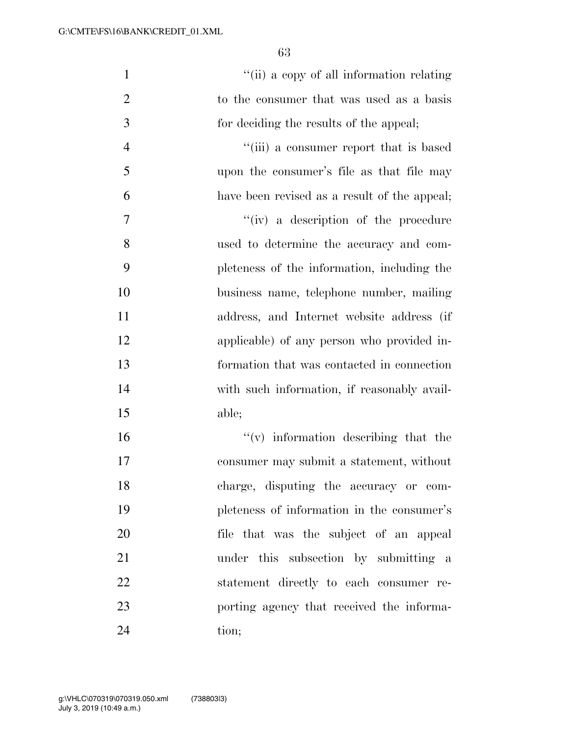''(ii) a copy of all information relating to the consumer that was used as a basis for deciding the results of the appeal;

''(iii) a consumer report that is based upon the consumer's file as that file may have been revised as a result of the appeal;

''(iv) a description of the procedure used to determine the accuracy and completeness of the information, including the business name, telephone number, mailing address, and Internet website address (if applicable) of any person who provided information that was contacted in connection with such information, if reasonably available;

''(v) information describing that the consumer may submit a statement, without charge, disputing the accuracy or completeness of information in the consumer's file that was the subject of an appeal under this subsection by submitting a statement directly to each consumer reporting agency that received the information;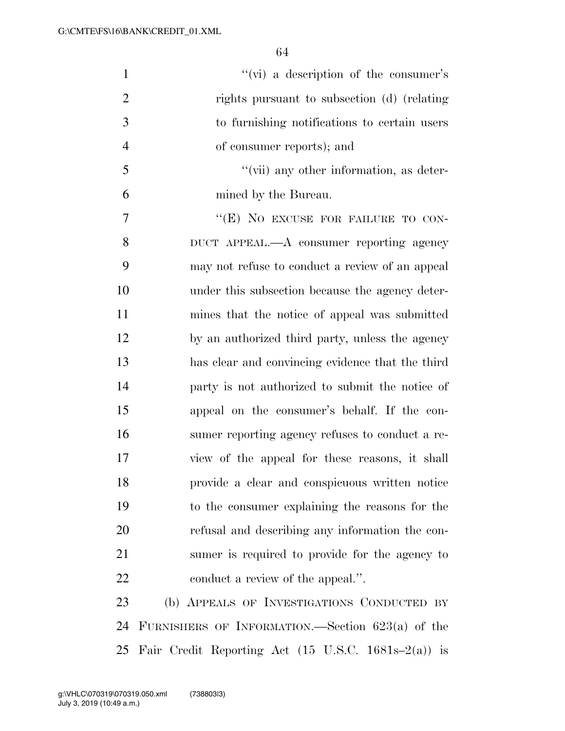"(vi) a description of the consumer's rights pursuant to subsection (d) (relating to furnishing notifications to certain users of consumer reports); and

"(vii) any other information, as determined by the Bureau.

"(E) NO EXCUSE FOR FAILURE TO CONDUCT APPEAL.—A consumer reporting agency may not refuse to conduct a review of an appeal under this subsection because the agency determines that the notice of appeal was submitted by an authorized third party, unless the agency has clear and convincing evidence that the third party is not authorized to submit the notice of appeal on the consumer's behalf. If the consumer reporting agency refuses to conduct a review of the appeal for these reasons, it shall provide a clear and conspicuous written notice to the consumer explaining the reasons for the refusal and describing any information the consumer is required to provide for the agency to conduct a review of the appeal.".

(b) APPEALS OF INVESTIGATIONS CONDUCTED BY FURNISHERS OF INFORMATION.—Section 623(a) of the Fair Credit Reporting Act (15 U.S.C. 1681s–2(a)) is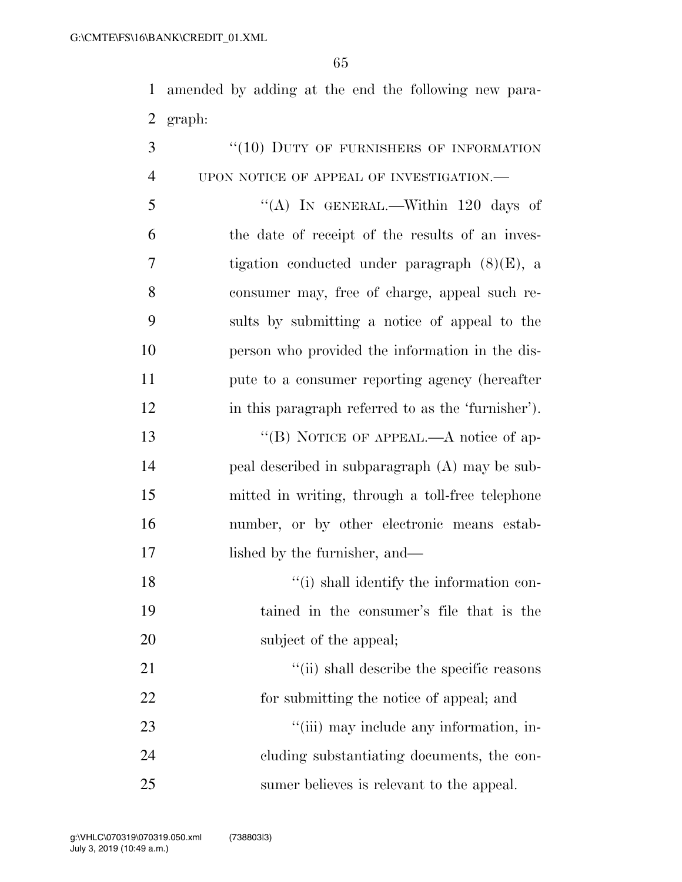amended by adding at the end the following new paragraph:

"(10) DUTY OF FURNISHERS OF INFORMATION UPON NOTICE OF APPEAL OF INVESTIGATION.—

"(A) IN GENERAL.—Within 120 days of the date of receipt of the results of an investigation conducted under paragraph (8)(E), a consumer may, free of charge, appeal such results by submitting a notice of appeal to the person who provided the information in the dispute to a consumer reporting agency (hereafter in this paragraph referred to as the 'furnisher').

"(B) NOTICE OF APPEAL.—A notice of appeal described in subparagraph (A) may be submitted in writing, through a toll-free telephone number, or by other electronic means established by the furnisher, and—

"(i) shall identify the information contained in the consumer's file that is the subject of the appeal;

"(ii) shall describe the specific reasons for submitting the notice of appeal; and

"(iii) may include any information, including substantiating documents, the consumer believes is relevant to the appeal.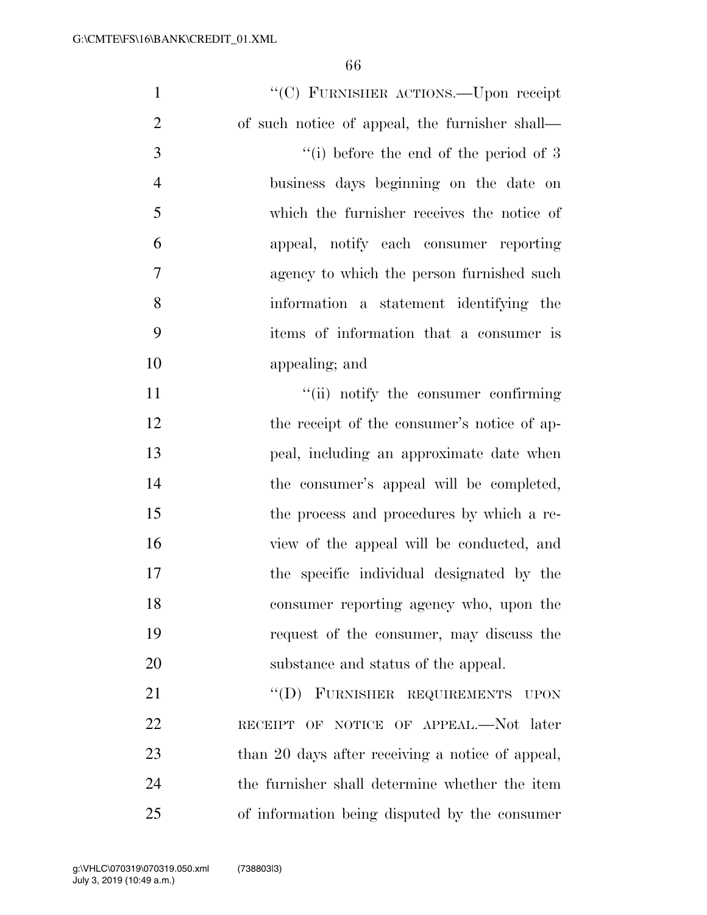"(C) FURNISHER ACTIONS.—Upon receipt of such notice of appeal, the furnisher shall—

"(i) before the end of the period of 3 business days beginning on the date on which the furnisher receives the notice of appeal, notify each consumer reporting agency to which the person furnished such information a statement identifying the items of information that a consumer is appealing; and

"(ii) notify the consumer confirming the receipt of the consumer's notice of appeal, including an approximate date when the consumer's appeal will be completed, the process and procedures by which a review of the appeal will be conducted, and the specific individual designated by the consumer reporting agency who, upon the request of the consumer, may discuss the substance and status of the appeal.

"(D) FURNISHER REQUIREMENTS UPON RECEIPT OF NOTICE OF APPEAL.—Not later than 20 days after receiving a notice of appeal, the furnisher shall determine whether the item of information being disputed by the consumer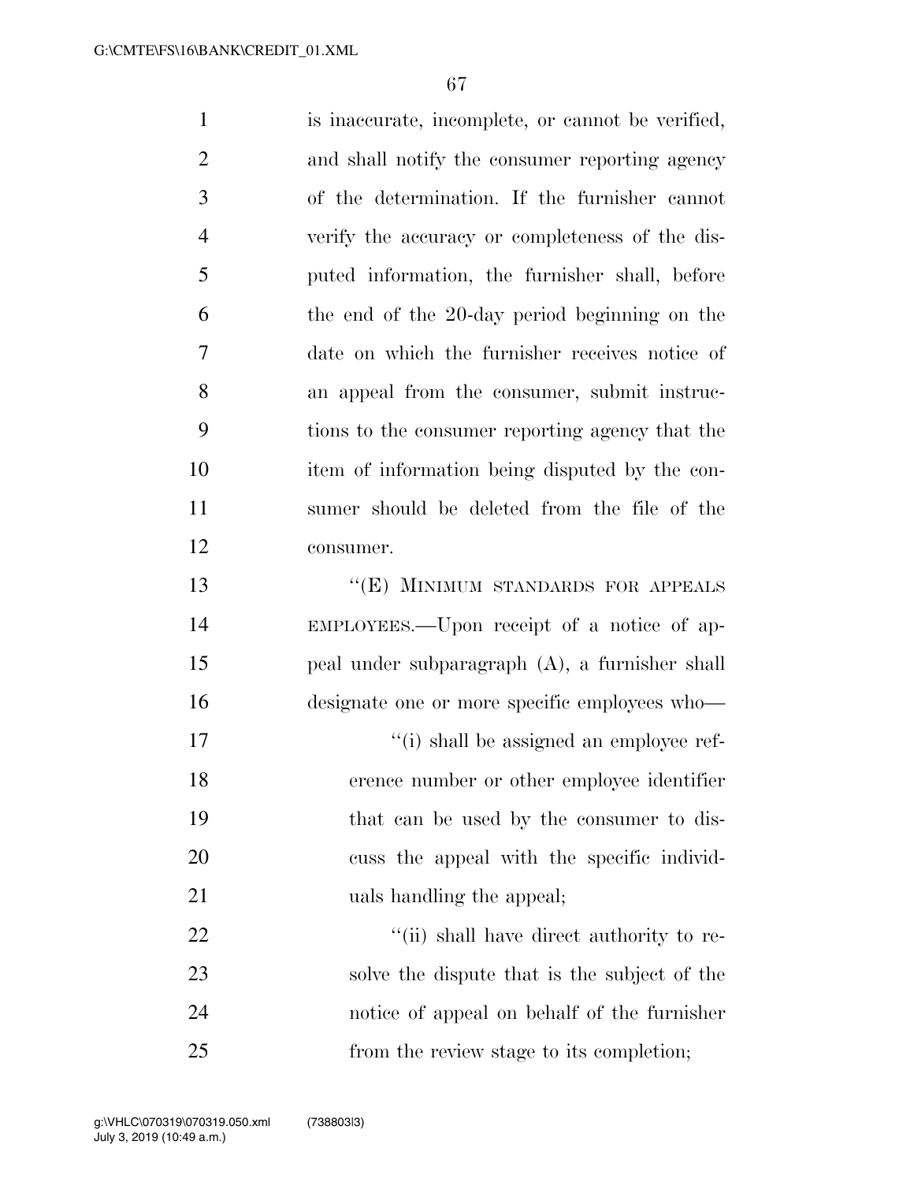is inaccurate, incomplete, or cannot be verified, and shall notify the consumer reporting agency of the determination. If the furnisher cannot verify the accuracy or completeness of the disputed information, the furnisher shall, before the end of the 20-day period beginning on the date on which the furnisher receives notice of an appeal from the consumer, submit instructions to the consumer reporting agency that the item of information being disputed by the consumer should be deleted from the file of the consumer.

"(E) MINIMUM STANDARDS FOR APPEALS EMPLOYEES.—Upon receipt of a notice of appeal under subparagraph (A), a furnisher shall designate one or more specific employees who—

"(i) shall be assigned an employee reference number or other employee identifier that can be used by the consumer to discuss the appeal with the specific individuals handling the appeal;

"(ii) shall have direct authority to resolve the dispute that is the subject of the notice of appeal on behalf of the furnisher from the review stage to its completion;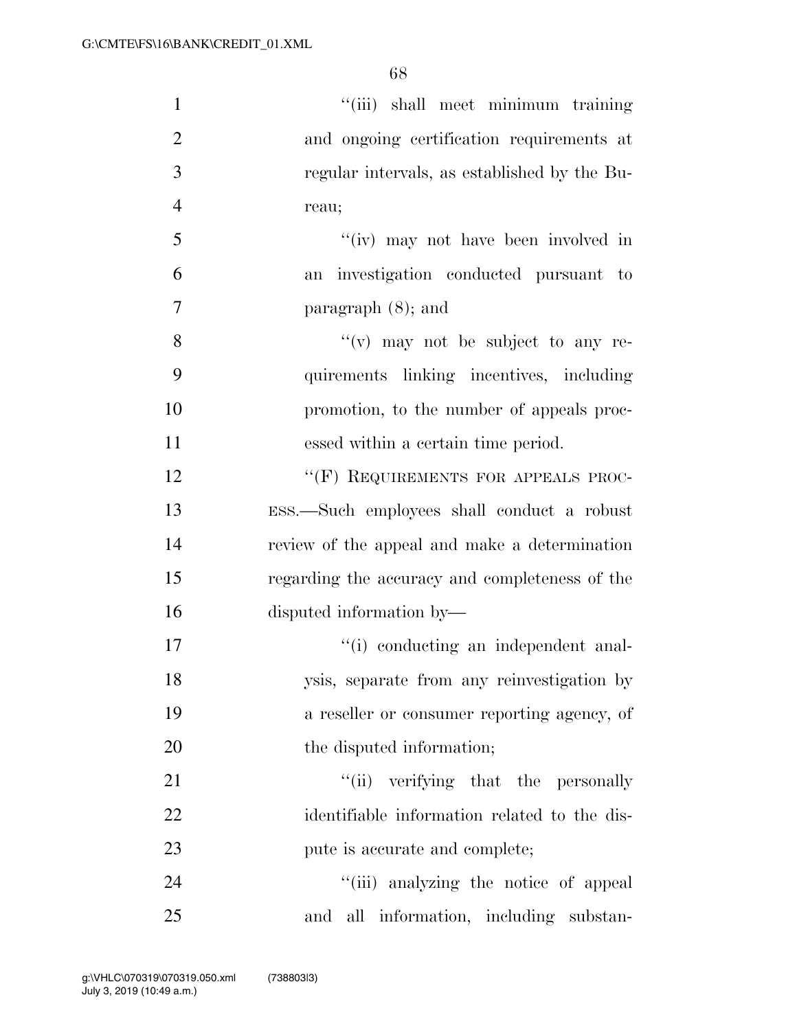"(iii) shall meet minimum training and ongoing certification requirements at regular intervals, as established by the Bureau;

"(iv) may not have been involved in an investigation conducted pursuant to paragraph (8); and

"(v) may not be subject to any requirements linking incentives, including promotion, to the number of appeals processed within a certain time period.

"(F) REQUIREMENTS FOR APPEALS PROCESS.—Such employees shall conduct a robust review of the appeal and make a determination regarding the accuracy and completeness of the disputed information by—

"(i) conducting an independent analysis, separate from any reinvestigation by a reseller or consumer reporting agency, of the disputed information;

"(ii) verifying that the personally identifiable information related to the dispute is accurate and complete;

"(iii) analyzing the notice of appeal and all information, including substan-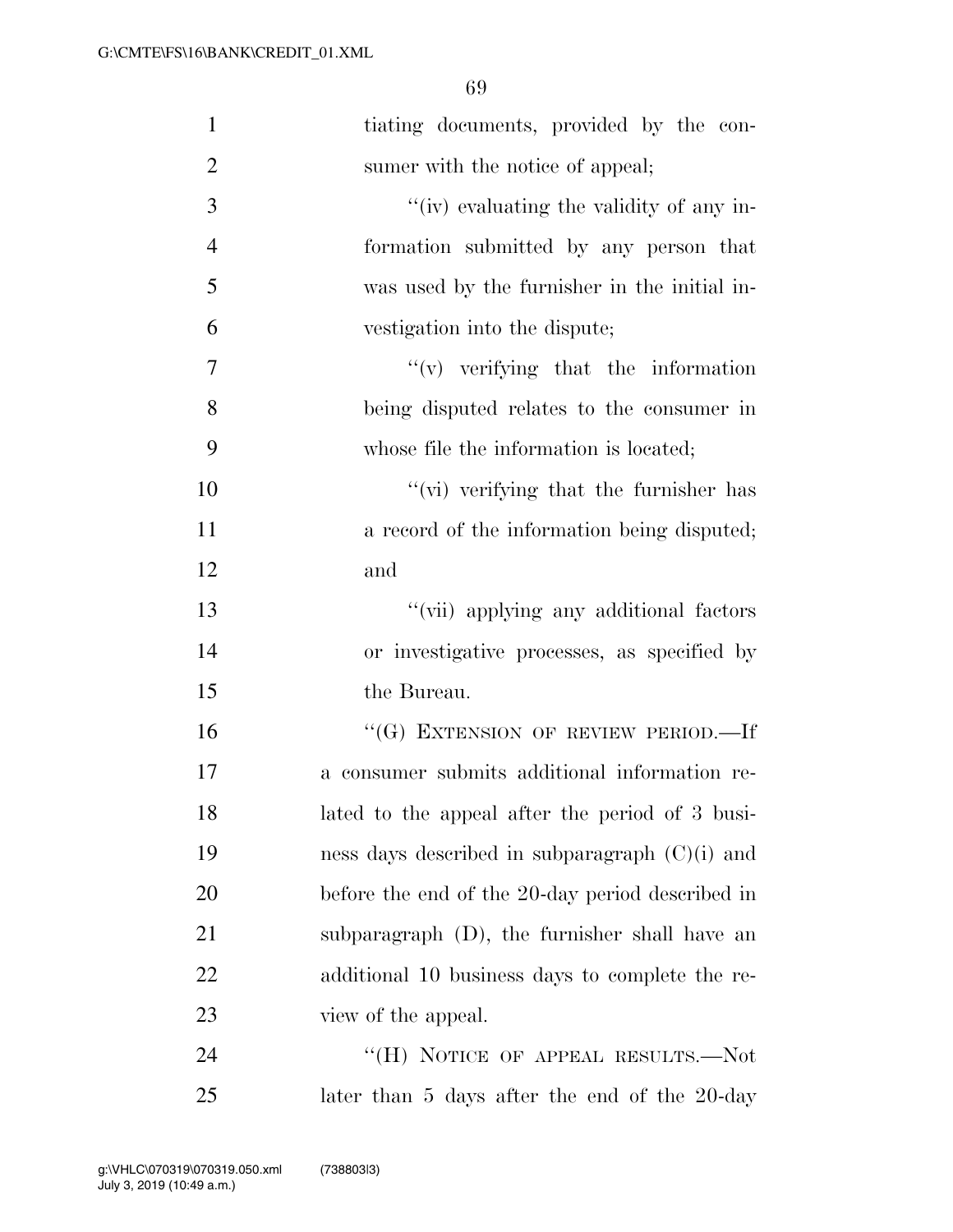tiating documents, provided by the consumer with the notice of appeal;

''(iv) evaluating the validity of any information submitted by any person that was used by the furnisher in the initial investigation into the dispute;

''(v) verifying that the information being disputed relates to the consumer in whose file the information is located;

''(vi) verifying that the furnisher has a record of the information being disputed; and

''(vii) applying any additional factors or investigative processes, as specified by the Bureau.

''(G) EXTENSION OF REVIEW PERIOD.—If a consumer submits additional information related to the appeal after the period of 3 business days described in subparagraph (C)(i) and before the end of the 20-day period described in subparagraph (D), the furnisher shall have an additional 10 business days to complete the review of the appeal.

''(H) NOTICE OF APPEAL RESULTS.—Not later than 5 days after the end of the 20-day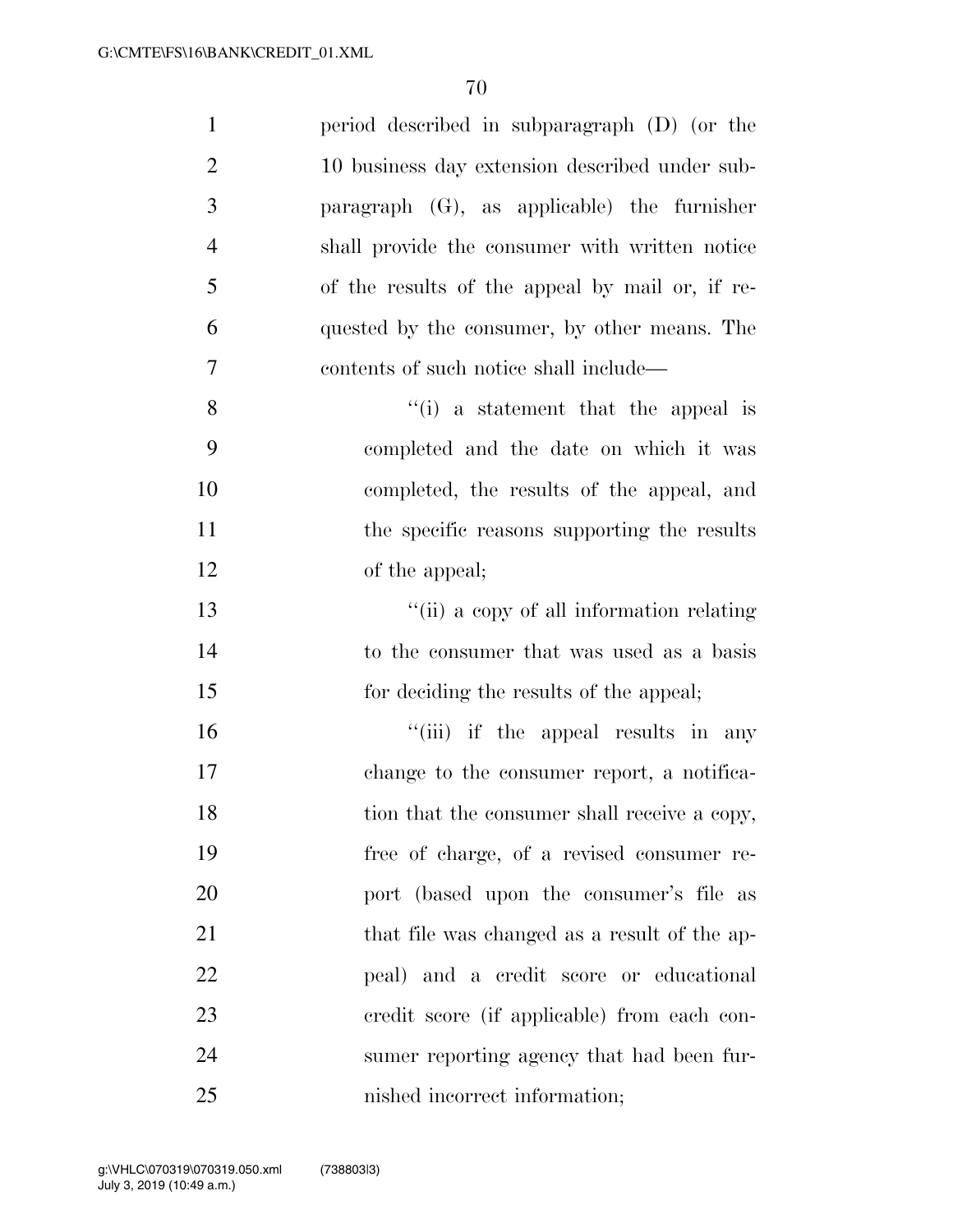period described in subparagraph (D) (or the 10 business day extension described under subparagraph (G), as applicable) the furnisher shall provide the consumer with written notice of the results of the appeal by mail or, if requested by the consumer, by other means. The contents of such notice shall include—

"(i) a statement that the appeal is completed and the date on which it was completed, the results of the appeal, and the specific reasons supporting the results of the appeal;

"(ii) a copy of all information relating to the consumer that was used as a basis for deciding the results of the appeal;

"(iii) if the appeal results in any change to the consumer report, a notification that the consumer shall receive a copy, free of charge, of a revised consumer report (based upon the consumer's file as that file was changed as a result of the appeal) and a credit score or educational credit score (if applicable) from each consumer reporting agency that had been furnished incorrect information;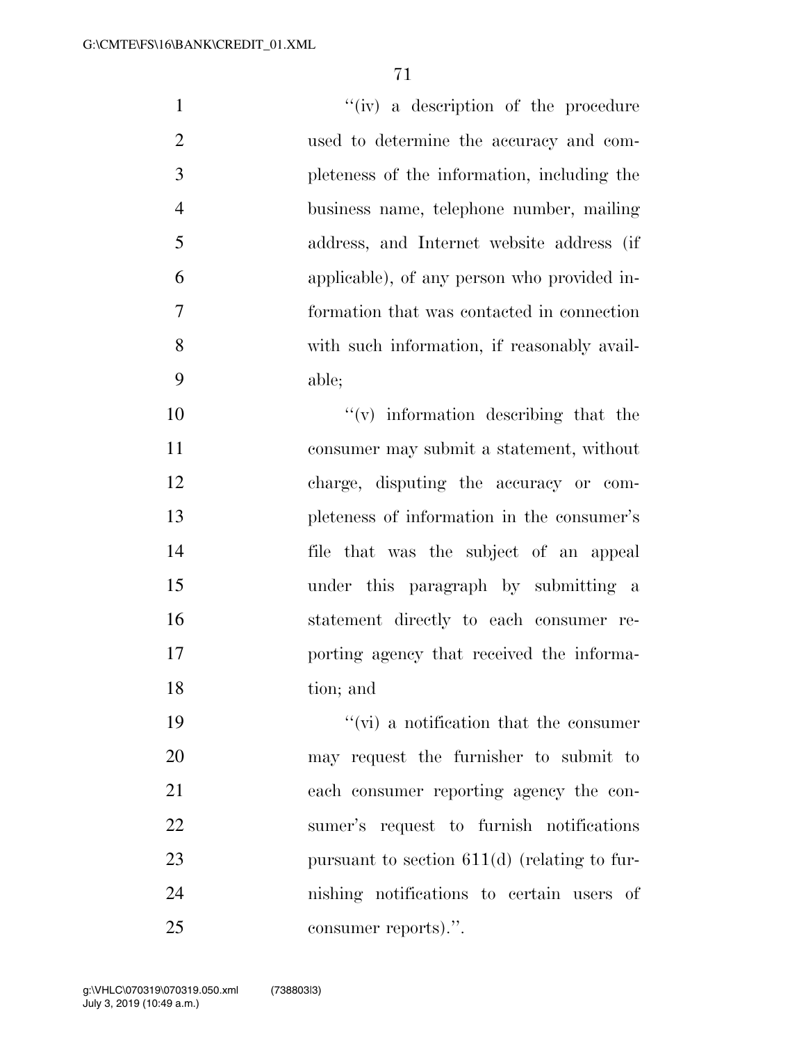"(iv) a description of the procedure used to determine the accuracy and completeness of the information, including the business name, telephone number, mailing address, and Internet website address (if applicable), of any person who provided information that was contacted in connection with such information, if reasonably available;

"(v) information describing that the consumer may submit a statement, without charge, disputing the accuracy or completeness of information in the consumer's file that was the subject of an appeal under this paragraph by submitting a statement directly to each consumer reporting agency that received the information; and

"(vi) a notification that the consumer may request the furnisher to submit to each consumer reporting agency the consumer's request to furnish notifications pursuant to section 611(d) (relating to furnishing notifications to certain users of consumer reports).".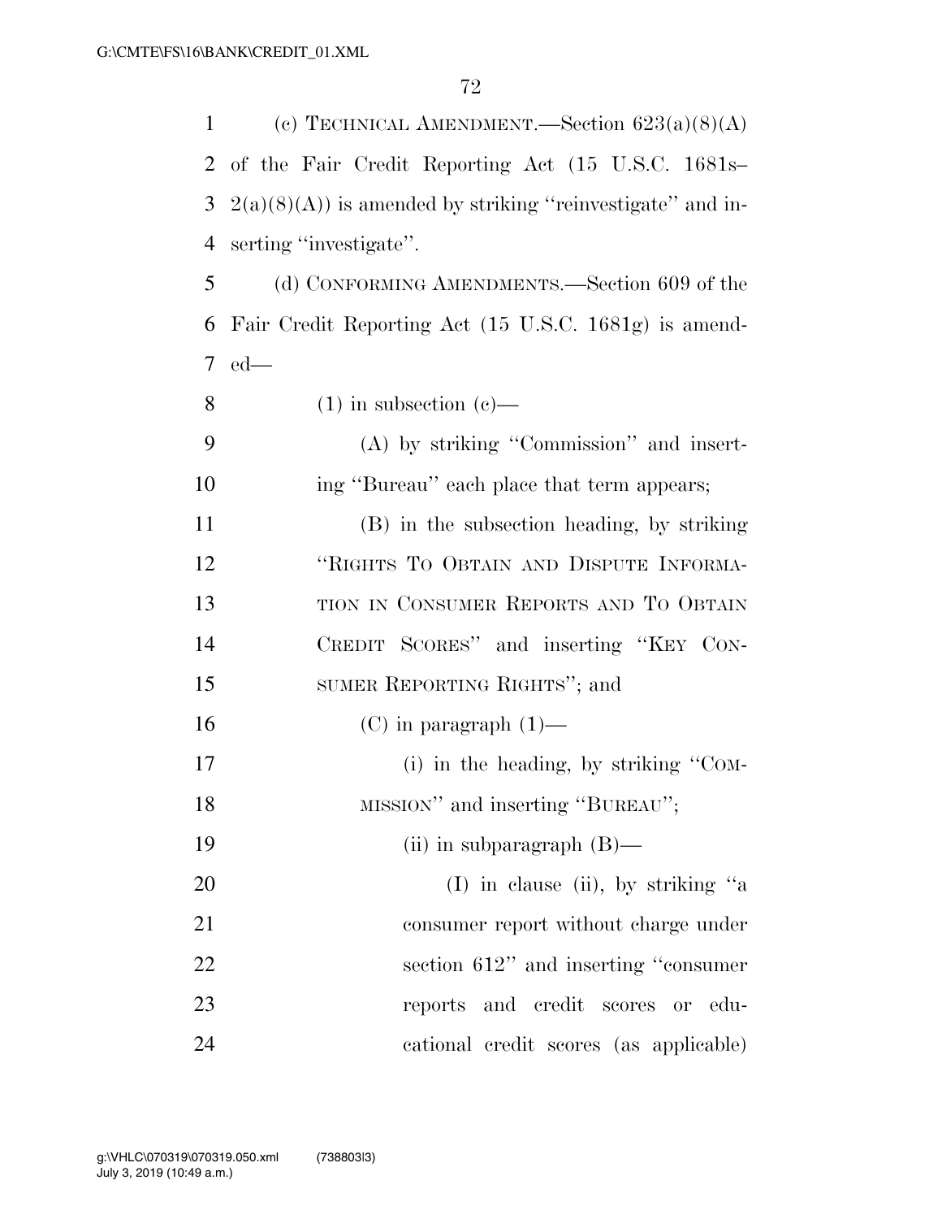(c) TECHNICAL AMENDMENT.—Section 623(a)(8)(A) of the Fair Credit Reporting Act (15 U.S.C. 1681s–2(a)(8)(A)) is amended by striking ''reinvestigate'' and inserting ''investigate''.

(d) CONFORMING AMENDMENTS.—Section 609 of the Fair Credit Reporting Act (15 U.S.C. 1681g) is amended—

(1) in subsection (c)—

(A) by striking ''Commission'' and inserting ''Bureau'' each place that term appears;

(B) in the subsection heading, by striking ''RIGHTS TO OBTAIN AND DISPUTE INFORMATION IN CONSUMER REPORTS AND TO OBTAIN CREDIT SCORES'' and inserting ''KEY CONSUMER REPORTING RIGHTS''; and

(C) in paragraph (1)—

(i) in the heading, by striking ''COMMISSION'' and inserting ''BUREAU'';

(ii) in subparagraph (B)—

(I) in clause (ii), by striking ''a consumer report without charge under section 612'' and inserting ''consumer reports and credit scores or educational credit scores (as applicable)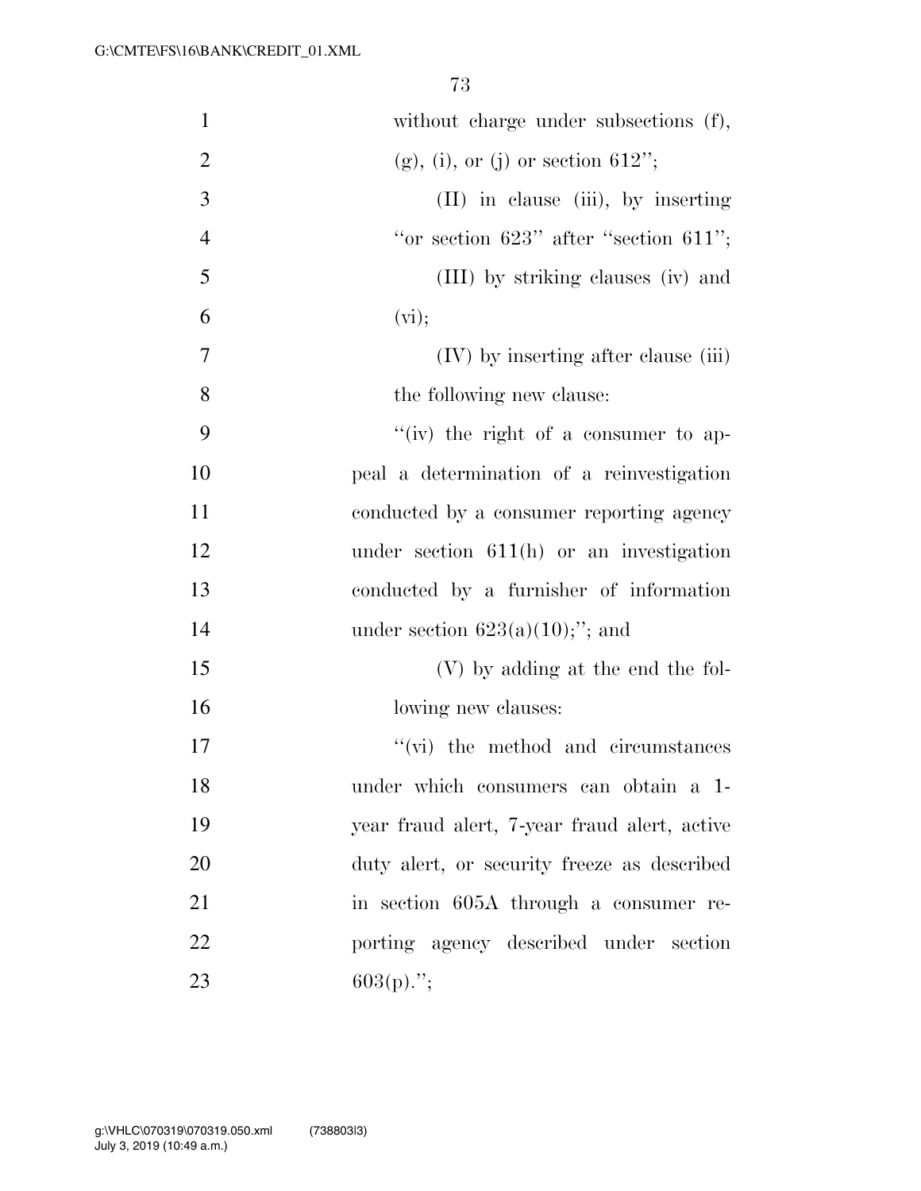without charge under subsections (f), (g), (i), or (j) or section 612'';

(II) in clause (iii), by inserting ''or section 623'' after ''section 611'';

(III) by striking clauses (iv) and (vi);

(IV) by inserting after clause (iii) the following new clause:

''(iv) the right of a consumer to appeal a determination of a reinvestigation conducted by a consumer reporting agency under section 611(h) or an investigation conducted by a furnisher of information under section 623(a)(10);''; and

(V) by adding at the end the following new clauses:

''(vi) the method and circumstances under which consumers can obtain a 1-year fraud alert, 7-year fraud alert, active duty alert, or security freeze as described in section 605A through a consumer reporting agency described under section 603(p).'';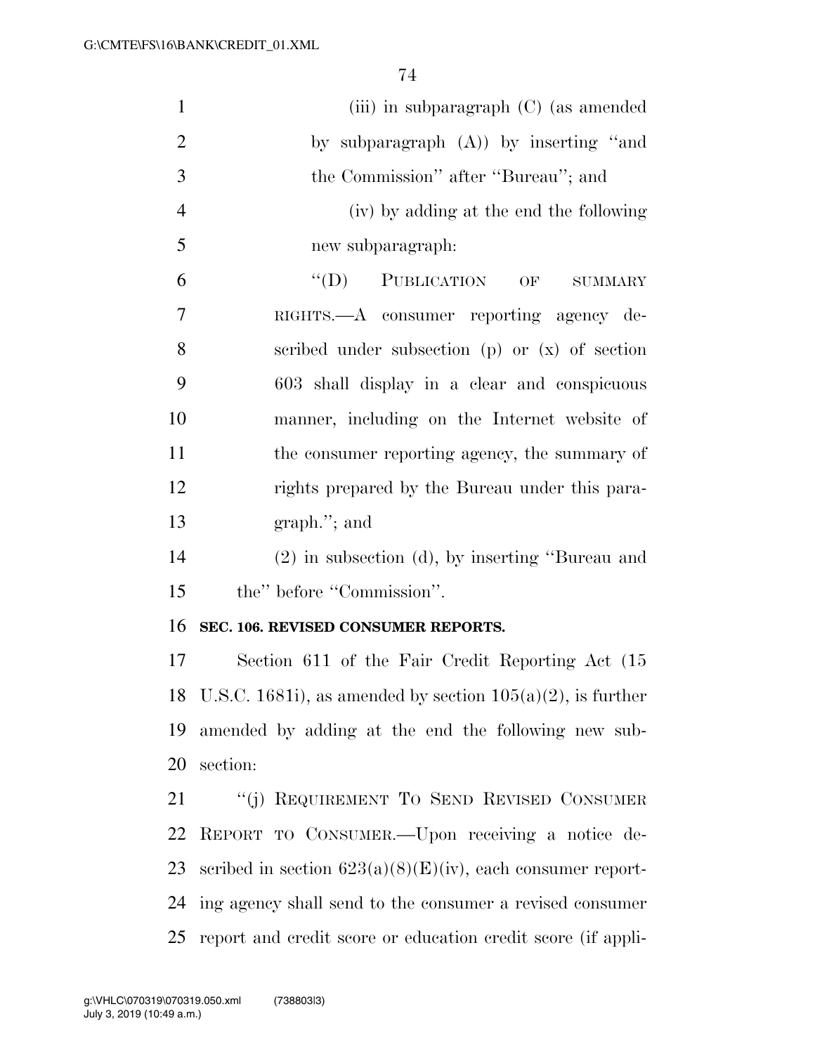(iii) in subparagraph (C) (as amended by subparagraph (A)) by inserting ''and the Commission'' after ''Bureau''; and

(iv) by adding at the end the following new subparagraph:

''(D) PUBLICATION OF SUMMARY RIGHTS.—A consumer reporting agency described under subsection (p) or (x) of section 603 shall display in a clear and conspicuous manner, including on the Internet website of the consumer reporting agency, the summary of rights prepared by the Bureau under this paragraph.''; and

(2) in subsection (d), by inserting ''Bureau and the'' before ''Commission''.

**SEC. 106. REVISED CONSUMER REPORTS.**

Section 611 of the Fair Credit Reporting Act (15 U.S.C. 1681i), as amended by section 105(a)(2), is further amended by adding at the end the following new subsection:

''(j) REQUIREMENT TO SEND REVISED CONSUMER REPORT TO CONSUMER.—Upon receiving a notice described in section 623(a)(8)(E)(iv), each consumer reporting agency shall send to the consumer a revised consumer report and credit score or education credit score (if appli-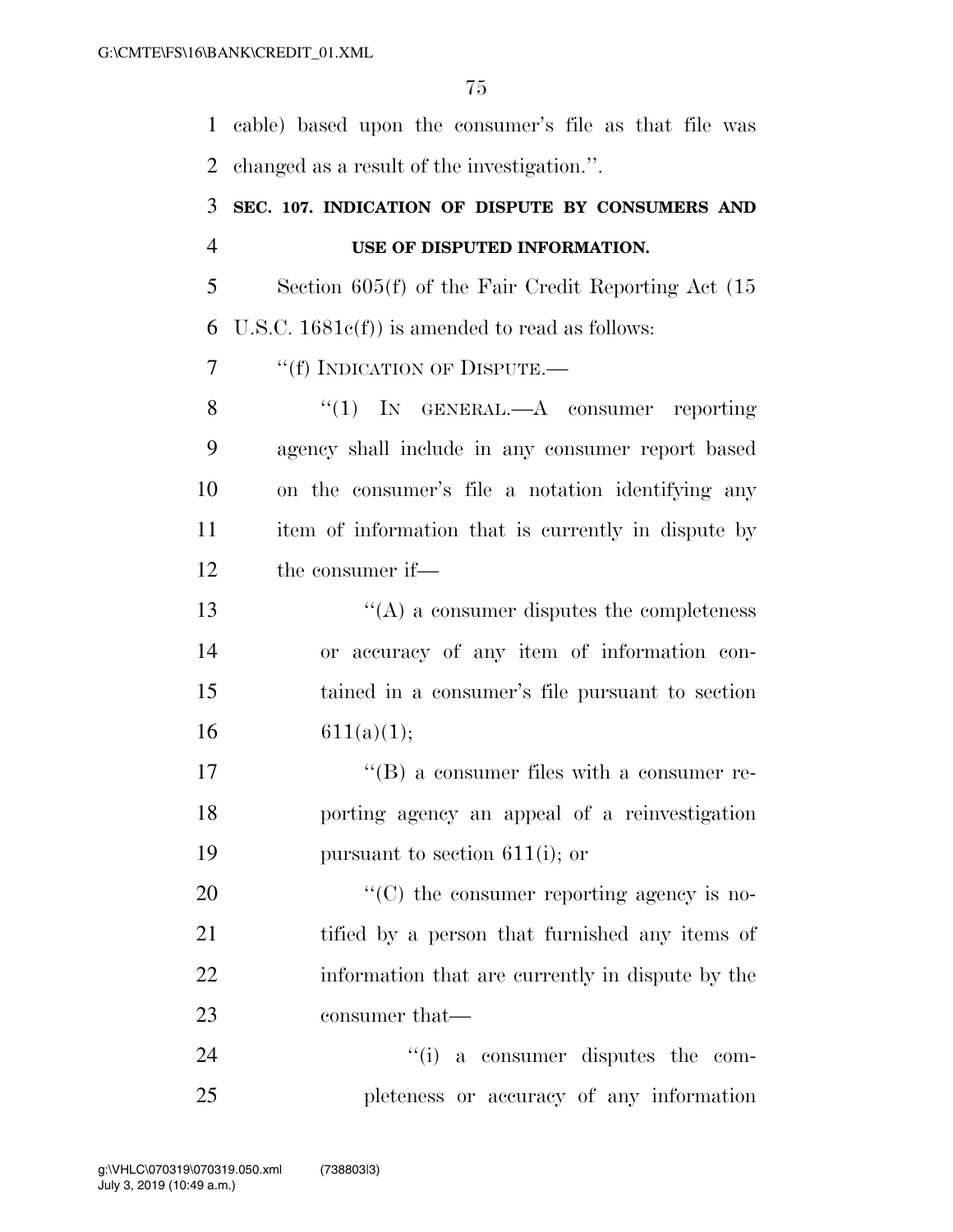cable) based upon the consumer's file as that file was changed as a result of the investigation.''.

**SEC. 107. INDICATION OF DISPUTE BY CONSUMERS AND USE OF DISPUTED INFORMATION.**

Section 605(f) of the Fair Credit Reporting Act (15 U.S.C. 1681c(f)) is amended to read as follows:

''(f) INDICATION OF DISPUTE.—

''(1) IN GENERAL.—A consumer reporting agency shall include in any consumer report based on the consumer's file a notation identifying any item of information that is currently in dispute by the consumer if—

''(A) a consumer disputes the completeness or accuracy of any item of information contained in a consumer's file pursuant to section 611(a)(1);

''(B) a consumer files with a consumer reporting agency an appeal of a reinvestigation pursuant to section 611(i); or

''(C) the consumer reporting agency is notified by a person that furnished any items of information that are currently in dispute by the consumer that—

''(i) a consumer disputes the completeness or accuracy of any information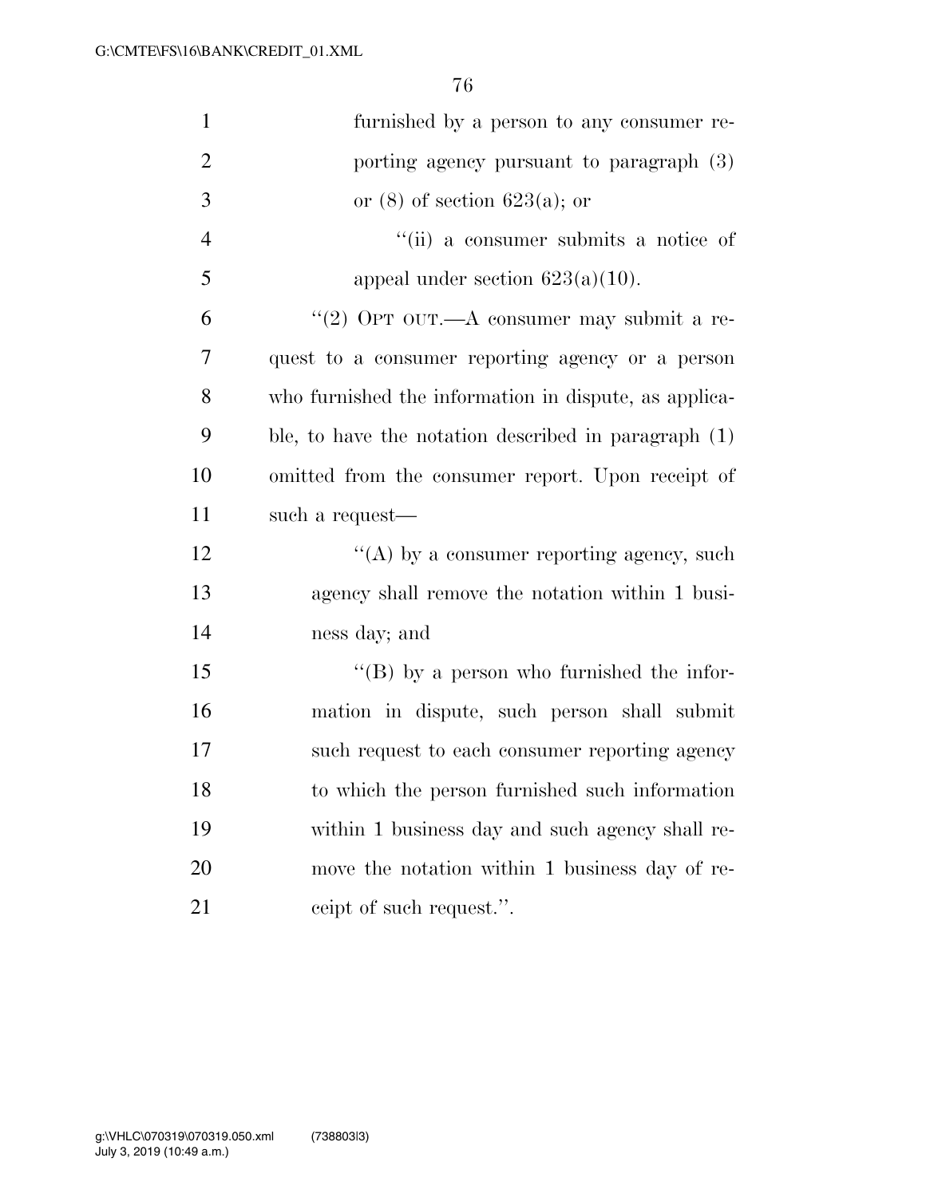furnished by a person to any consumer reporting agency pursuant to paragraph (3) or (8) of section 623(a); or

"(ii) a consumer submits a notice of appeal under section 623(a)(10).

"(2) OPT OUT.—A consumer may submit a request to a consumer reporting agency or a person who furnished the information in dispute, as applicable, to have the notation described in paragraph (1) omitted from the consumer report. Upon receipt of such a request—

"(A) by a consumer reporting agency, such agency shall remove the notation within 1 business day; and

"(B) by a person who furnished the information in dispute, such person shall submit such request to each consumer reporting agency to which the person furnished such information within 1 business day and such agency shall remove the notation within 1 business day of receipt of such request.".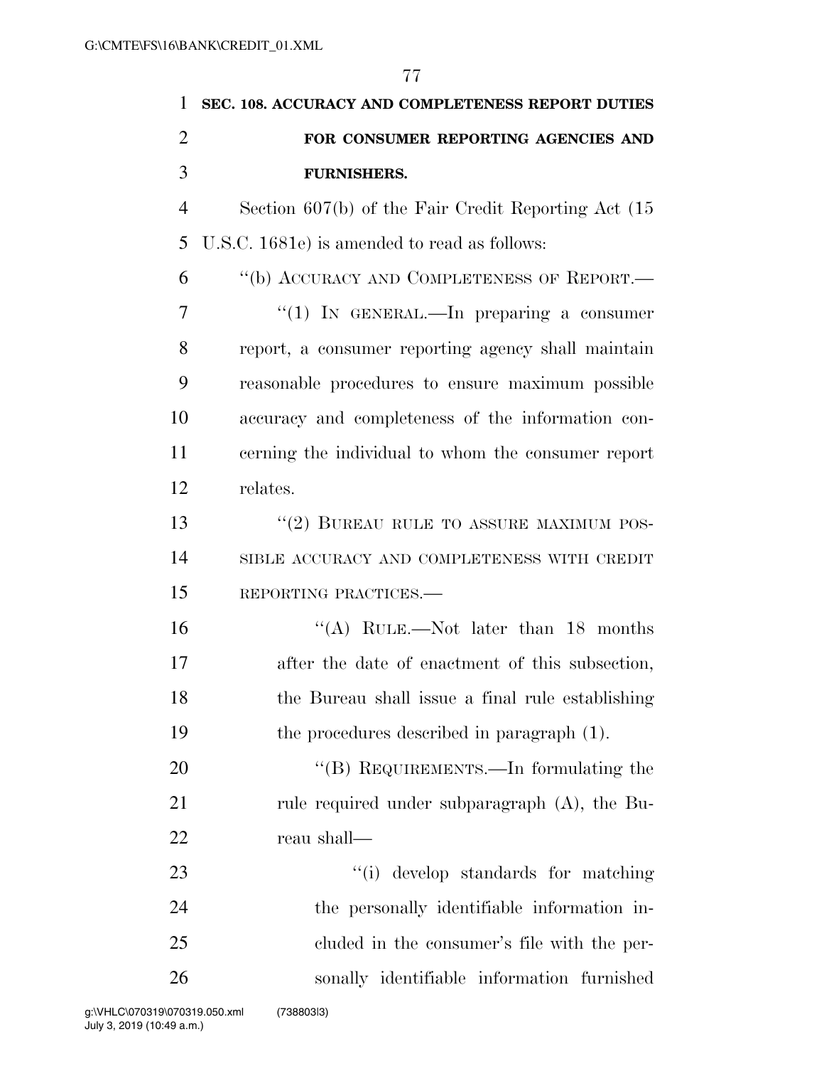**SEC. 108. ACCURACY AND COMPLETENESS REPORT DUTIES FOR CONSUMER REPORTING AGENCIES AND FURNISHERS.**

Section 607(b) of the Fair Credit Reporting Act (15 U.S.C. 1681e) is amended to read as follows:

"(b) ACCURACY AND COMPLETENESS OF REPORT.—

"(1) IN GENERAL.—In preparing a consumer report, a consumer reporting agency shall maintain reasonable procedures to ensure maximum possible accuracy and completeness of the information concerning the individual to whom the consumer report relates.

"(2) BUREAU RULE TO ASSURE MAXIMUM POSSIBLE ACCURACY AND COMPLETENESS WITH CREDIT REPORTING PRACTICES.—

"(A) RULE.—Not later than 18 months after the date of enactment of this subsection, the Bureau shall issue a final rule establishing the procedures described in paragraph (1).

"(B) REQUIREMENTS.—In formulating the rule required under subparagraph (A), the Bureau shall—

"(i) develop standards for matching the personally identifiable information included in the consumer's file with the personally identifiable information furnished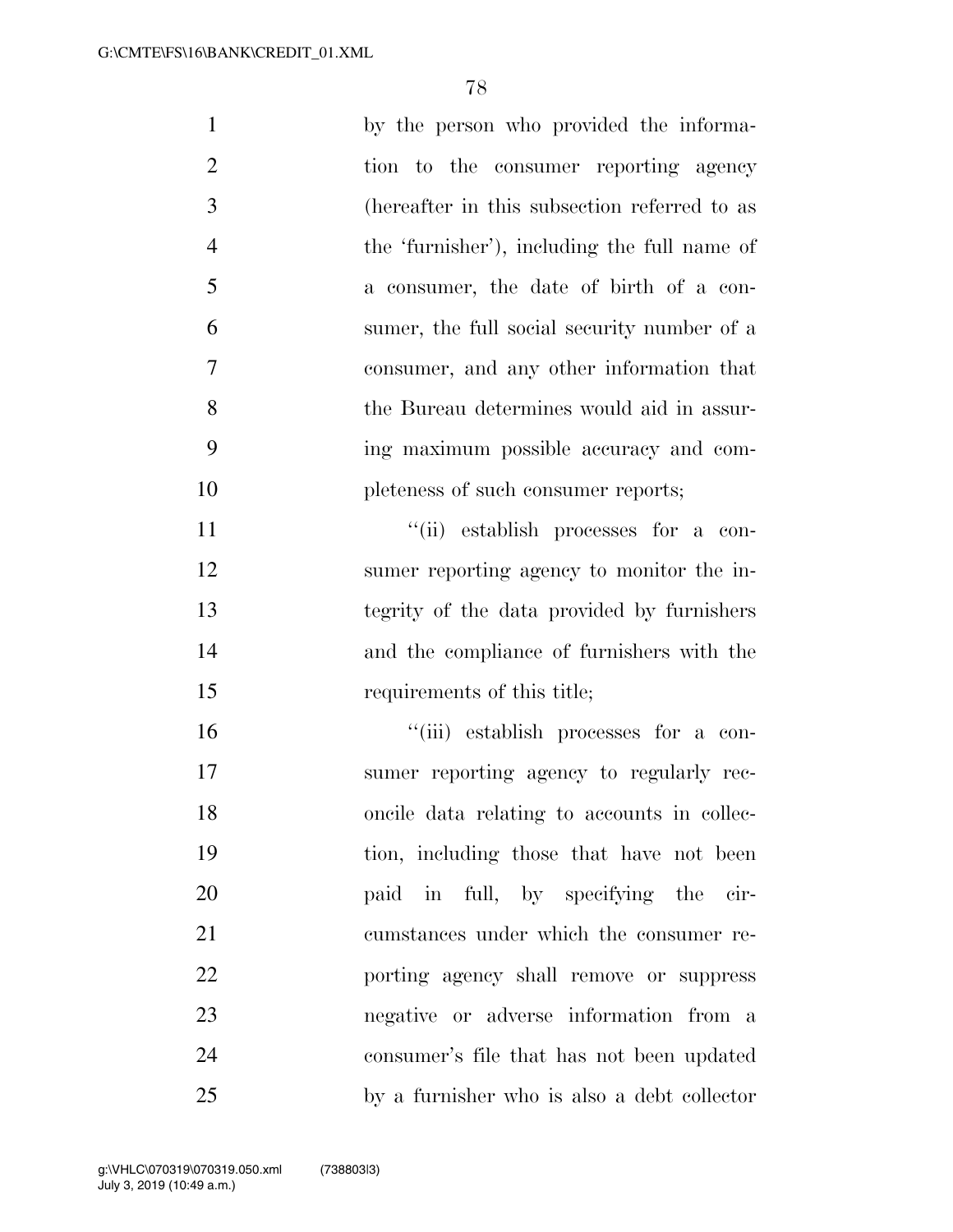by the person who provided the information to the consumer reporting agency (hereafter in this subsection referred to as the 'furnisher'), including the full name of a consumer, the date of birth of a consumer, the full social security number of a consumer, and any other information that the Bureau determines would aid in assuring maximum possible accuracy and completeness of such consumer reports;

"(ii) establish processes for a consumer reporting agency to monitor the integrity of the data provided by furnishers and the compliance of furnishers with the requirements of this title;

"(iii) establish processes for a consumer reporting agency to regularly reconcile data relating to accounts in collection, including those that have not been paid in full, by specifying the circumstances under which the consumer reporting agency shall remove or suppress negative or adverse information from a consumer's file that has not been updated by a furnisher who is also a debt collector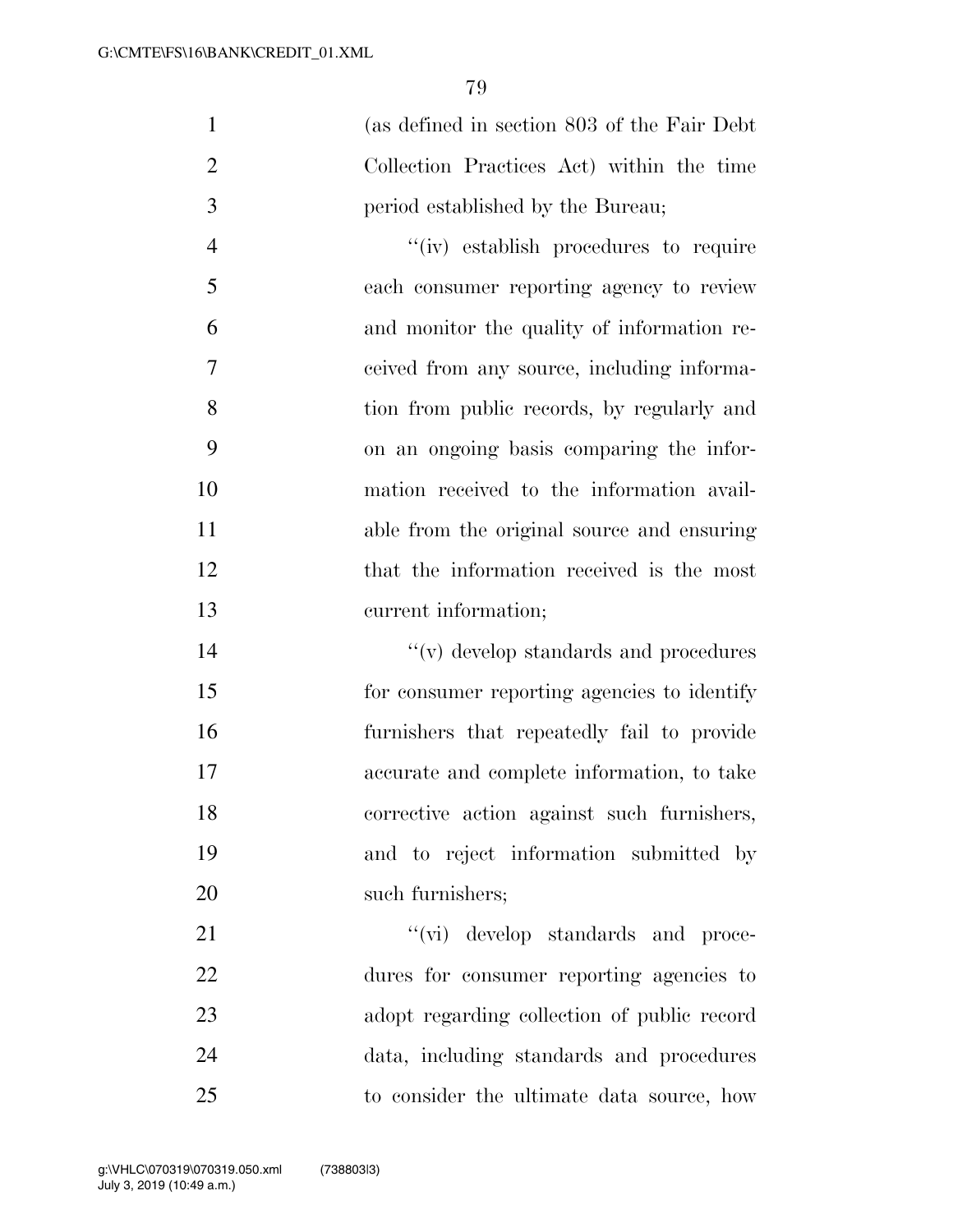(as defined in section 803 of the Fair Debt Collection Practices Act) within the time period established by the Bureau;

''(iv) establish procedures to require each consumer reporting agency to review and monitor the quality of information received from any source, including information from public records, by regularly and on an ongoing basis comparing the information received to the information available from the original source and ensuring that the information received is the most current information;

''(v) develop standards and procedures for consumer reporting agencies to identify furnishers that repeatedly fail to provide accurate and complete information, to take corrective action against such furnishers, and to reject information submitted by such furnishers;

''(vi) develop standards and procedures for consumer reporting agencies to adopt regarding collection of public record data, including standards and procedures to consider the ultimate data source, how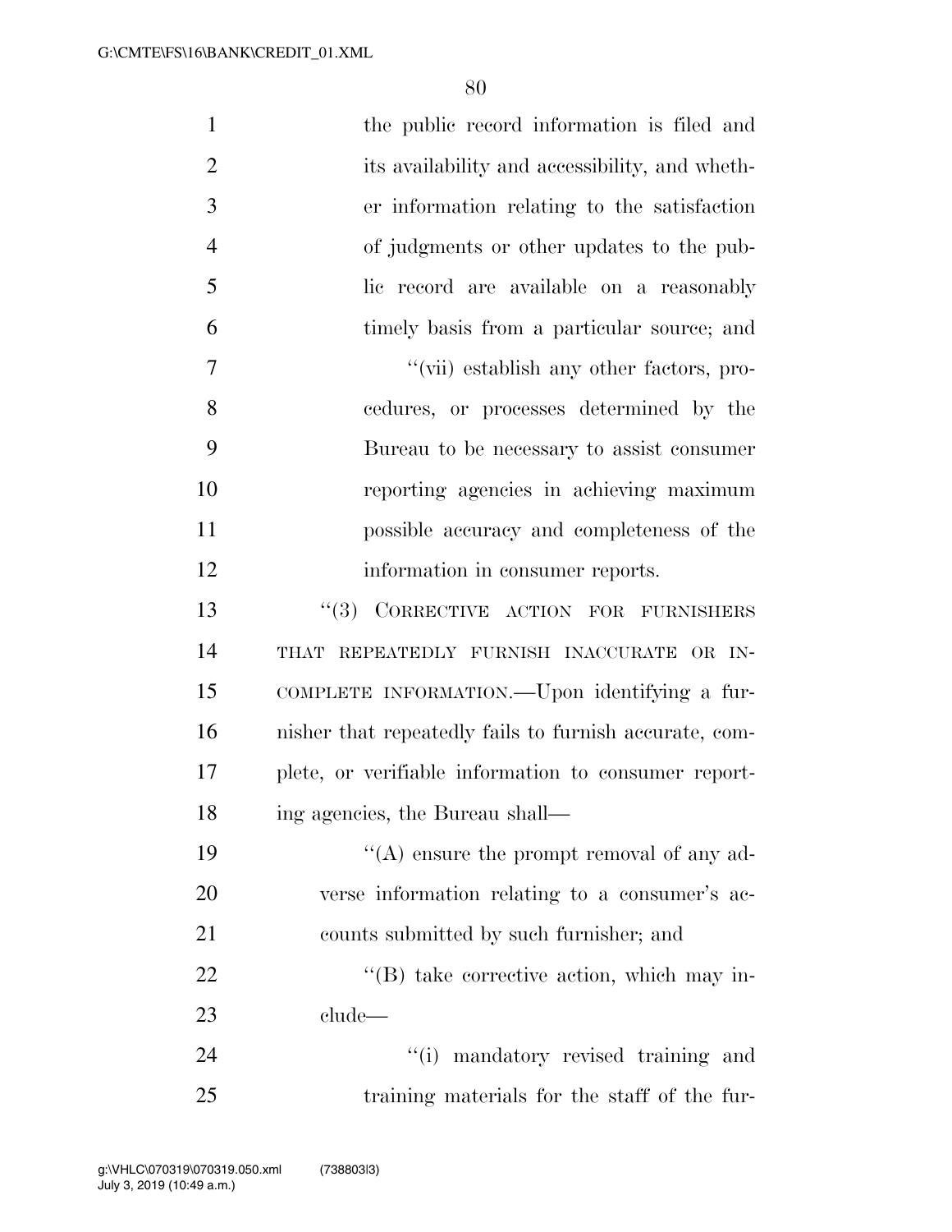the public record information is filed and its availability and accessibility, and whether information relating to the satisfaction of judgments or other updates to the public record are available on a reasonably timely basis from a particular source; and

"(vii) establish any other factors, procedures, or processes determined by the Bureau to be necessary to assist consumer reporting agencies in achieving maximum possible accuracy and completeness of the information in consumer reports.

"(3) CORRECTIVE ACTION FOR FURNISHERS THAT REPEATEDLY FURNISH INACCURATE OR INCOMPLETE INFORMATION.—Upon identifying a furnisher that repeatedly fails to furnish accurate, complete, or verifiable information to consumer reporting agencies, the Bureau shall—

"(A) ensure the prompt removal of any adverse information relating to a consumer's accounts submitted by such furnisher; and

"(B) take corrective action, which may include—

"(i) mandatory revised training and training materials for the staff of the fur-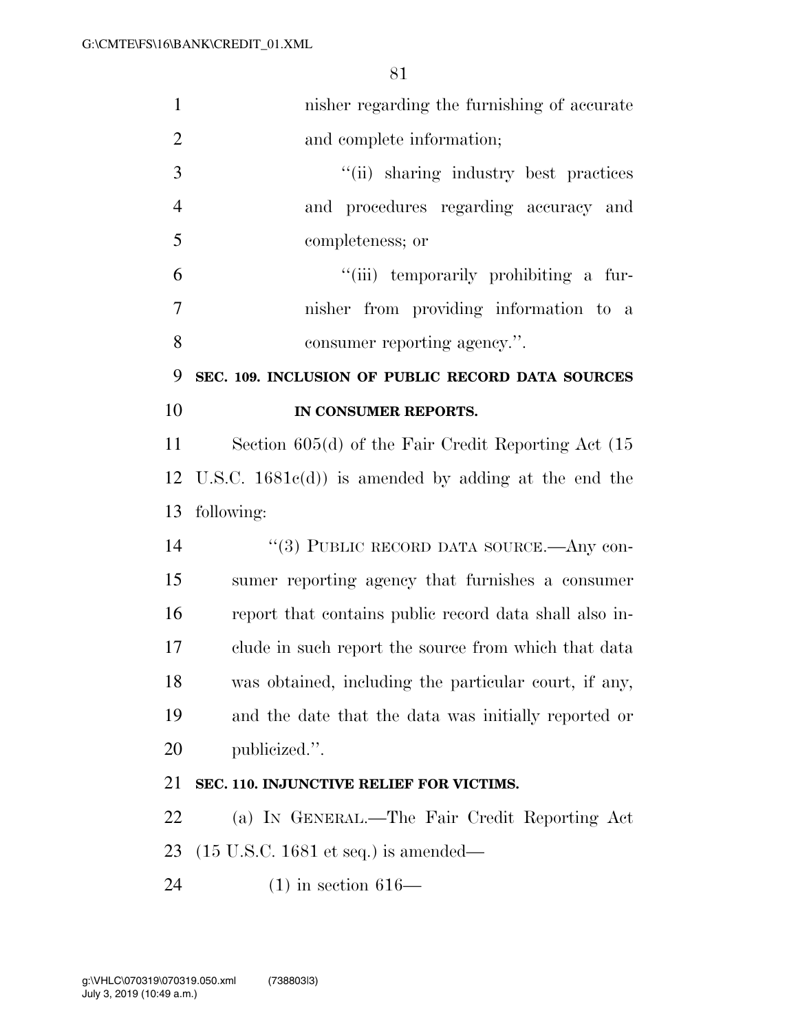nisher regarding the furnishing of accurate and complete information;

"(ii) sharing industry best practices and procedures regarding accuracy and completeness; or

"(iii) temporarily prohibiting a furnisher from providing information to a consumer reporting agency.".

**SEC. 109. INCLUSION OF PUBLIC RECORD DATA SOURCES IN CONSUMER REPORTS.**

Section 605(d) of the Fair Credit Reporting Act (15 U.S.C. 1681c(d)) is amended by adding at the end the following:

"(3) PUBLIC RECORD DATA SOURCE.—Any consumer reporting agency that furnishes a consumer report that contains public record data shall also include in such report the source from which that data was obtained, including the particular court, if any, and the date that the data was initially reported or publicized.".

**SEC. 110. INJUNCTIVE RELIEF FOR VICTIMS.**

(a) IN GENERAL.—The Fair Credit Reporting Act (15 U.S.C. 1681 et seq.) is amended—

(1) in section 616—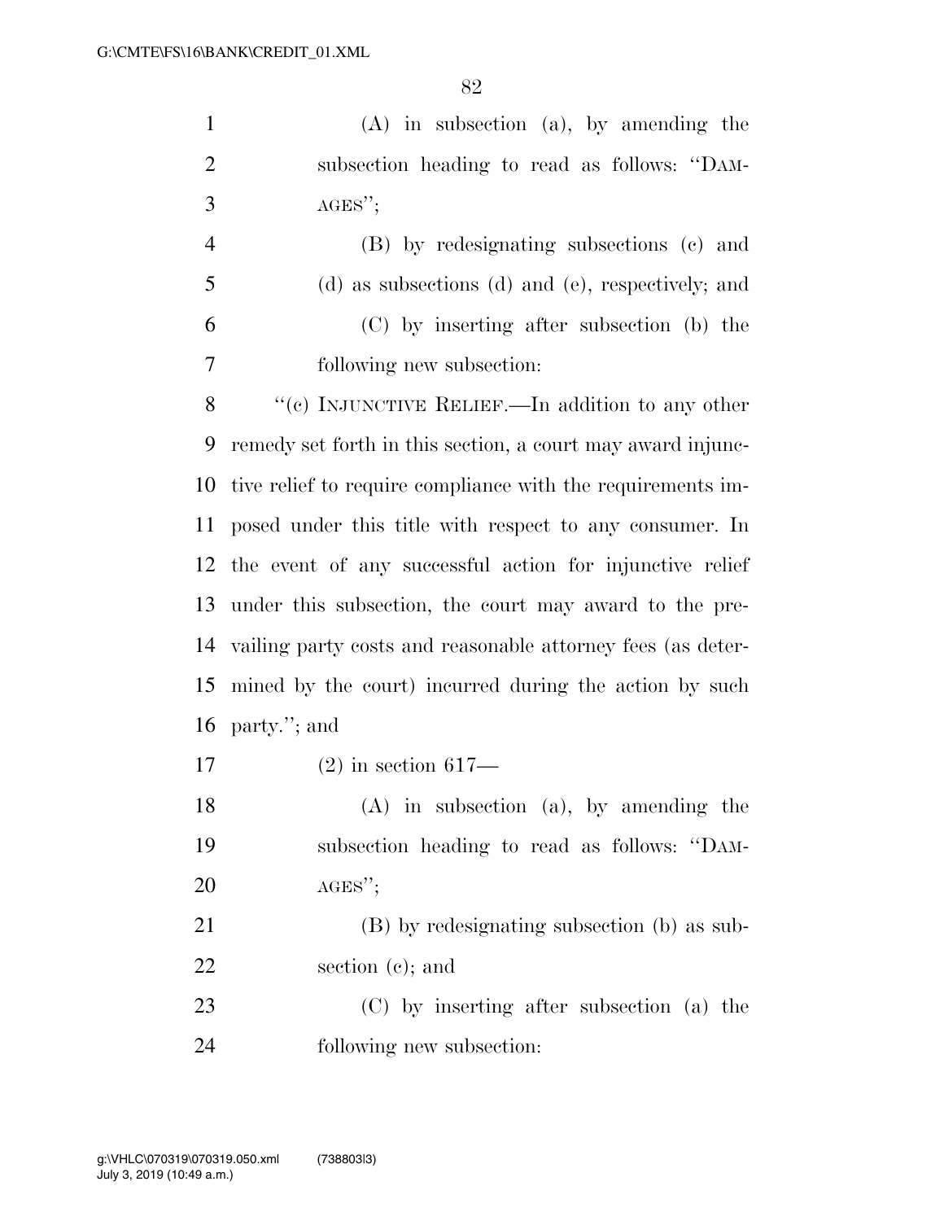(A) in subsection (a), by amending the subsection heading to read as follows: "DAMAGES";

(B) by redesignating subsections (c) and (d) as subsections (d) and (e), respectively; and

(C) by inserting after subsection (b) the following new subsection:

"(c) INJUNCTIVE RELIEF.—In addition to any other remedy set forth in this section, a court may award injunctive relief to require compliance with the requirements imposed under this title with respect to any consumer. In the event of any successful action for injunctive relief under this subsection, the court may award to the prevailing party costs and reasonable attorney fees (as determined by the court) incurred during the action by such party."; and

(2) in section 617—

(A) in subsection (a), by amending the subsection heading to read as follows: "DAMAGES";

(B) by redesignating subsection (b) as subsection (c); and

(C) by inserting after subsection (a) the following new subsection: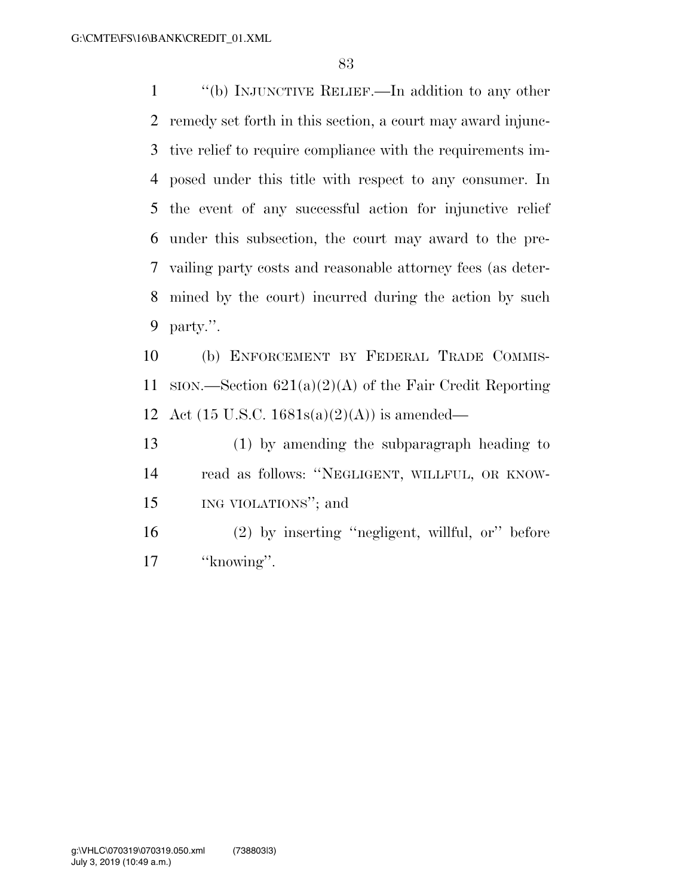"(b) INJUNCTIVE RELIEF.—In addition to any other remedy set forth in this section, a court may award injunctive relief to require compliance with the requirements imposed under this title with respect to any consumer. In the event of any successful action for injunctive relief under this subsection, the court may award to the prevailing party costs and reasonable attorney fees (as determined by the court) incurred during the action by such party.".

(b) ENFORCEMENT BY FEDERAL TRADE COMMISSION.—Section 621(a)(2)(A) of the Fair Credit Reporting Act (15 U.S.C. 1681s(a)(2)(A)) is amended—

(1) by amending the subparagraph heading to read as follows: "NEGLIGENT, WILLFUL, OR KNOWING VIOLATIONS"; and

(2) by inserting "negligent, willful, or" before "knowing".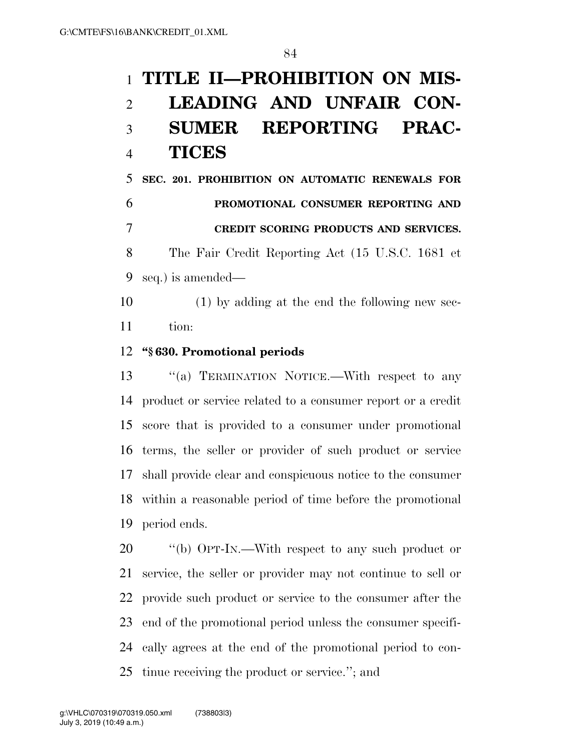# TITLE II—PROHIBITION ON MISLEADING AND UNFAIR CONSUMER REPORTING PRACTICES

## SEC. 201. PROHIBITION ON AUTOMATIC RENEWALS FOR PROMOTIONAL CONSUMER REPORTING AND CREDIT SCORING PRODUCTS AND SERVICES.

The Fair Credit Reporting Act (15 U.S.C. 1681 et seq.) is amended—

(1) by adding at the end the following new section:

**"§ 630. Promotional periods**

"(a) TERMINATION NOTICE.—With respect to any product or service related to a consumer report or a credit score that is provided to a consumer under promotional terms, the seller or provider of such product or service shall provide clear and conspicuous notice to the consumer within a reasonable period of time before the promotional period ends.

"(b) OPT-IN.—With respect to any such product or service, the seller or provider may not continue to sell or provide such product or service to the consumer after the end of the promotional period unless the consumer specifically agrees at the end of the promotional period to continue receiving the product or service."; and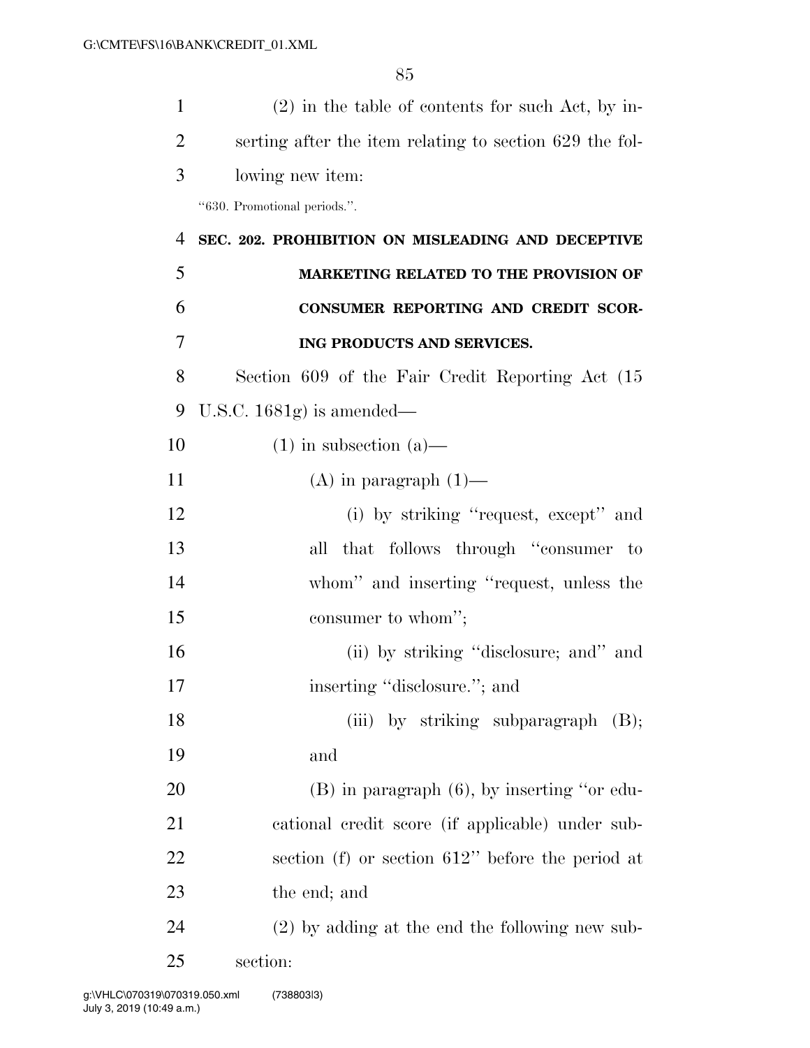(2) in the table of contents for such Act, by inserting after the item relating to section 629 the following new item:

"630. Promotional periods.".

**SEC. 202. PROHIBITION ON MISLEADING AND DECEPTIVE MARKETING RELATED TO THE PROVISION OF CONSUMER REPORTING AND CREDIT SCORING PRODUCTS AND SERVICES.**

Section 609 of the Fair Credit Reporting Act (15 U.S.C. 1681g) is amended—

(1) in subsection (a)—

(A) in paragraph (1)—

(i) by striking "request, except" and all that follows through "consumer to whom" and inserting "request, unless the consumer to whom";

(ii) by striking "disclosure; and" and inserting "disclosure."; and

(iii) by striking subparagraph (B); and

(B) in paragraph (6), by inserting "or educational credit score (if applicable) under subsection (f) or section 612" before the period at the end; and

(2) by adding at the end the following new subsection: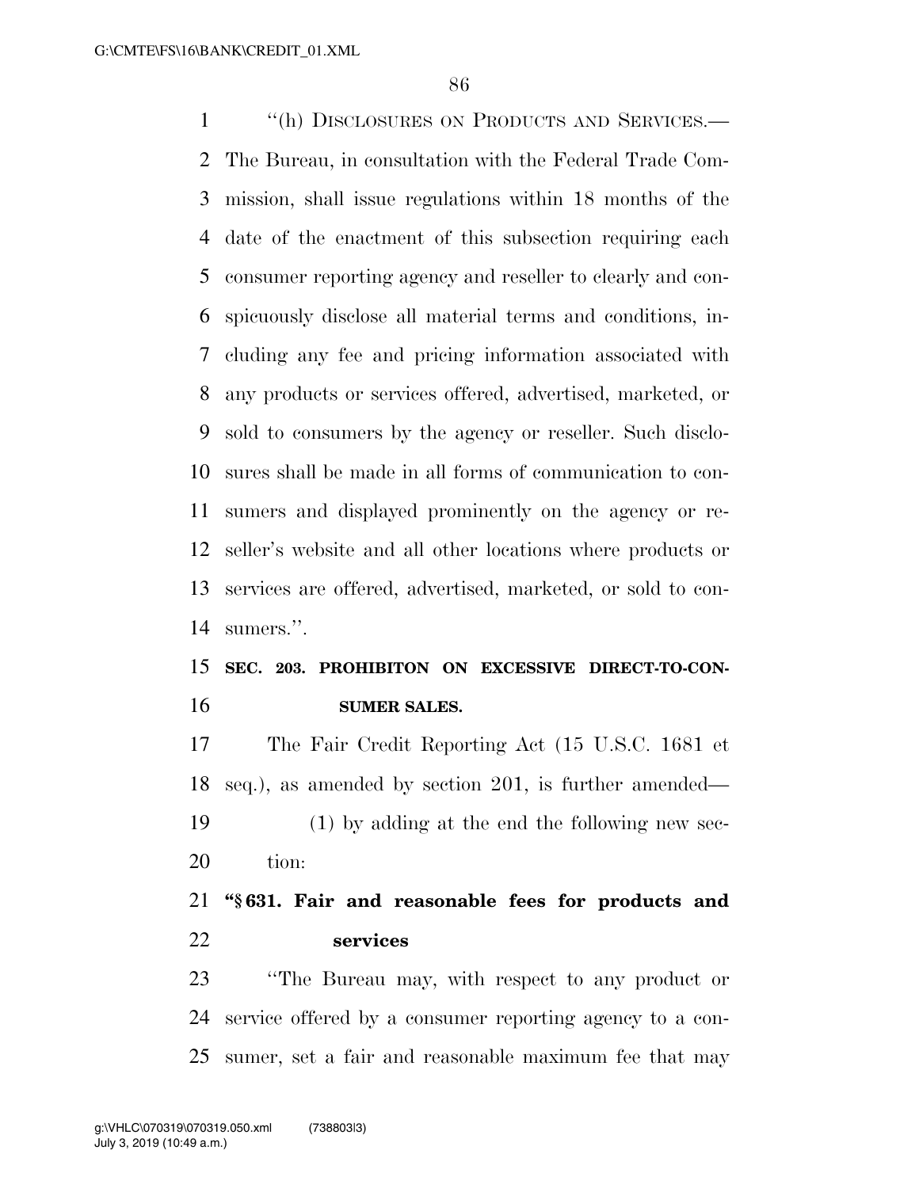"(h) DISCLOSURES ON PRODUCTS AND SERVICES.— The Bureau, in consultation with the Federal Trade Commission, shall issue regulations within 18 months of the date of the enactment of this subsection requiring each consumer reporting agency and reseller to clearly and conspicuously disclose all material terms and conditions, including any fee and pricing information associated with any products or services offered, advertised, marketed, or sold to consumers by the agency or reseller. Such disclosures shall be made in all forms of communication to consumers and displayed prominently on the agency or reseller's website and all other locations where products or services are offered, advertised, marketed, or sold to consumers.".

**SEC. 203. PROHIBITON ON EXCESSIVE DIRECT-TO-CONSUMER SALES.**

The Fair Credit Reporting Act (15 U.S.C. 1681 et seq.), as amended by section 201, is further amended—

(1) by adding at the end the following new section:

**"§ 631. Fair and reasonable fees for products and services**

"The Bureau may, with respect to any product or service offered by a consumer reporting agency to a consumer, set a fair and reasonable maximum fee that may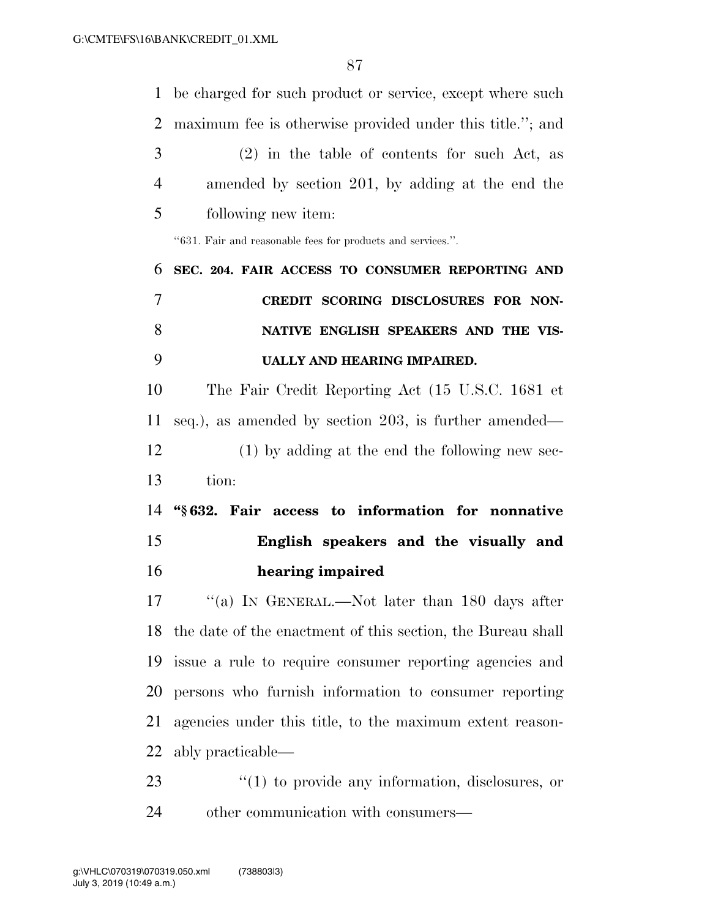be charged for such product or service, except where such maximum fee is otherwise provided under this title.''; and

(2) in the table of contents for such Act, as amended by section 201, by adding at the end the following new item:

''631. Fair and reasonable fees for products and services.''.

**SEC. 204. FAIR ACCESS TO CONSUMER REPORTING AND CREDIT SCORING DISCLOSURES FOR NON-NATIVE ENGLISH SPEAKERS AND THE VISUALLY AND HEARING IMPAIRED.**

The Fair Credit Reporting Act (15 U.S.C. 1681 et seq.), as amended by section 203, is further amended—

(1) by adding at the end the following new section:

**''§ 632. Fair access to information for nonnative English speakers and the visually and hearing impaired**

''(a) IN GENERAL.—Not later than 180 days after the date of the enactment of this section, the Bureau shall issue a rule to require consumer reporting agencies and persons who furnish information to consumer reporting agencies under this title, to the maximum extent reasonably practicable—

''(1) to provide any information, disclosures, or other communication with consumers—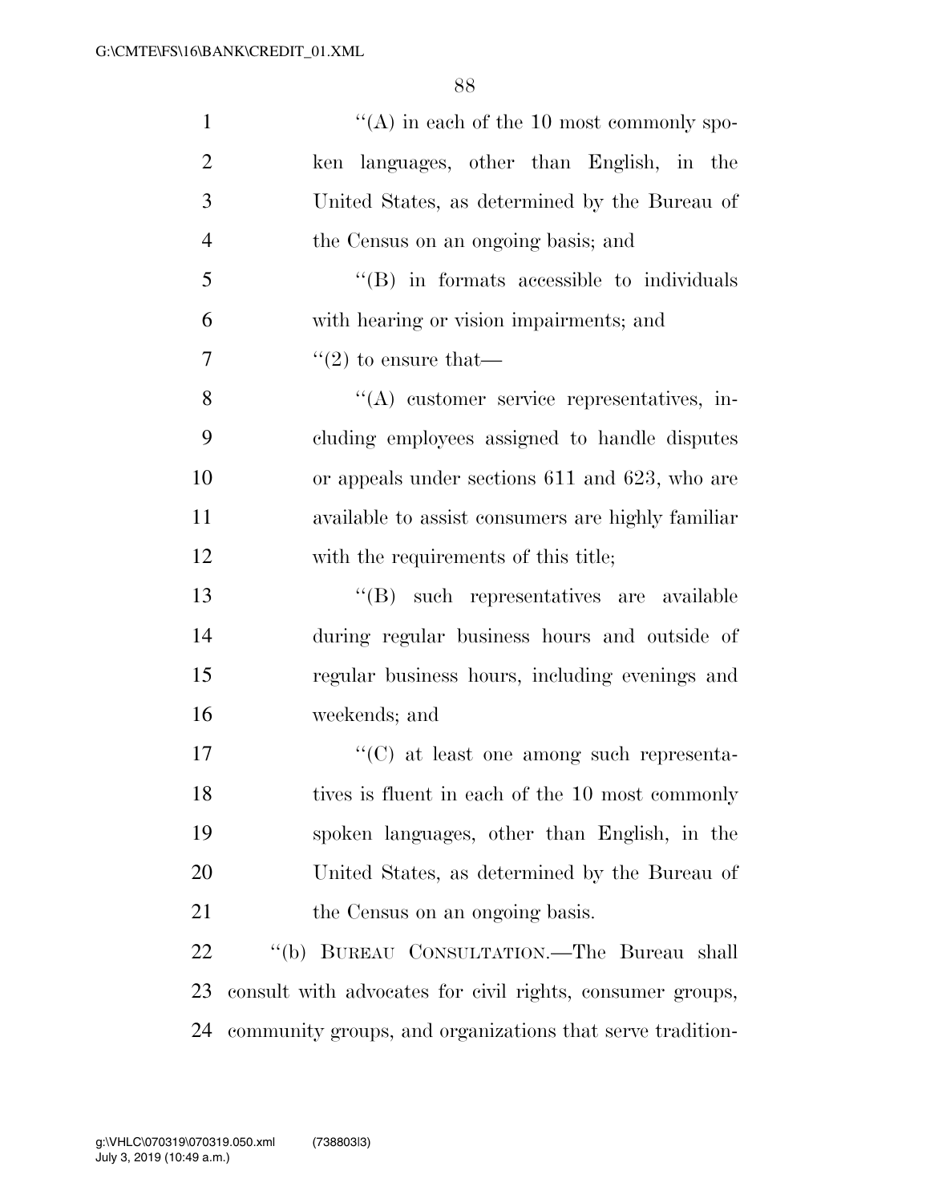''(A) in each of the 10 most commonly spoken languages, other than English, in the United States, as determined by the Bureau of the Census on an ongoing basis; and

''(B) in formats accessible to individuals with hearing or vision impairments; and

''(2) to ensure that—

''(A) customer service representatives, including employees assigned to handle disputes or appeals under sections 611 and 623, who are available to assist consumers are highly familiar with the requirements of this title;

''(B) such representatives are available during regular business hours and outside of regular business hours, including evenings and weekends; and

''(C) at least one among such representatives is fluent in each of the 10 most commonly spoken languages, other than English, in the United States, as determined by the Bureau of the Census on an ongoing basis.

''(b) BUREAU CONSULTATION.—The Bureau shall consult with advocates for civil rights, consumer groups, community groups, and organizations that serve tradition-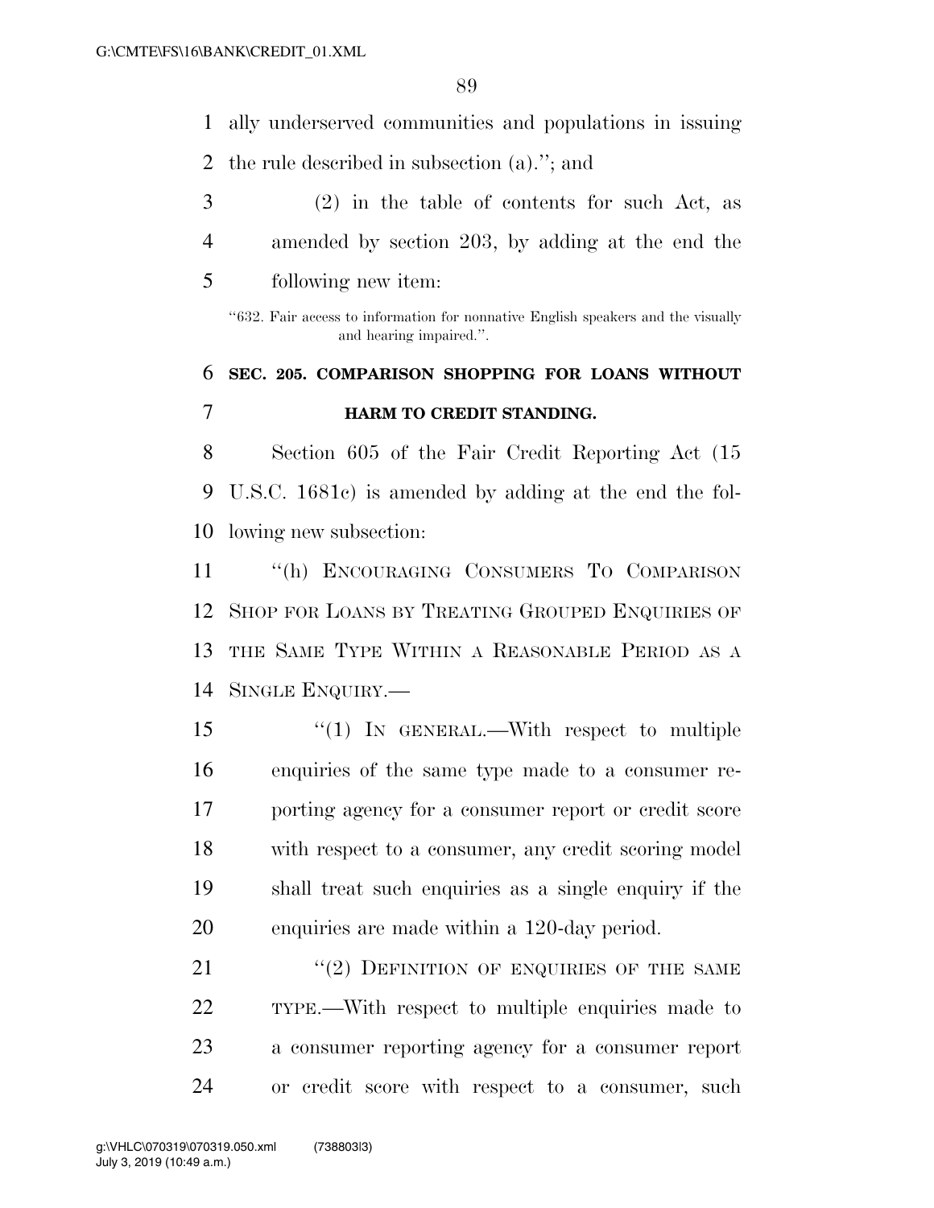ally underserved communities and populations in issuing the rule described in subsection (a).''; and

(2) in the table of contents for such Act, as amended by section 203, by adding at the end the following new item:

''632. Fair access to information for nonnative English speakers and the visually and hearing impaired.''.

## SEC. 205. COMPARISON SHOPPING FOR LOANS WITHOUT HARM TO CREDIT STANDING.

Section 605 of the Fair Credit Reporting Act (15 U.S.C. 1681c) is amended by adding at the end the following new subsection:

''(h) ENCOURAGING CONSUMERS TO COMPARISON SHOP FOR LOANS BY TREATING GROUPED ENQUIRIES OF THE SAME TYPE WITHIN A REASONABLE PERIOD AS A SINGLE ENQUIRY.—

''(1) IN GENERAL.—With respect to multiple enquiries of the same type made to a consumer reporting agency for a consumer report or credit score with respect to a consumer, any credit scoring model shall treat such enquiries as a single enquiry if the enquiries are made within a 120-day period.

''(2) DEFINITION OF ENQUIRIES OF THE SAME TYPE.—With respect to multiple enquiries made to a consumer reporting agency for a consumer report or credit score with respect to a consumer, such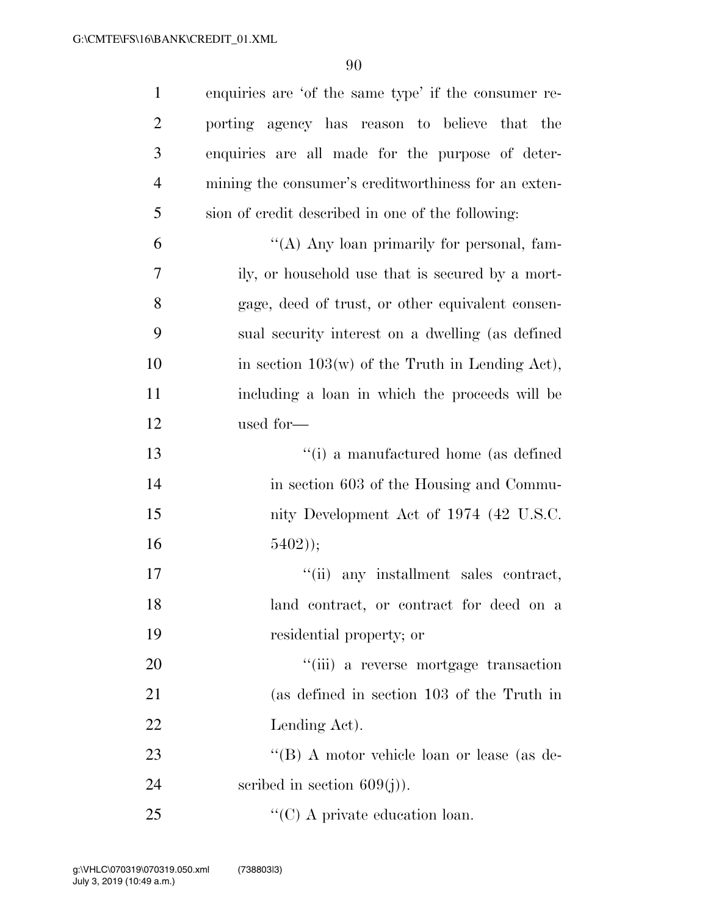enquiries are 'of the same type' if the consumer reporting agency has reason to believe that the enquiries are all made for the purpose of determining the consumer's creditworthiness for an extension of credit described in one of the following:

"(A) Any loan primarily for personal, family, or household use that is secured by a mortgage, deed of trust, or other equivalent consensual security interest on a dwelling (as defined in section 103(w) of the Truth in Lending Act), including a loan in which the proceeds will be used for—

"(i) a manufactured home (as defined in section 603 of the Housing and Community Development Act of 1974 (42 U.S.C. 5402));

"(ii) any installment sales contract, land contract, or contract for deed on a residential property; or

"(iii) a reverse mortgage transaction (as defined in section 103 of the Truth in Lending Act).

"(B) A motor vehicle loan or lease (as described in section 609(j)).

"(C) A private education loan.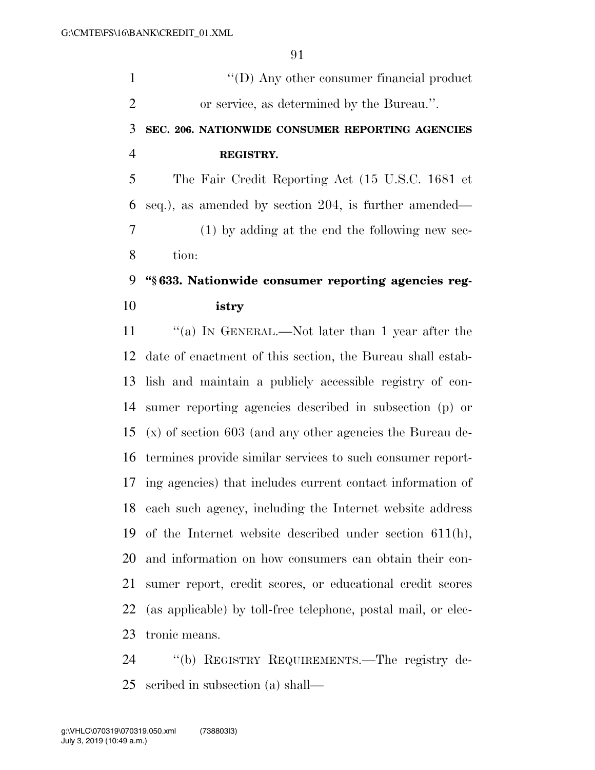''(D) Any other consumer financial product or service, as determined by the Bureau.''.

**SEC. 206. NATIONWIDE CONSUMER REPORTING AGENCIES REGISTRY.**

The Fair Credit Reporting Act (15 U.S.C. 1681 et seq.), as amended by section 204, is further amended—

(1) by adding at the end the following new section:

**''§ 633. Nationwide consumer reporting agencies registry**

''(a) IN GENERAL.—Not later than 1 year after the date of enactment of this section, the Bureau shall establish and maintain a publicly accessible registry of consumer reporting agencies described in subsection (p) or (x) of section 603 (and any other agencies the Bureau determines provide similar services to such consumer reporting agencies) that includes current contact information of each such agency, including the Internet website address of the Internet website described under section 611(h), and information on how consumers can obtain their consumer report, credit scores, or educational credit scores (as applicable) by toll-free telephone, postal mail, or electronic means.

''(b) REGISTRY REQUIREMENTS.—The registry described in subsection (a) shall—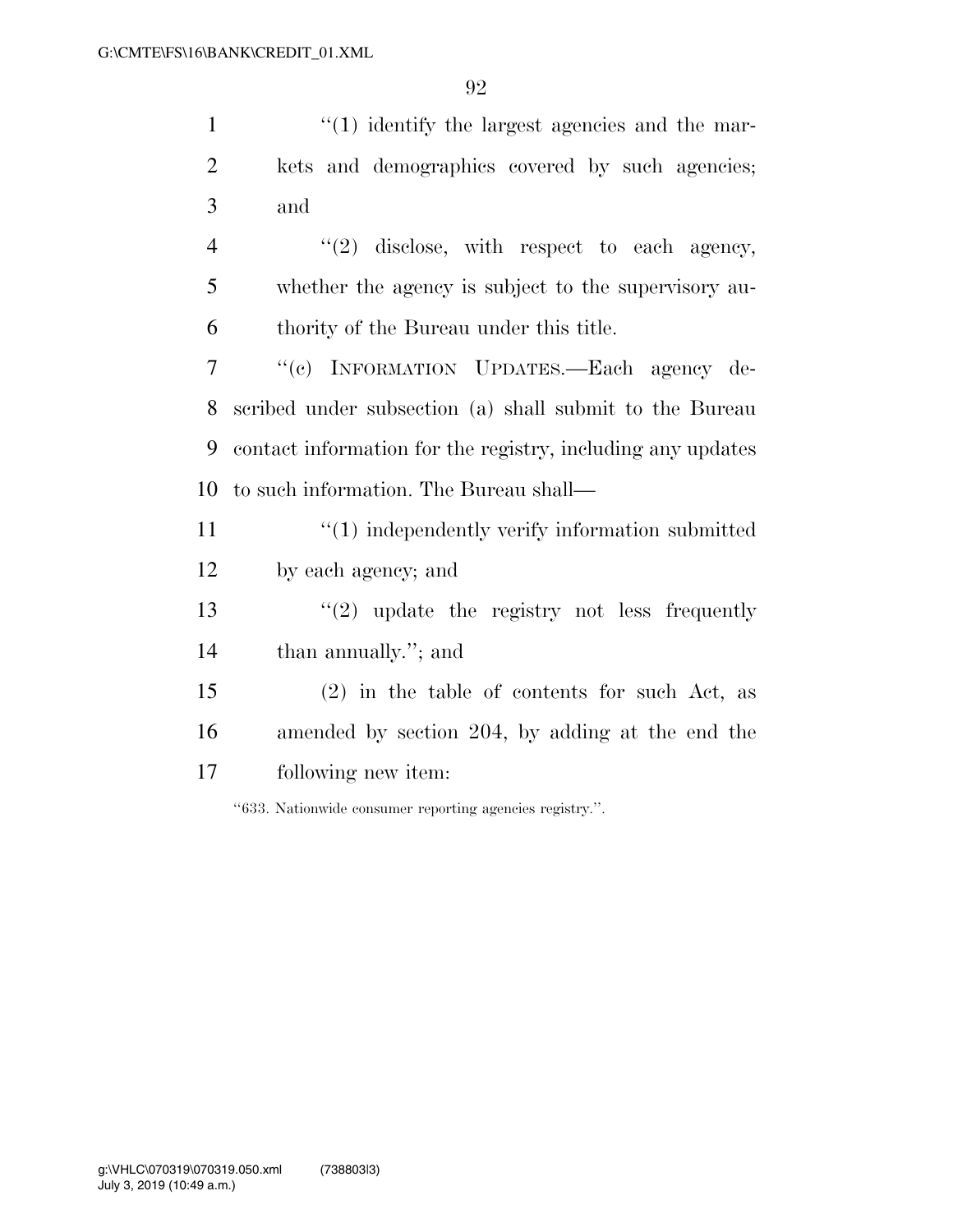"(1) identify the largest agencies and the markets and demographics covered by such agencies; and

"(2) disclose, with respect to each agency, whether the agency is subject to the supervisory authority of the Bureau under this title.

"(c) INFORMATION UPDATES.—Each agency described under subsection (a) shall submit to the Bureau contact information for the registry, including any updates to such information. The Bureau shall—

"(1) independently verify information submitted by each agency; and

"(2) update the registry not less frequently than annually."; and

(2) in the table of contents for such Act, as amended by section 204, by adding at the end the following new item:

"633. Nationwide consumer reporting agencies registry.".